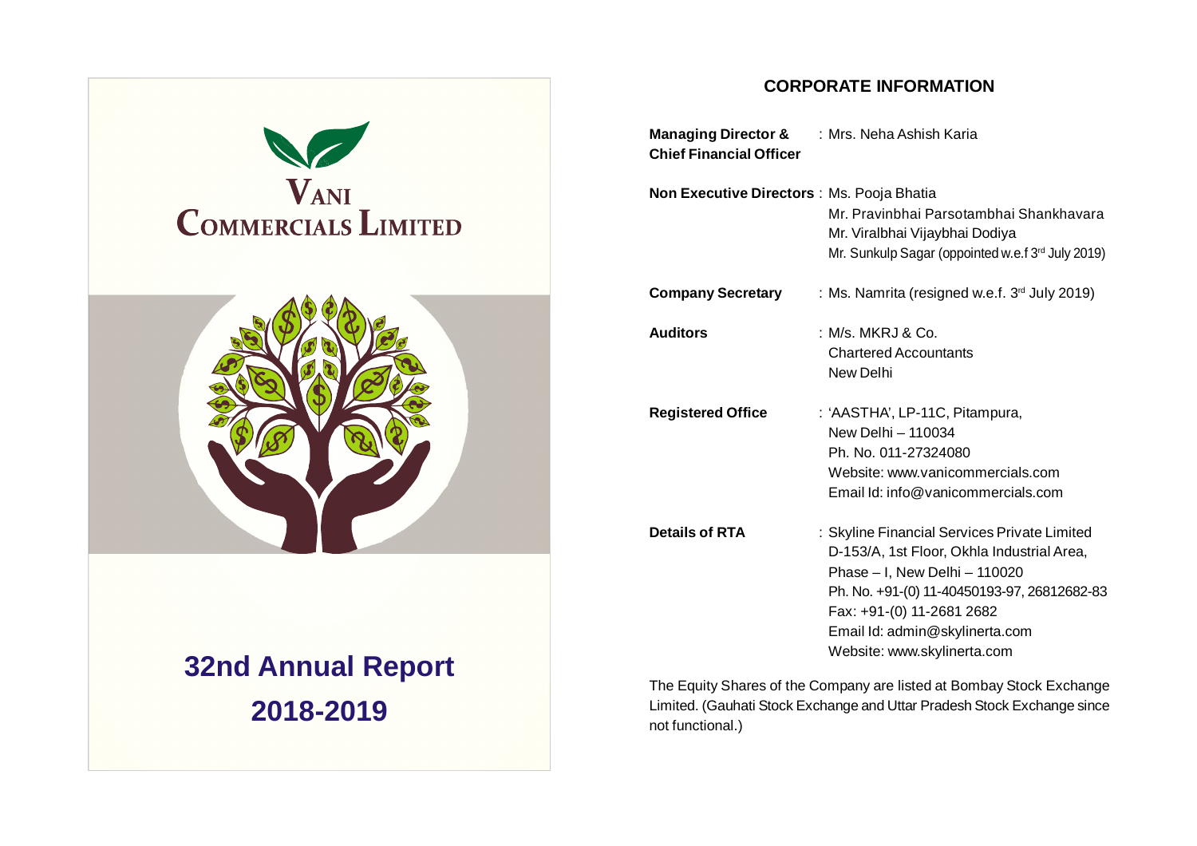# VANI COMMERCIALS LIMITED

# 32nd Annual Report 2018-2019

## CORPORATE INFORMATION

| | |
|---|---|
| **Managing Director & Chief Financial Officer** | : Mrs. Neha Ashish Karia |
| **Non Executive Directors** | : Ms. Pooja Bhatia<br>Mr. Pravinbhai Parsotambhai Shankhavara<br>Mr. Viralbhai Vijaybhai Dodiya<br>Mr. Sunkulp Sagar (oppointed w.e.f 3rd July 2019) |
| **Company Secretary** | : Ms. Namrita (resigned w.e.f. 3rd July 2019) |
| **Auditors** | : M/s. MKRJ & Co.<br>Chartered Accountants<br>New Delhi |
| **Registered Office** | : 'AASTHA', LP-11C, Pitampura,<br>New Delhi – 110034<br>Ph. No. 011-27324080<br>Website: www.vanicommercials.com<br>Email Id: info@vanicommercials.com |
| **Details of RTA** | : Skyline Financial Services Private Limited<br>D-153/A, 1st Floor, Okhla Industrial Area,<br>Phase – I, New Delhi – 110020<br>Ph. No. +91-(0) 11-40450193-97, 26812682-83<br>Fax: +91-(0) 11-2681 2682<br>Email Id: admin@skylinerta.com<br>Website: www.skylinerta.com |

The Equity Shares of the Company are listed at Bombay Stock Exchange Limited. (Gauhati Stock Exchange and Uttar Pradesh Stock Exchange since not functional.)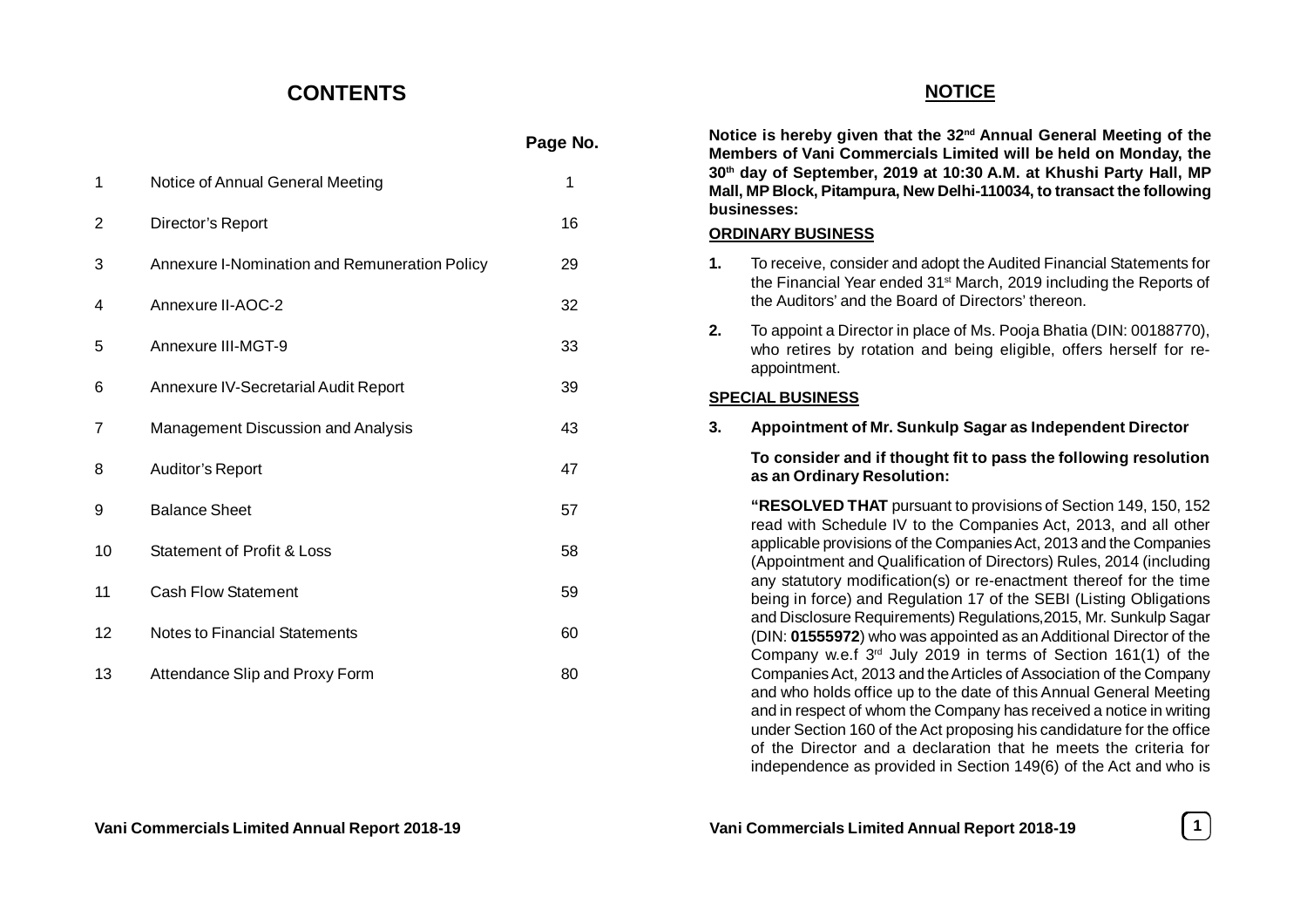# CONTENTS

| | | Page No. |
|---|---|---|
| 1 | Notice of Annual General Meeting | 1 |
| 2 | Director's Report | 16 |
| 3 | Annexure I-Nomination and Remuneration Policy | 29 |
| 4 | Annexure II-AOC-2 | 32 |
| 5 | Annexure III-MGT-9 | 33 |
| 6 | Annexure IV-Secretarial Audit Report | 39 |
| 7 | Management Discussion and Analysis | 43 |
| 8 | Auditor's Report | 47 |
| 9 | Balance Sheet | 57 |
| 10 | Statement of Profit & Loss | 58 |
| 11 | Cash Flow Statement | 59 |
| 12 | Notes to Financial Statements | 60 |
| 13 | Attendance Slip and Proxy Form | 80 |

# NOTICE

**Notice is hereby given that the 32nd Annual General Meeting of the Members of Vani Commercials Limited will be held on Monday, the 30th day of September, 2019 at 10:30 A.M. at Khushi Party Hall, MP Mall, MP Block, Pitampura, New Delhi-110034, to transact the following businesses:**

## ORDINARY BUSINESS

**1.** To receive, consider and adopt the Audited Financial Statements for the Financial Year ended 31st March, 2019 including the Reports of the Auditors' and the Board of Directors' thereon.

**2.** To appoint a Director in place of Ms. Pooja Bhatia (DIN: 00188770), who retires by rotation and being eligible, offers herself for re-appointment.

## SPECIAL BUSINESS

**3. Appointment of Mr. Sunkulp Sagar as Independent Director**

**To consider and if thought fit to pass the following resolution as an Ordinary Resolution:**

**"RESOLVED THAT** pursuant to provisions of Section 149, 150, 152 read with Schedule IV to the Companies Act, 2013, and all other applicable provisions of the Companies Act, 2013 and the Companies (Appointment and Qualification of Directors) Rules, 2014 (including any statutory modification(s) or re-enactment thereof for the time being in force) and Regulation 17 of the SEBI (Listing Obligations and Disclosure Requirements) Regulations,2015, Mr. Sunkulp Sagar (DIN: **01555972**) who was appointed as an Additional Director of the Company w.e.f 3rd July 2019 in terms of Section 161(1) of the Companies Act, 2013 and the Articles of Association of the Company and who holds office up to the date of this Annual General Meeting and in respect of whom the Company has received a notice in writing under Section 160 of the Act proposing his candidature for the office of the Director and a declaration that he meets the criteria for independence as provided in Section 149(6) of the Act and who is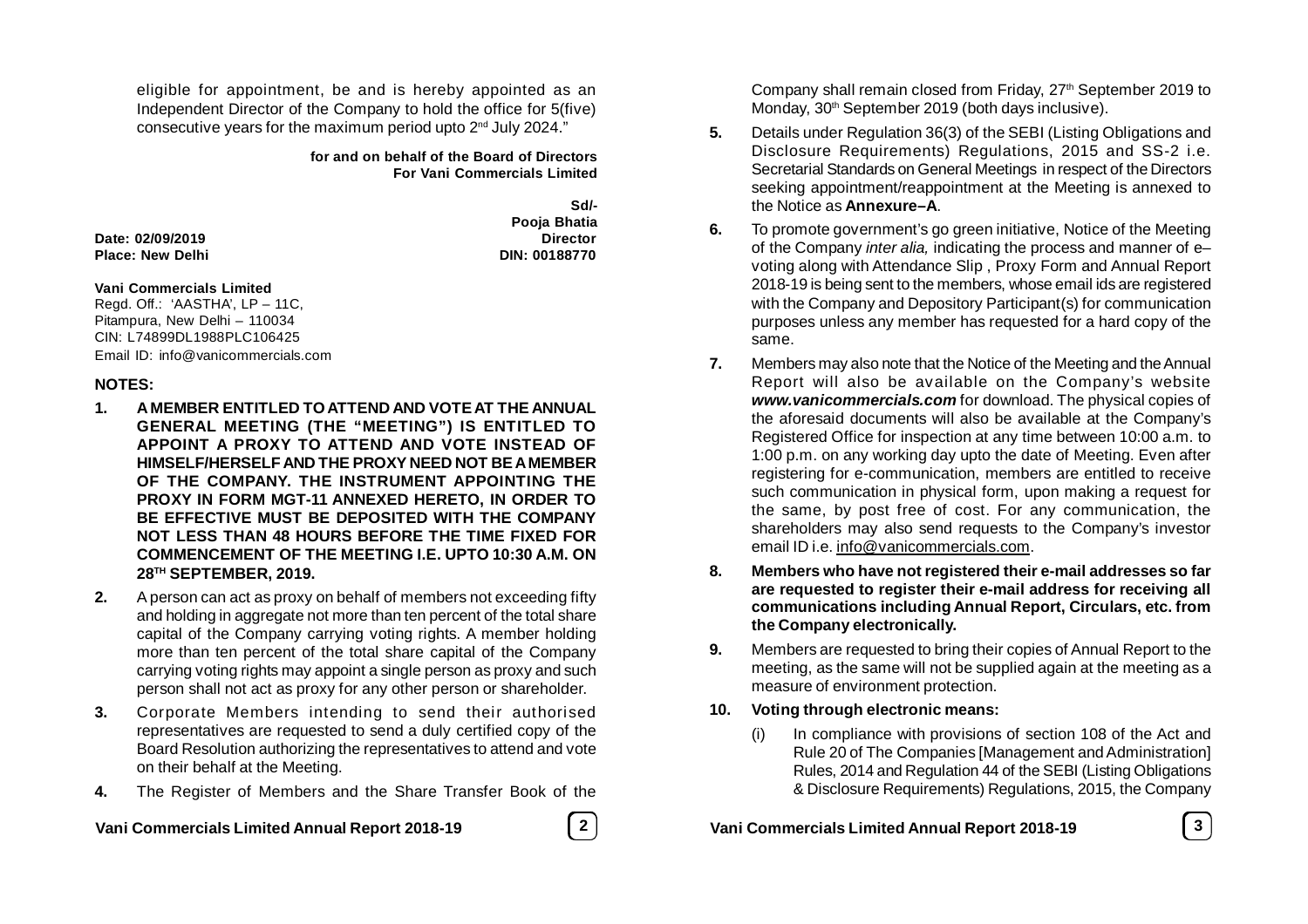eligible for appointment, be and is hereby appointed as an Independent Director of the Company to hold the office for 5(five) consecutive years for the maximum period upto 2nd July 2024."

**for and on behalf of the Board of Directors**
**For Vani Commercials Limited**

**Sd/-**
**Pooja Bhatia**
**Director**
**DIN: 00188770**

**Date: 02/09/2019**
**Place: New Delhi**

**Vani Commercials Limited**
Regd. Off.: 'AASTHA', LP – 11C,
Pitampura, New Delhi – 110034
CIN: L74899DL1988PLC106425
Email ID: info@vanicommercials.com

## NOTES:

1. **A MEMBER ENTITLED TO ATTEND AND VOTE AT THE ANNUAL GENERAL MEETING (THE "MEETING") IS ENTITLED TO APPOINT A PROXY TO ATTEND AND VOTE INSTEAD OF HIMSELF/HERSELF AND THE PROXY NEED NOT BE A MEMBER OF THE COMPANY. THE INSTRUMENT APPOINTING THE PROXY IN FORM MGT-11 ANNEXED HERETO, IN ORDER TO BE EFFECTIVE MUST BE DEPOSITED WITH THE COMPANY NOT LESS THAN 48 HOURS BEFORE THE TIME FIXED FOR COMMENCEMENT OF THE MEETING I.E. UPTO 10:30 A.M. ON 28TH SEPTEMBER, 2019.**

2. A person can act as proxy on behalf of members not exceeding fifty and holding in aggregate not more than ten percent of the total share capital of the Company carrying voting rights. A member holding more than ten percent of the total share capital of the Company carrying voting rights may appoint a single person as proxy and such person shall not act as proxy for any other person or shareholder.

3. Corporate Members intending to send their authorised representatives are requested to send a duly certified copy of the Board Resolution authorizing the representatives to attend and vote on their behalf at the Meeting.

4. The Register of Members and the Share Transfer Book of the Company shall remain closed from Friday, 27th September 2019 to Monday, 30th September 2019 (both days inclusive).

5. Details under Regulation 36(3) of the SEBI (Listing Obligations and Disclosure Requirements) Regulations, 2015 and SS-2 i.e. Secretarial Standards on General Meetings in respect of the Directors seeking appointment/reappointment at the Meeting is annexed to the Notice as **Annexure–A**.

6. To promote government's go green initiative, Notice of the Meeting of the Company *inter alia,* indicating the process and manner of e–voting along with Attendance Slip , Proxy Form and Annual Report 2018-19 is being sent to the members, whose email ids are registered with the Company and Depository Participant(s) for communication purposes unless any member has requested for a hard copy of the same.

7. Members may also note that the Notice of the Meeting and the Annual Report will also be available on the Company's website ***www.vanicommercials.com*** for download. The physical copies of the aforesaid documents will also be available at the Company's Registered Office for inspection at any time between 10:00 a.m. to 1:00 p.m. on any working day upto the date of Meeting. Even after registering for e-communication, members are entitled to receive such communication in physical form, upon making a request for the same, by post free of cost. For any communication, the shareholders may also send requests to the Company's investor email ID i.e. info@vanicommercials.com.

8. **Members who have not registered their e-mail addresses so far are requested to register their e-mail address for receiving all communications including Annual Report, Circulars, etc. from the Company electronically.**

9. Members are requested to bring their copies of Annual Report to the meeting, as the same will not be supplied again at the meeting as a measure of environment protection.

10. **Voting through electronic means:**

    (i) In compliance with provisions of section 108 of the Act and Rule 20 of The Companies [Management and Administration] Rules, 2014 and Regulation 44 of the SEBI (Listing Obligations & Disclosure Requirements) Regulations, 2015, the Company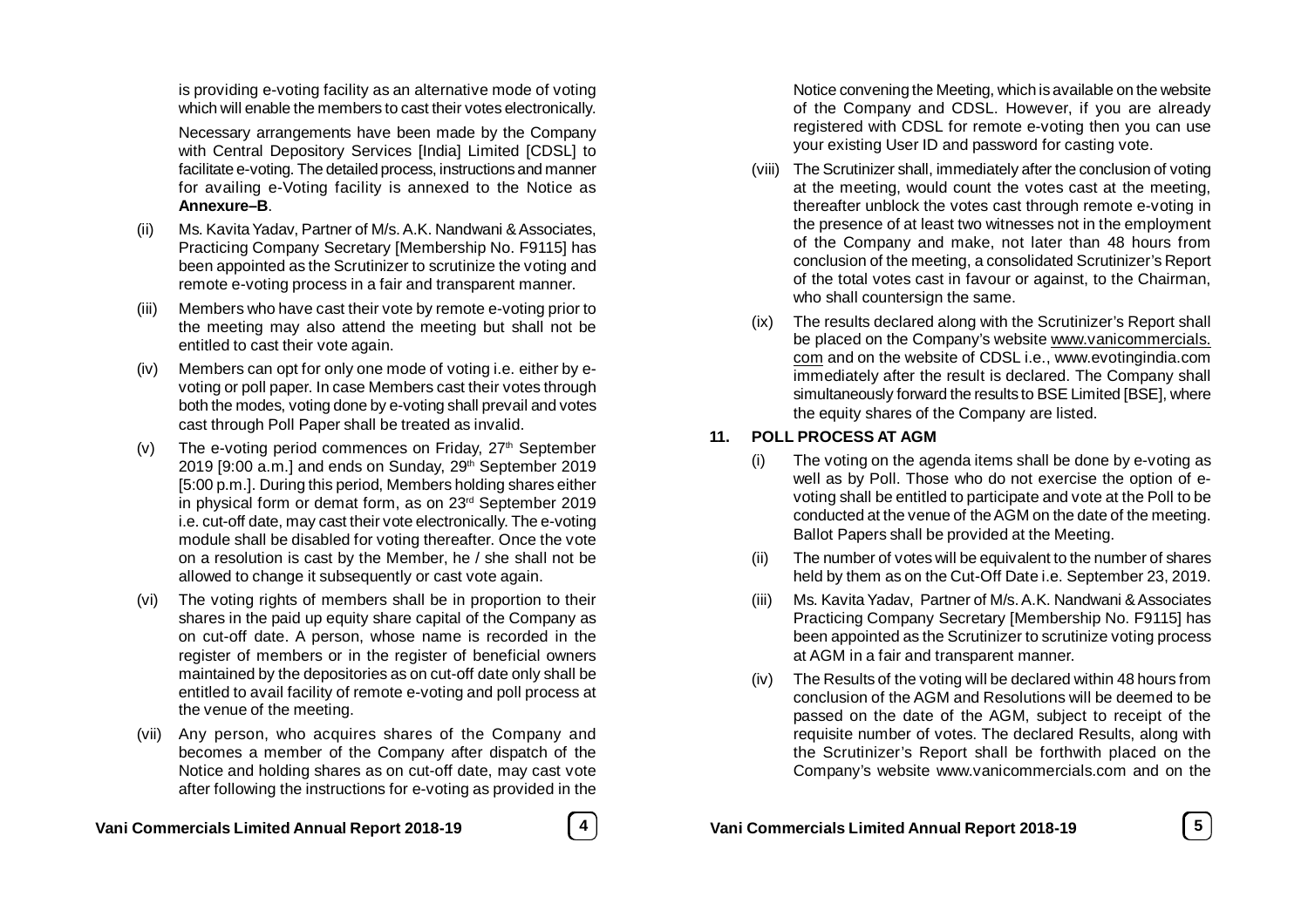is providing e-voting facility as an alternative mode of voting which will enable the members to cast their votes electronically.

Necessary arrangements have been made by the Company with Central Depository Services [India] Limited [CDSL] to facilitate e-voting. The detailed process, instructions and manner for availing e-Voting facility is annexed to the Notice as **Annexure–B**.

(ii) Ms. Kavita Yadav, Partner of M/s. A.K. Nandwani & Associates, Practicing Company Secretary [Membership No. F9115] has been appointed as the Scrutinizer to scrutinize the voting and remote e-voting process in a fair and transparent manner.

(iii) Members who have cast their vote by remote e-voting prior to the meeting may also attend the meeting but shall not be entitled to cast their vote again.

(iv) Members can opt for only one mode of voting i.e. either by e-voting or poll paper. In case Members cast their votes through both the modes, voting done by e-voting shall prevail and votes cast through Poll Paper shall be treated as invalid.

(v) The e-voting period commences on Friday, 27th September 2019 [9:00 a.m.] and ends on Sunday, 29th September 2019 [5:00 p.m.]. During this period, Members holding shares either in physical form or demat form, as on 23rd September 2019 i.e. cut-off date, may cast their vote electronically. The e-voting module shall be disabled for voting thereafter. Once the vote on a resolution is cast by the Member, he / she shall not be allowed to change it subsequently or cast vote again.

(vi) The voting rights of members shall be in proportion to their shares in the paid up equity share capital of the Company as on cut-off date. A person, whose name is recorded in the register of members or in the register of beneficial owners maintained by the depositories as on cut-off date only shall be entitled to avail facility of remote e-voting and poll process at the venue of the meeting.

(vii) Any person, who acquires shares of the Company and becomes a member of the Company after dispatch of the Notice and holding shares as on cut-off date, may cast vote after following the instructions for e-voting as provided in the Notice convening the Meeting, which is available on the website of the Company and CDSL. However, if you are already registered with CDSL for remote e-voting then you can use your existing User ID and password for casting vote.

(viii) The Scrutinizer shall, immediately after the conclusion of voting at the meeting, would count the votes cast at the meeting, thereafter unblock the votes cast through remote e-voting in the presence of at least two witnesses not in the employment of the Company and make, not later than 48 hours from conclusion of the meeting, a consolidated Scrutinizer's Report of the total votes cast in favour or against, to the Chairman, who shall countersign the same.

(ix) The results declared along with the Scrutinizer's Report shall be placed on the Company's website www.vanicommercials.com and on the website of CDSL i.e., www.evotingindia.com immediately after the result is declared. The Company shall simultaneously forward the results to BSE Limited [BSE], where the equity shares of the Company are listed.

**11. POLL PROCESS AT AGM**

(i) The voting on the agenda items shall be done by e-voting as well as by Poll. Those who do not exercise the option of e-voting shall be entitled to participate and vote at the Poll to be conducted at the venue of the AGM on the date of the meeting. Ballot Papers shall be provided at the Meeting.

(ii) The number of votes will be equivalent to the number of shares held by them as on the Cut-Off Date i.e. September 23, 2019.

(iii) Ms. Kavita Yadav, Partner of M/s. A.K. Nandwani & Associates Practicing Company Secretary [Membership No. F9115] has been appointed as the Scrutinizer to scrutinize voting process at AGM in a fair and transparent manner.

(iv) The Results of the voting will be declared within 48 hours from conclusion of the AGM and Resolutions will be deemed to be passed on the date of the AGM, subject to receipt of the requisite number of votes. The declared Results, along with the Scrutinizer's Report shall be forthwith placed on the Company's website www.vanicommercials.com and on the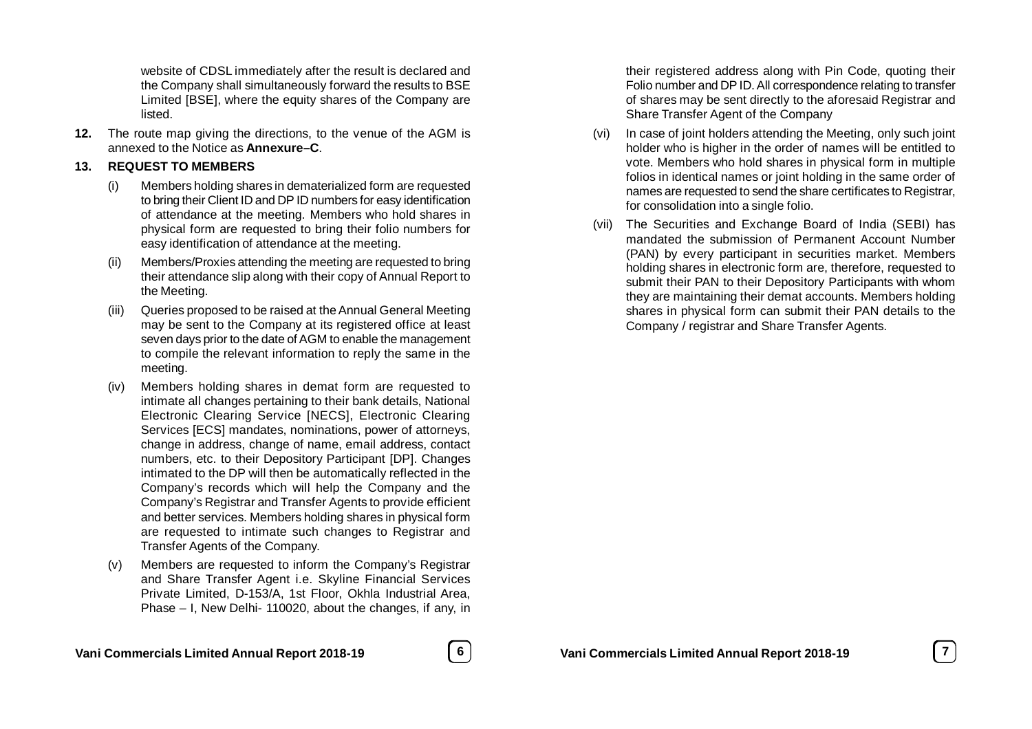website of CDSL immediately after the result is declared and the Company shall simultaneously forward the results to BSE Limited [BSE], where the equity shares of the Company are listed.

**12.** The route map giving the directions, to the venue of the AGM is annexed to the Notice as **Annexure–C**.

**13. REQUEST TO MEMBERS**

(i) Members holding shares in dematerialized form are requested to bring their Client ID and DP ID numbers for easy identification of attendance at the meeting. Members who hold shares in physical form are requested to bring their folio numbers for easy identification of attendance at the meeting.

(ii) Members/Proxies attending the meeting are requested to bring their attendance slip along with their copy of Annual Report to the Meeting.

(iii) Queries proposed to be raised at the Annual General Meeting may be sent to the Company at its registered office at least seven days prior to the date of AGM to enable the management to compile the relevant information to reply the same in the meeting.

(iv) Members holding shares in demat form are requested to intimate all changes pertaining to their bank details, National Electronic Clearing Service [NECS], Electronic Clearing Services [ECS] mandates, nominations, power of attorneys, change in address, change of name, email address, contact numbers, etc. to their Depository Participant [DP]. Changes intimated to the DP will then be automatically reflected in the Company's records which will help the Company and the Company's Registrar and Transfer Agents to provide efficient and better services. Members holding shares in physical form are requested to intimate such changes to Registrar and Transfer Agents of the Company.

(v) Members are requested to inform the Company's Registrar and Share Transfer Agent i.e. Skyline Financial Services Private Limited, D-153/A, 1st Floor, Okhla Industrial Area, Phase – I, New Delhi- 110020, about the changes, if any, in their registered address along with Pin Code, quoting their Folio number and DP ID. All correspondence relating to transfer of shares may be sent directly to the aforesaid Registrar and Share Transfer Agent of the Company

(vi) In case of joint holders attending the Meeting, only such joint holder who is higher in the order of names will be entitled to vote. Members who hold shares in physical form in multiple folios in identical names or joint holding in the same order of names are requested to send the share certificates to Registrar, for consolidation into a single folio.

(vii) The Securities and Exchange Board of India (SEBI) has mandated the submission of Permanent Account Number (PAN) by every participant in securities market. Members holding shares in electronic form are, therefore, requested to submit their PAN to their Depository Participants with whom they are maintaining their demat accounts. Members holding shares in physical form can submit their PAN details to the Company / registrar and Share Transfer Agents.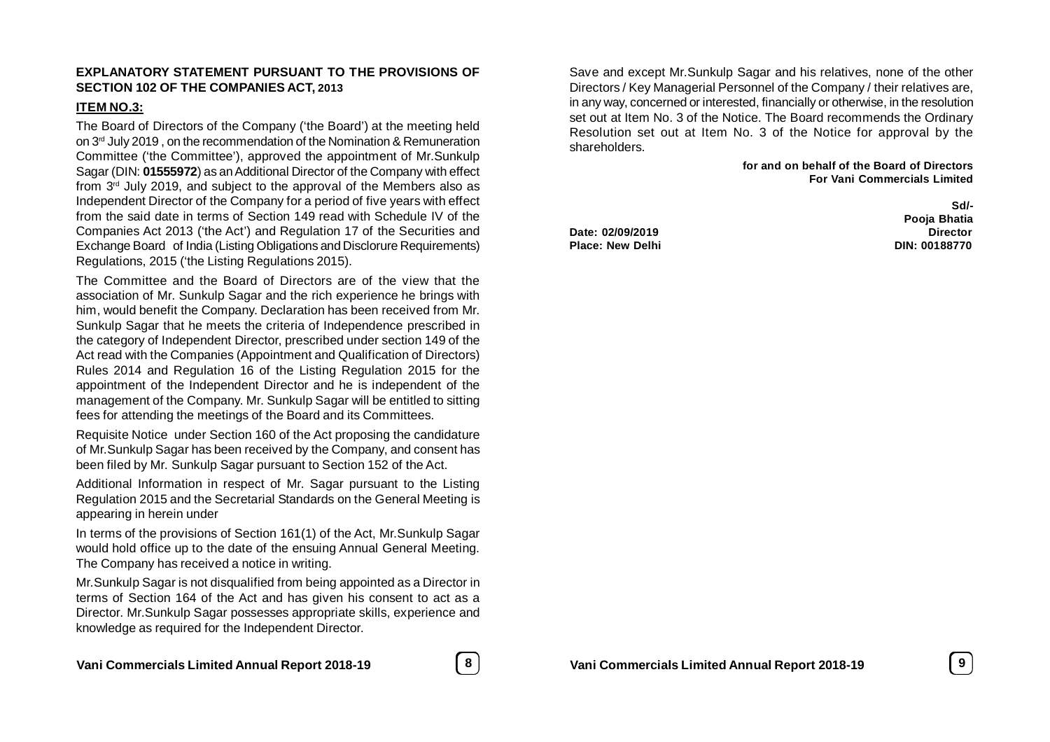**EXPLANATORY STATEMENT PURSUANT TO THE PROVISIONS OF SECTION 102 OF THE COMPANIES ACT, 2013**

**ITEM NO.3:**

The Board of Directors of the Company ('the Board') at the meeting held on 3rd July 2019 , on the recommendation of the Nomination & Remuneration Committee ('the Committee'), approved the appointment of Mr.Sunkulp Sagar (DIN: **01555972**) as an Additional Director of the Company with effect from 3rd July 2019, and subject to the approval of the Members also as Independent Director of the Company for a period of five years with effect from the said date in terms of Section 149 read with Schedule IV of the Companies Act 2013 ('the Act') and Regulation 17 of the Securities and Exchange Board of India (Listing Obligations and Disclorure Requirements) Regulations, 2015 ('the Listing Regulations 2015).

The Committee and the Board of Directors are of the view that the association of Mr. Sunkulp Sagar and the rich experience he brings with him, would benefit the Company. Declaration has been received from Mr. Sunkulp Sagar that he meets the criteria of Independence prescribed in the category of Independent Director, prescribed under section 149 of the Act read with the Companies (Appointment and Qualification of Directors) Rules 2014 and Regulation 16 of the Listing Regulation 2015 for the appointment of the Independent Director and he is independent of the management of the Company. Mr. Sunkulp Sagar will be entitled to sitting fees for attending the meetings of the Board and its Committees.

Requisite Notice under Section 160 of the Act proposing the candidature of Mr.Sunkulp Sagar has been received by the Company, and consent has been filed by Mr. Sunkulp Sagar pursuant to Section 152 of the Act.

Additional Information in respect of Mr. Sagar pursuant to the Listing Regulation 2015 and the Secretarial Standards on the General Meeting is appearing in herein under

In terms of the provisions of Section 161(1) of the Act, Mr.Sunkulp Sagar would hold office up to the date of the ensuing Annual General Meeting. The Company has received a notice in writing.

Mr.Sunkulp Sagar is not disqualified from being appointed as a Director in terms of Section 164 of the Act and has given his consent to act as a Director. Mr.Sunkulp Sagar possesses appropriate skills, experience and knowledge as required for the Independent Director.

Save and except Mr.Sunkulp Sagar and his relatives, none of the other Directors / Key Managerial Personnel of the Company / their relatives are, in any way, concerned or interested, financially or otherwise, in the resolution set out at Item No. 3 of the Notice. The Board recommends the Ordinary Resolution set out at Item No. 3 of the Notice for approval by the shareholders.

**for and on behalf of the Board of Directors**
**For Vani Commercials Limited**

**Sd/-**
**Pooja Bhatia**
**Director**
**DIN: 00188770**

**Date: 02/09/2019**
**Place: New Delhi**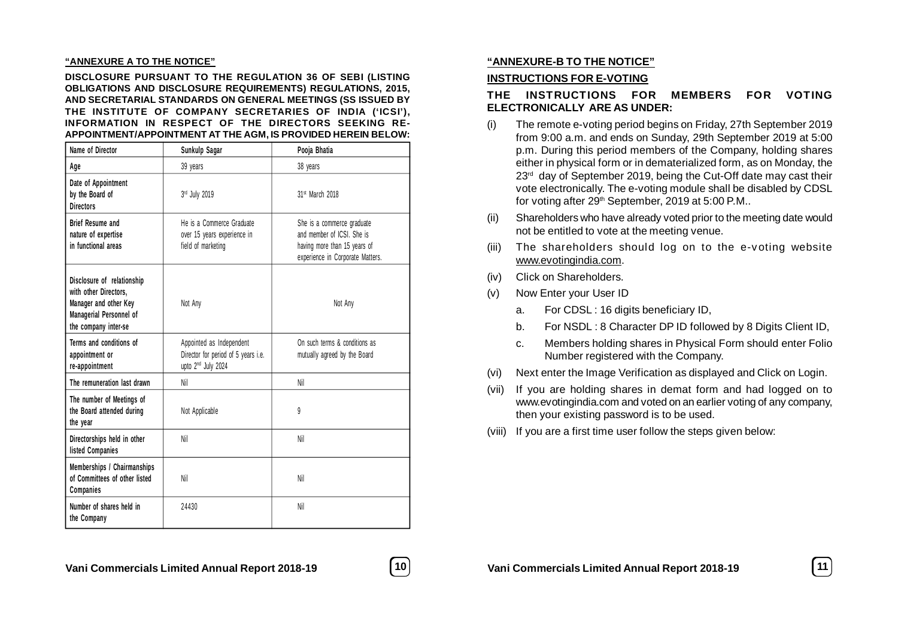**"ANNEXURE A TO THE NOTICE"**

**DISCLOSURE PURSUANT TO THE REGULATION 36 OF SEBI (LISTING OBLIGATIONS AND DISCLOSURE REQUIREMENTS) REGULATIONS, 2015, AND SECRETARIAL STANDARDS ON GENERAL MEETINGS (SS ISSUED BY THE INSTITUTE OF COMPANY SECRETARIES OF INDIA ('ICSI'), INFORMATION IN RESPECT OF THE DIRECTORS SEEKING RE-APPOINTMENT/APPOINTMENT AT THE AGM, IS PROVIDED HEREIN BELOW:**

| Name of Director | Sunkulp Sagar | Pooja Bhatia |
|---|---|---|
| Age | 39 years | 38 years |
| Date of Appointment by the Board of Directors | 3rd July 2019 | 31st March 2018 |
| Brief Resume and nature of expertise in functional areas | He is a Commerce Graduate over 15 years experience in field of marketing | She is a commerce graduate and member of ICSI. She is having more than 15 years of experience in Corporate Matters. |
| Disclosure of relationship with other Directors, Manager and other Key Managerial Personnel of the company inter-se | Not Any | Not Any |
| Terms and conditions of appointment or re-appointment | Appointed as Independent Director for period of 5 years i.e. upto 2nd July 2024 | On such terms & conditions as mutually agreed by the Board |
| The remuneration last drawn | Nil | Nil |
| The number of Meetings of the Board attended during the year | Not Applicable | 9 |
| Directorships held in other listed Companies | Nil | Nil |
| Memberships / Chairmanships of Committees of other listed Companies | Nil | Nil |
| Number of shares held in the Company | 24430 | Nil |

**"ANNEXURE-B TO THE NOTICE"**

**INSTRUCTIONS FOR E-VOTING**

**THE INSTRUCTIONS FOR MEMBERS FOR VOTING ELECTRONICALLY ARE AS UNDER:**

(i) The remote e-voting period begins on Friday, 27th September 2019 from 9:00 a.m. and ends on Sunday, 29th September 2019 at 5:00 p.m. During this period members of the Company, holding shares either in physical form or in dematerialized form, as on Monday, the 23rd day of September 2019, being the Cut-Off date may cast their vote electronically. The e-voting module shall be disabled by CDSL for voting after 29th September, 2019 at 5:00 P.M..

(ii) Shareholders who have already voted prior to the meeting date would not be entitled to vote at the meeting venue.

(iii) The shareholders should log on to the e-voting website www.evotingindia.com.

(iv) Click on Shareholders.

(v) Now Enter your User ID

   a. For CDSL : 16 digits beneficiary ID,

   b. For NSDL : 8 Character DP ID followed by 8 Digits Client ID,

   c. Members holding shares in Physical Form should enter Folio Number registered with the Company.

(vi) Next enter the Image Verification as displayed and Click on Login.

(vii) If you are holding shares in demat form and had logged on to www.evotingindia.com and voted on an earlier voting of any company, then your existing password is to be used.

(viii) If you are a first time user follow the steps given below: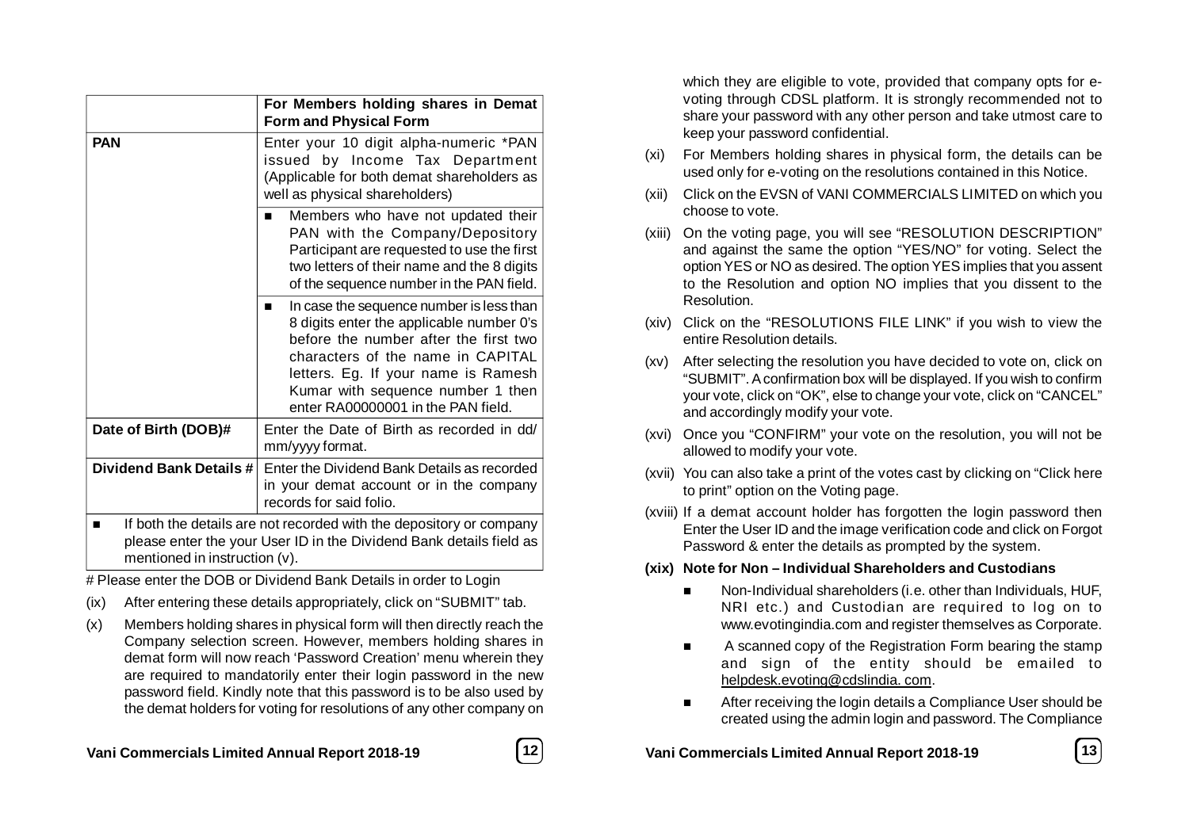| | For Members holding shares in Demat Form and Physical Form |
|---|---|
| **PAN** | Enter your 10 digit alpha-numeric *PAN issued by Income Tax Department (Applicable for both demat shareholders as well as physical shareholders) |
| | ■ Members who have not updated their PAN with the Company/Depository Participant are requested to use the first two letters of their name and the 8 digits of the sequence number in the PAN field. |
| | ■ In case the sequence number is less than 8 digits enter the applicable number 0's before the number after the first two characters of the name in CAPITAL letters. Eg. If your name is Ramesh Kumar with sequence number 1 then enter RA00000001 in the PAN field. |
| **Date of Birth (DOB)#** | Enter the Date of Birth as recorded in dd/mm/yyyy format. |
| **Dividend Bank Details #** | Enter the Dividend Bank Details as recorded in your demat account or in the company records for said folio. |
| ■ If both the details are not recorded with the depository or company please enter the your User ID in the Dividend Bank details field as mentioned in instruction (v). | |

# Please enter the DOB or Dividend Bank Details in order to Login

(ix) After entering these details appropriately, click on "SUBMIT" tab.

(x) Members holding shares in physical form will then directly reach the Company selection screen. However, members holding shares in demat form will now reach 'Password Creation' menu wherein they are required to mandatorily enter their login password in the new password field. Kindly note that this password is to be also used by the demat holders for voting for resolutions of any other company on which they are eligible to vote, provided that company opts for e-voting through CDSL platform. It is strongly recommended not to share your password with any other person and take utmost care to keep your password confidential.

(xi) For Members holding shares in physical form, the details can be used only for e-voting on the resolutions contained in this Notice.

(xii) Click on the EVSN of VANI COMMERCIALS LIMITED on which you choose to vote.

(xiii) On the voting page, you will see "RESOLUTION DESCRIPTION" and against the same the option "YES/NO" for voting. Select the option YES or NO as desired. The option YES implies that you assent to the Resolution and option NO implies that you dissent to the Resolution.

(xiv) Click on the "RESOLUTIONS FILE LINK" if you wish to view the entire Resolution details.

(xv) After selecting the resolution you have decided to vote on, click on "SUBMIT". A confirmation box will be displayed. If you wish to confirm your vote, click on "OK", else to change your vote, click on "CANCEL" and accordingly modify your vote.

(xvi) Once you "CONFIRM" your vote on the resolution, you will not be allowed to modify your vote.

(xvii) You can also take a print of the votes cast by clicking on "Click here to print" option on the Voting page.

(xviii) If a demat account holder has forgotten the login password then Enter the User ID and the image verification code and click on Forgot Password & enter the details as prompted by the system.

**(xix) Note for Non – Individual Shareholders and Custodians**

- Non-Individual shareholders (i.e. other than Individuals, HUF, NRI etc.) and Custodian are required to log on to www.evotingindia.com and register themselves as Corporate.
- A scanned copy of the Registration Form bearing the stamp and sign of the entity should be emailed to helpdesk.evoting@cdslindia. com.
- After receiving the login details a Compliance User should be created using the admin login and password. The Compliance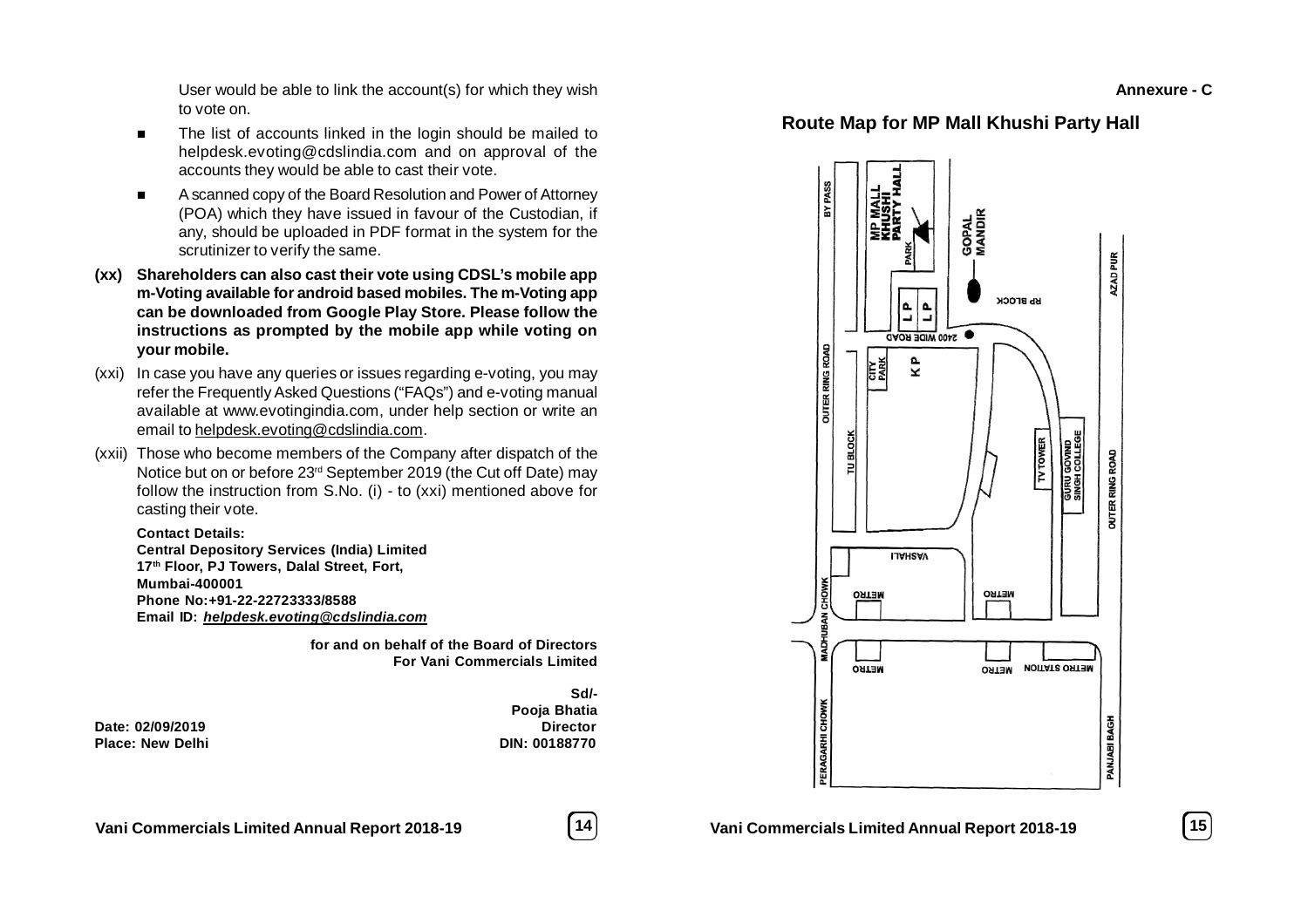User would be able to link the account(s) for which they wish to vote on.

- The list of accounts linked in the login should be mailed to helpdesk.evoting@cdslindia.com and on approval of the accounts they would be able to cast their vote.
- A scanned copy of the Board Resolution and Power of Attorney (POA) which they have issued in favour of the Custodian, if any, should be uploaded in PDF format in the system for the scrutinizer to verify the same.

**(xx) Shareholders can also cast their vote using CDSL's mobile app m-Voting available for android based mobiles. The m-Voting app can be downloaded from Google Play Store. Please follow the instructions as prompted by the mobile app while voting on your mobile.**

(xxi) In case you have any queries or issues regarding e-voting, you may refer the Frequently Asked Questions ("FAQs") and e-voting manual available at www.evotingindia.com, under help section or write an email to helpdesk.evoting@cdslindia.com.

(xxii) Those who become members of the Company after dispatch of the Notice but on or before 23rd September 2019 (the Cut off Date) may follow the instruction from S.No. (i) - to (xxi) mentioned above for casting their vote.

**Contact Details:**
**Central Depository Services (India) Limited**
**17th Floor, PJ Towers, Dalal Street, Fort,**
**Mumbai-400001**
**Phone No:+91-22-22723333/8588**
**Email ID: *helpdesk.evoting@cdslindia.com***

**for and on behalf of the Board of Directors**
**For Vani Commercials Limited**

**Sd/-**
**Pooja Bhatia**
**Director**
**DIN: 00188770**

**Date: 02/09/2019**
**Place: New Delhi**

**Annexure - C**

## Route Map for MP Mall Khushi Party Hall

BY PASS | MP MALL KHUSHI PARTY HALL | PARK | GOPAL MANDIR | AZAD PUR | RP BLOCK | L P | L P | 2400 WIDE ROAD | OUTER RING ROAD | CITY PARK | K P | TU BLOCK | TV TOWER | GURU GOVIND SINGH COLLEGE | OUTER RING ROAD | VASHALI | METRO | METRO | MADHUBAN CHOWK | METRO | METRO | METRO STATION | PERAGARHI CHOWK | PANJABI BAGH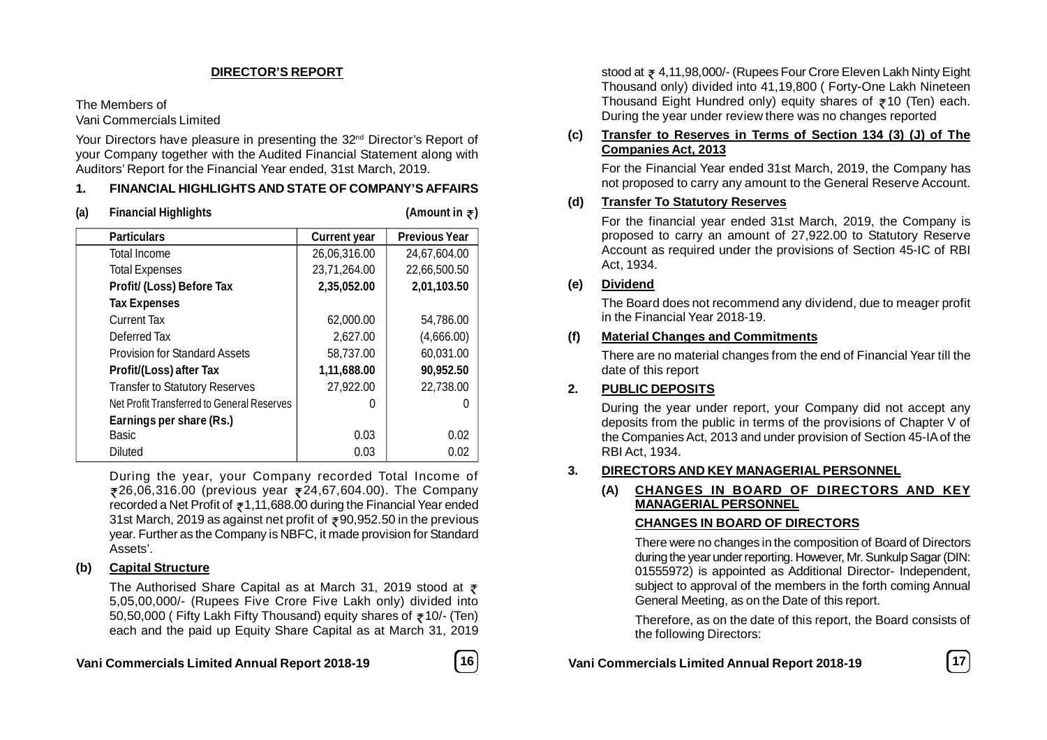# DIRECTOR'S REPORT

The Members of
Vani Commercials Limited

Your Directors have pleasure in presenting the 32nd Director's Report of your Company together with the Audited Financial Statement along with Auditors' Report for the Financial Year ended, 31st March, 2019.

## 1. FINANCIAL HIGHLIGHTS AND STATE OF COMPANY'S AFFAIRS

**(a) Financial Highlights** **(Amount in ₹)**

| Particulars | Current year | Previous Year |
|---|---|---|
| Total Income | 26,06,316.00 | 24,67,604.00 |
| Total Expenses | 23,71,264.00 | 22,66,500.50 |
| **Profit/ (Loss) Before Tax** | **2,35,052.00** | **2,01,103.50** |
| **Tax Expenses** | | |
| Current Tax | 62,000.00 | 54,786.00 |
| Deferred Tax | 2,627.00 | (4,666.00) |
| Provision for Standard Assets | 58,737.00 | 60,031.00 |
| **Profit/(Loss) after Tax** | **1,11,688.00** | **90,952.50** |
| Transfer to Statutory Reserves | 27,922.00 | 22,738.00 |
| Net Profit Transferred to General Reserves | 0 | 0 |
| **Earnings per share (Rs.)** | | |
| Basic | 0.03 | 0.02 |
| Diluted | 0.03 | 0.02 |

During the year, your Company recorded Total Income of ₹26,06,316.00 (previous year ₹24,67,604.00). The Company recorded a Net Profit of ₹1,11,688.00 during the Financial Year ended 31st March, 2019 as against net profit of ₹90,952.50 in the previous year. Further as the Company is NBFC, it made provision for Standard Assets'.

**(b) Capital Structure**

The Authorised Share Capital as at March 31, 2019 stood at ₹ 5,05,00,000/- (Rupees Five Crore Five Lakh only) divided into 50,50,000 ( Fifty Lakh Fifty Thousand) equity shares of ₹10/- (Ten) each and the paid up Equity Share Capital as at March 31, 2019 stood at ₹ 4,11,98,000/- (Rupees Four Crore Eleven Lakh Ninty Eight Thousand only) divided into 41,19,800 ( Forty-One Lakh Nineteen Thousand Eight Hundred only) equity shares of ₹10 (Ten) each. During the year under review there was no changes reported

**(c) Transfer to Reserves in Terms of Section 134 (3) (J) of The Companies Act, 2013**

For the Financial Year ended 31st March, 2019, the Company has not proposed to carry any amount to the General Reserve Account.

**(d) Transfer To Statutory Reserves**

For the financial year ended 31st March, 2019, the Company is proposed to carry an amount of 27,922.00 to Statutory Reserve Account as required under the provisions of Section 45-IC of RBI Act, 1934.

**(e) Dividend**

The Board does not recommend any dividend, due to meager profit in the Financial Year 2018-19.

**(f) Material Changes and Commitments**

There are no material changes from the end of Financial Year till the date of this report

## 2. PUBLIC DEPOSITS

During the year under report, your Company did not accept any deposits from the public in terms of the provisions of Chapter V of the Companies Act, 2013 and under provision of Section 45-IA of the RBI Act, 1934.

## 3. DIRECTORS AND KEY MANAGERIAL PERSONNEL

**(A) CHANGES IN BOARD OF DIRECTORS AND KEY MANAGERIAL PERSONNEL**

**CHANGES IN BOARD OF DIRECTORS**

There were no changes in the composition of Board of Directors during the year under reporting. However, Mr. Sunkulp Sagar (DIN: 01555972) is appointed as Additional Director- Independent, subject to approval of the members in the forth coming Annual General Meeting, as on the Date of this report.

Therefore, as on the date of this report, the Board consists of the following Directors: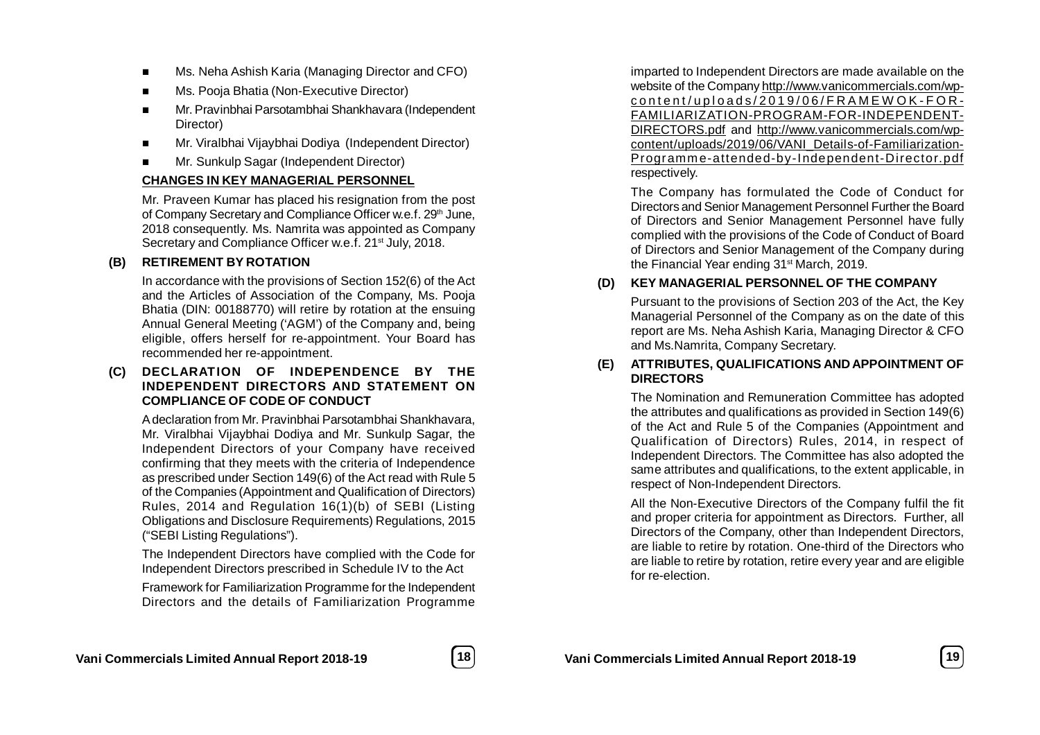- Ms. Neha Ashish Karia (Managing Director and CFO)
- Ms. Pooja Bhatia (Non-Executive Director)
- Mr. Pravinbhai Parsotambhai Shankhavara (Independent Director)
- Mr. Viralbhai Vijaybhai Dodiya (Independent Director)
- Mr. Sunkulp Sagar (Independent Director)

**CHANGES IN KEY MANAGERIAL PERSONNEL**

Mr. Praveen Kumar has placed his resignation from the post of Company Secretary and Compliance Officer w.e.f. 29th June, 2018 consequently. Ms. Namrita was appointed as Company Secretary and Compliance Officer w.e.f. 21st July, 2018.

**(B) RETIREMENT BY ROTATION**

In accordance with the provisions of Section 152(6) of the Act and the Articles of Association of the Company, Ms. Pooja Bhatia (DIN: 00188770) will retire by rotation at the ensuing Annual General Meeting ('AGM') of the Company and, being eligible, offers herself for re-appointment. Your Board has recommended her re-appointment.

**(C) DECLARATION OF INDEPENDENCE BY THE INDEPENDENT DIRECTORS AND STATEMENT ON COMPLIANCE OF CODE OF CONDUCT**

A declaration from Mr. Pravinbhai Parsotambhai Shankhavara, Mr. Viralbhai Vijaybhai Dodiya and Mr. Sunkulp Sagar, the Independent Directors of your Company have received confirming that they meets with the criteria of Independence as prescribed under Section 149(6) of the Act read with Rule 5 of the Companies (Appointment and Qualification of Directors) Rules, 2014 and Regulation 16(1)(b) of SEBI (Listing Obligations and Disclosure Requirements) Regulations, 2015 ("SEBI Listing Regulations").

The Independent Directors have complied with the Code for Independent Directors prescribed in Schedule IV to the Act

Framework for Familiarization Programme for the Independent Directors and the details of Familiarization Programme imparted to Independent Directors are made available on the website of the Company http://www.vanicommercials.com/wp-content/uploads/2019/06/FRAMEWOK-FOR-FAMILIARIZATION-PROGRAM-FOR-INDEPENDENT-DIRECTORS.pdf and http://www.vanicommercials.com/wp-content/uploads/2019/06/VANI_Details-of-Familiarization-Programme-attended-by-Independent-Director.pdf respectively.

The Company has formulated the Code of Conduct for Directors and Senior Management Personnel Further the Board of Directors and Senior Management Personnel have fully complied with the provisions of the Code of Conduct of Board of Directors and Senior Management of the Company during the Financial Year ending 31st March, 2019.

**(D) KEY MANAGERIAL PERSONNEL OF THE COMPANY**

Pursuant to the provisions of Section 203 of the Act, the Key Managerial Personnel of the Company as on the date of this report are Ms. Neha Ashish Karia, Managing Director & CFO and Ms.Namrita, Company Secretary.

**(E) ATTRIBUTES, QUALIFICATIONS AND APPOINTMENT OF DIRECTORS**

The Nomination and Remuneration Committee has adopted the attributes and qualifications as provided in Section 149(6) of the Act and Rule 5 of the Companies (Appointment and Qualification of Directors) Rules, 2014, in respect of Independent Directors. The Committee has also adopted the same attributes and qualifications, to the extent applicable, in respect of Non-Independent Directors.

All the Non-Executive Directors of the Company fulfil the fit and proper criteria for appointment as Directors. Further, all Directors of the Company, other than Independent Directors, are liable to retire by rotation. One-third of the Directors who are liable to retire by rotation, retire every year and are eligible for re-election.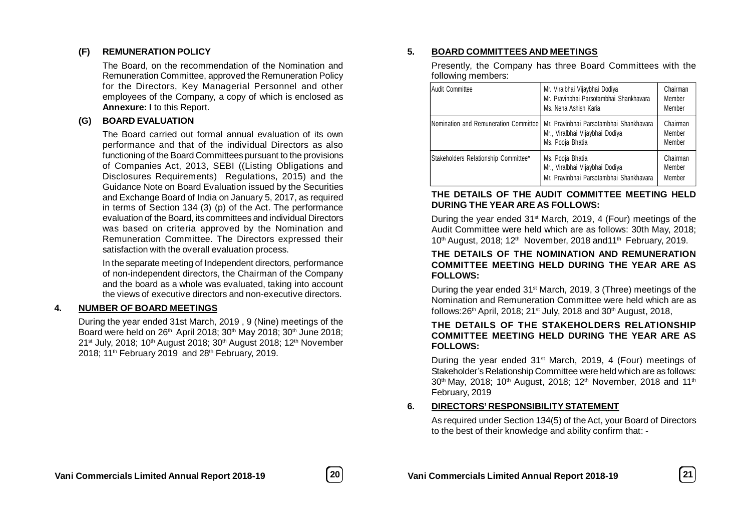### (F) REMUNERATION POLICY

The Board, on the recommendation of the Nomination and Remuneration Committee, approved the Remuneration Policy for the Directors, Key Managerial Personnel and other employees of the Company, a copy of which is enclosed as **Annexure: I** to this Report.

### (G) BOARD EVALUATION

The Board carried out formal annual evaluation of its own performance and that of the individual Directors as also functioning of the Board Committees pursuant to the provisions of Companies Act, 2013, SEBI ((Listing Obligations and Disclosures Requirements) Regulations, 2015) and the Guidance Note on Board Evaluation issued by the Securities and Exchange Board of India on January 5, 2017, as required in terms of Section 134 (3) (p) of the Act. The performance evaluation of the Board, its committees and individual Directors was based on criteria approved by the Nomination and Remuneration Committee. The Directors expressed their satisfaction with the overall evaluation process.

In the separate meeting of Independent directors, performance of non-independent directors, the Chairman of the Company and the board as a whole was evaluated, taking into account the views of executive directors and non-executive directors.

## 4. NUMBER OF BOARD MEETINGS

During the year ended 31st March, 2019 , 9 (Nine) meetings of the Board were held on 26th April 2018; 30th May 2018; 30th June 2018; 21st July, 2018; 10th August 2018; 30th August 2018; 12th November 2018; 11th February 2019 and 28th February, 2019.

## 5. BOARD COMMITTEES AND MEETINGS

Presently, the Company has three Board Committees with the following members:

| Committee | Members | Designation |
|---|---|---|
| Audit Committee | Mr. Viralbhai Vijaybhai Dodiya<br>Mr. Pravinbhai Parsotambhai Shankhavara<br>Ms. Neha Ashish Karia | Chairman<br>Member<br>Member |
| Nomination and Remuneration Committee | Mr. Pravinbhai Parsotambhai Shankhavara<br>Mr., Viralbhai Vijaybhai Dodiya<br>Ms. Pooja Bhatia | Chairman<br>Member<br>Member |
| Stakeholders Relationship Committee* | Ms. Pooja Bhatia<br>Mr., Viralbhai Vijaybhai Dodiya<br>Mr. Pravinbhai Parsotambhai Shankhavara | Chairman<br>Member<br>Member |

**THE DETAILS OF THE AUDIT COMMITTEE MEETING HELD DURING THE YEAR ARE AS FOLLOWS:**

During the year ended 31st March, 2019, 4 (Four) meetings of the Audit Committee were held which are as follows: 30th May, 2018; 10th August, 2018; 12th November, 2018 and11th February, 2019.

**THE DETAILS OF THE NOMINATION AND REMUNERATION COMMITTEE MEETING HELD DURING THE YEAR ARE AS FOLLOWS:**

During the year ended 31st March, 2019, 3 (Three) meetings of the Nomination and Remuneration Committee were held which are as follows:26th April, 2018; 21st July, 2018 and 30th August, 2018,

**THE DETAILS OF THE STAKEHOLDERS RELATIONSHIP COMMITTEE MEETING HELD DURING THE YEAR ARE AS FOLLOWS:**

During the year ended 31st March, 2019, 4 (Four) meetings of Stakeholder's Relationship Committee were held which are as follows: 30th May, 2018; 10th August, 2018; 12th November, 2018 and 11th February, 2019

## 6. DIRECTORS' RESPONSIBILITY STATEMENT

As required under Section 134(5) of the Act, your Board of Directors to the best of their knowledge and ability confirm that: -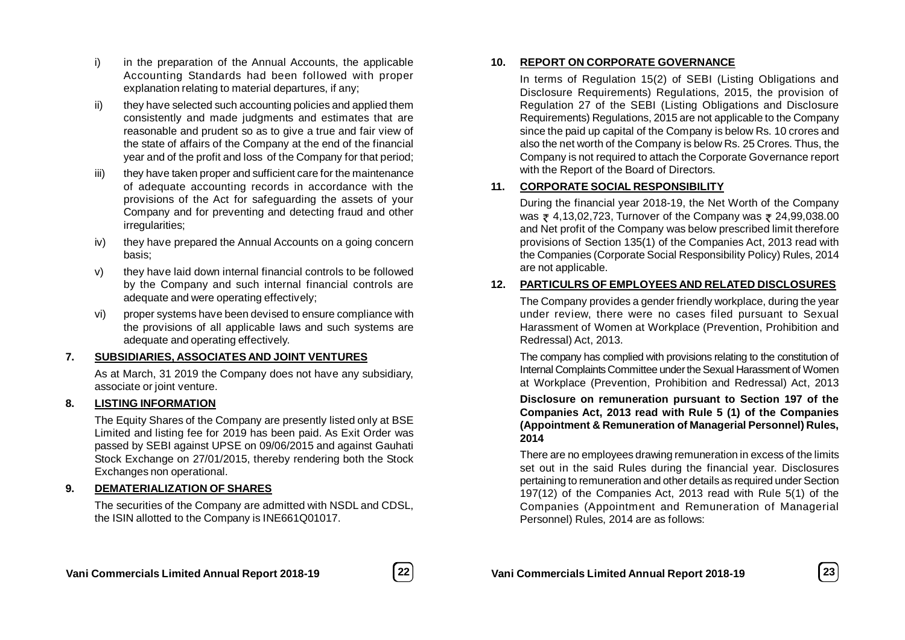i) in the preparation of the Annual Accounts, the applicable Accounting Standards had been followed with proper explanation relating to material departures, if any;

ii) they have selected such accounting policies and applied them consistently and made judgments and estimates that are reasonable and prudent so as to give a true and fair view of the state of affairs of the Company at the end of the financial year and of the profit and loss of the Company for that period;

iii) they have taken proper and sufficient care for the maintenance of adequate accounting records in accordance with the provisions of the Act for safeguarding the assets of your Company and for preventing and detecting fraud and other irregularities;

iv) they have prepared the Annual Accounts on a going concern basis;

v) they have laid down internal financial controls to be followed by the Company and such internal financial controls are adequate and were operating effectively;

vi) proper systems have been devised to ensure compliance with the provisions of all applicable laws and such systems are adequate and operating effectively.

## 7. SUBSIDIARIES, ASSOCIATES AND JOINT VENTURES

As at March, 31 2019 the Company does not have any subsidiary, associate or joint venture.

## 8. LISTING INFORMATION

The Equity Shares of the Company are presently listed only at BSE Limited and listing fee for 2019 has been paid. As Exit Order was passed by SEBI against UPSE on 09/06/2015 and against Gauhati Stock Exchange on 27/01/2015, thereby rendering both the Stock Exchanges non operational.

## 9. DEMATERIALIZATION OF SHARES

The securities of the Company are admitted with NSDL and CDSL, the ISIN allotted to the Company is INE661Q01017.

## 10. REPORT ON CORPORATE GOVERNANCE

In terms of Regulation 15(2) of SEBI (Listing Obligations and Disclosure Requirements) Regulations, 2015, the provision of Regulation 27 of the SEBI (Listing Obligations and Disclosure Requirements) Regulations, 2015 are not applicable to the Company since the paid up capital of the Company is below Rs. 10 crores and also the net worth of the Company is below Rs. 25 Crores. Thus, the Company is not required to attach the Corporate Governance report with the Report of the Board of Directors.

## 11. CORPORATE SOCIAL RESPONSIBILITY

During the financial year 2018-19, the Net Worth of the Company was ₹ 4,13,02,723, Turnover of the Company was ₹ 24,99,038.00 and Net profit of the Company was below prescribed limit therefore provisions of Section 135(1) of the Companies Act, 2013 read with the Companies (Corporate Social Responsibility Policy) Rules, 2014 are not applicable.

## 12. PARTICULRS OF EMPLOYEES AND RELATED DISCLOSURES

The Company provides a gender friendly workplace, during the year under review, there were no cases filed pursuant to Sexual Harassment of Women at Workplace (Prevention, Prohibition and Redressal) Act, 2013.

The company has complied with provisions relating to the constitution of Internal Complaints Committee under the Sexual Harassment of Women at Workplace (Prevention, Prohibition and Redressal) Act, 2013

**Disclosure on remuneration pursuant to Section 197 of the Companies Act, 2013 read with Rule 5 (1) of the Companies (Appointment & Remuneration of Managerial Personnel) Rules, 2014**

There are no employees drawing remuneration in excess of the limits set out in the said Rules during the financial year. Disclosures pertaining to remuneration and other details as required under Section 197(12) of the Companies Act, 2013 read with Rule 5(1) of the Companies (Appointment and Remuneration of Managerial Personnel) Rules, 2014 are as follows: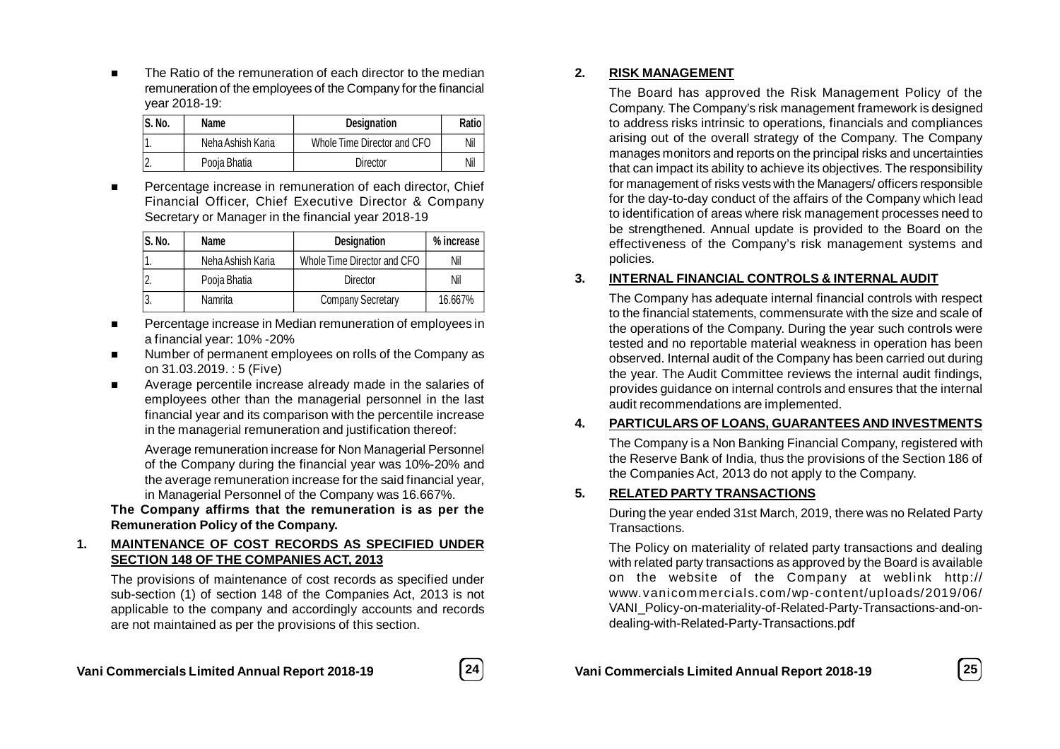- The Ratio of the remuneration of each director to the median remuneration of the employees of the Company for the financial year 2018-19:

| S. No. | Name | Designation | Ratio |
|---|---|---|---|
| 1. | Neha Ashish Karia | Whole Time Director and CFO | Nil |
| 2. | Pooja Bhatia | Director | Nil |

- Percentage increase in remuneration of each director, Chief Financial Officer, Chief Executive Director & Company Secretary or Manager in the financial year 2018-19

| S. No. | Name | Designation | % increase |
|---|---|---|---|
| 1. | Neha Ashish Karia | Whole Time Director and CFO | Nil |
| 2. | Pooja Bhatia | Director | Nil |
| 3. | Namrita | Company Secretary | 16.667% |

- Percentage increase in Median remuneration of employees in a financial year: 10% -20%
- Number of permanent employees on rolls of the Company as on 31.03.2019. : 5 (Five)
- Average percentile increase already made in the salaries of employees other than the managerial personnel in the last financial year and its comparison with the percentile increase in the managerial remuneration and justification thereof:

  Average remuneration increase for Non Managerial Personnel of the Company during the financial year was 10%-20% and the average remuneration increase for the said financial year, in Managerial Personnel of the Company was 16.667%.

**The Company affirms that the remuneration is as per the Remuneration Policy of the Company.**

## 1. MAINTENANCE OF COST RECORDS AS SPECIFIED UNDER SECTION 148 OF THE COMPANIES ACT, 2013

The provisions of maintenance of cost records as specified under sub-section (1) of section 148 of the Companies Act, 2013 is not applicable to the company and accordingly accounts and records are not maintained as per the provisions of this section.

## 2. RISK MANAGEMENT

The Board has approved the Risk Management Policy of the Company. The Company's risk management framework is designed to address risks intrinsic to operations, financials and compliances arising out of the overall strategy of the Company. The Company manages monitors and reports on the principal risks and uncertainties that can impact its ability to achieve its objectives. The responsibility for management of risks vests with the Managers/ officers responsible for the day-to-day conduct of the affairs of the Company which lead to identification of areas where risk management processes need to be strengthened. Annual update is provided to the Board on the effectiveness of the Company's risk management systems and policies.

## 3. INTERNAL FINANCIAL CONTROLS & INTERNAL AUDIT

The Company has adequate internal financial controls with respect to the financial statements, commensurate with the size and scale of the operations of the Company. During the year such controls were tested and no reportable material weakness in operation has been observed. Internal audit of the Company has been carried out during the year. The Audit Committee reviews the internal audit findings, provides guidance on internal controls and ensures that the internal audit recommendations are implemented.

## 4. PARTICULARS OF LOANS, GUARANTEES AND INVESTMENTS

The Company is a Non Banking Financial Company, registered with the Reserve Bank of India, thus the provisions of the Section 186 of the Companies Act, 2013 do not apply to the Company.

## 5. RELATED PARTY TRANSACTIONS

During the year ended 31st March, 2019, there was no Related Party Transactions.

The Policy on materiality of related party transactions and dealing with related party transactions as approved by the Board is available on the website of the Company at weblink http://www.vanicommercials.com/wp-content/uploads/2019/06/VANI_Policy-on-materiality-of-Related-Party-Transactions-and-on-dealing-with-Related-Party-Transactions.pdf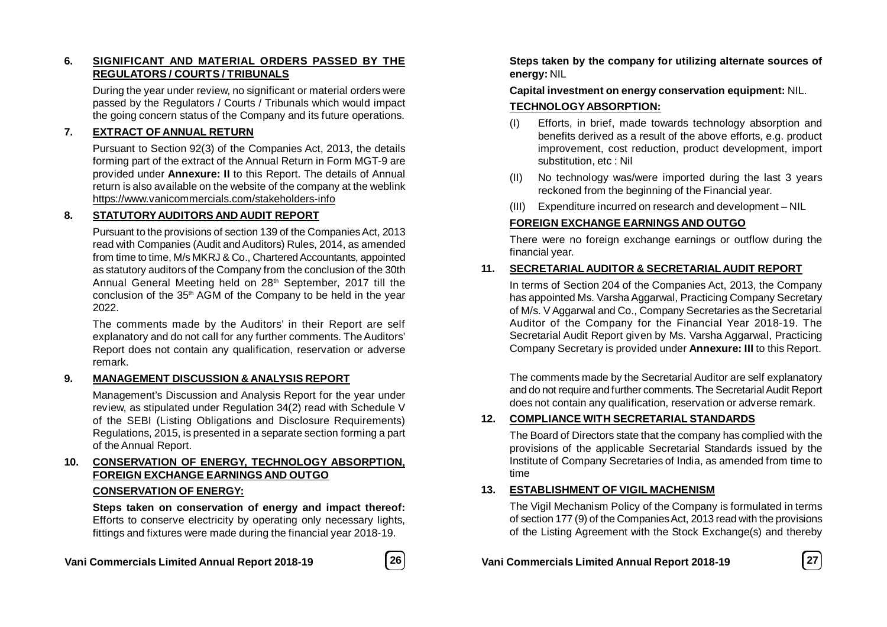## 6. SIGNIFICANT AND MATERIAL ORDERS PASSED BY THE REGULATORS / COURTS / TRIBUNALS

During the year under review, no significant or material orders were passed by the Regulators / Courts / Tribunals which would impact the going concern status of the Company and its future operations.

## 7. EXTRACT OF ANNUAL RETURN

Pursuant to Section 92(3) of the Companies Act, 2013, the details forming part of the extract of the Annual Return in Form MGT-9 are provided under **Annexure: II** to this Report. The details of Annual return is also available on the website of the company at the weblink https://www.vanicommercials.com/stakeholders-info

## 8. STATUTORY AUDITORS AND AUDIT REPORT

Pursuant to the provisions of section 139 of the Companies Act, 2013 read with Companies (Audit and Auditors) Rules, 2014, as amended from time to time, M/s MKRJ & Co., Chartered Accountants, appointed as statutory auditors of the Company from the conclusion of the 30th Annual General Meeting held on 28th September, 2017 till the conclusion of the 35th AGM of the Company to be held in the year 2022.

The comments made by the Auditors' in their Report are self explanatory and do not call for any further comments. The Auditors' Report does not contain any qualification, reservation or adverse remark.

## 9. MANAGEMENT DISCUSSION & ANALYSIS REPORT

Management's Discussion and Analysis Report for the year under review, as stipulated under Regulation 34(2) read with Schedule V of the SEBI (Listing Obligations and Disclosure Requirements) Regulations, 2015, is presented in a separate section forming a part of the Annual Report.

## 10. CONSERVATION OF ENERGY, TECHNOLOGY ABSORPTION, FOREIGN EXCHANGE EARNINGS AND OUTGO

### CONSERVATION OF ENERGY:

**Steps taken on conservation of energy and impact thereof:** Efforts to conserve electricity by operating only necessary lights, fittings and fixtures were made during the financial year 2018-19.

**Steps taken by the company for utilizing alternate sources of energy:** NIL

**Capital investment on energy conservation equipment:** NIL.

### TECHNOLOGY ABSORPTION:

(I) Efforts, in brief, made towards technology absorption and benefits derived as a result of the above efforts, e.g. product improvement, cost reduction, product development, import substitution, etc : Nil

(II) No technology was/were imported during the last 3 years reckoned from the beginning of the Financial year.

(III) Expenditure incurred on research and development – NIL

### FOREIGN EXCHANGE EARNINGS AND OUTGO

There were no foreign exchange earnings or outflow during the financial year.

## 11. SECRETARIAL AUDITOR & SECRETARIAL AUDIT REPORT

In terms of Section 204 of the Companies Act, 2013, the Company has appointed Ms. Varsha Aggarwal, Practicing Company Secretary of M/s. V Aggarwal and Co., Company Secretaries as the Secretarial Auditor of the Company for the Financial Year 2018-19. The Secretarial Audit Report given by Ms. Varsha Aggarwal, Practicing Company Secretary is provided under **Annexure: III** to this Report.

The comments made by the Secretarial Auditor are self explanatory and do not require and further comments. The Secretarial Audit Report does not contain any qualification, reservation or adverse remark.

## 12. COMPLIANCE WITH SECRETARIAL STANDARDS

The Board of Directors state that the company has complied with the provisions of the applicable Secretarial Standards issued by the Institute of Company Secretaries of India, as amended from time to time

## 13. ESTABLISHMENT OF VIGIL MACHENISM

The Vigil Mechanism Policy of the Company is formulated in terms of section 177 (9) of the Companies Act, 2013 read with the provisions of the Listing Agreement with the Stock Exchange(s) and thereby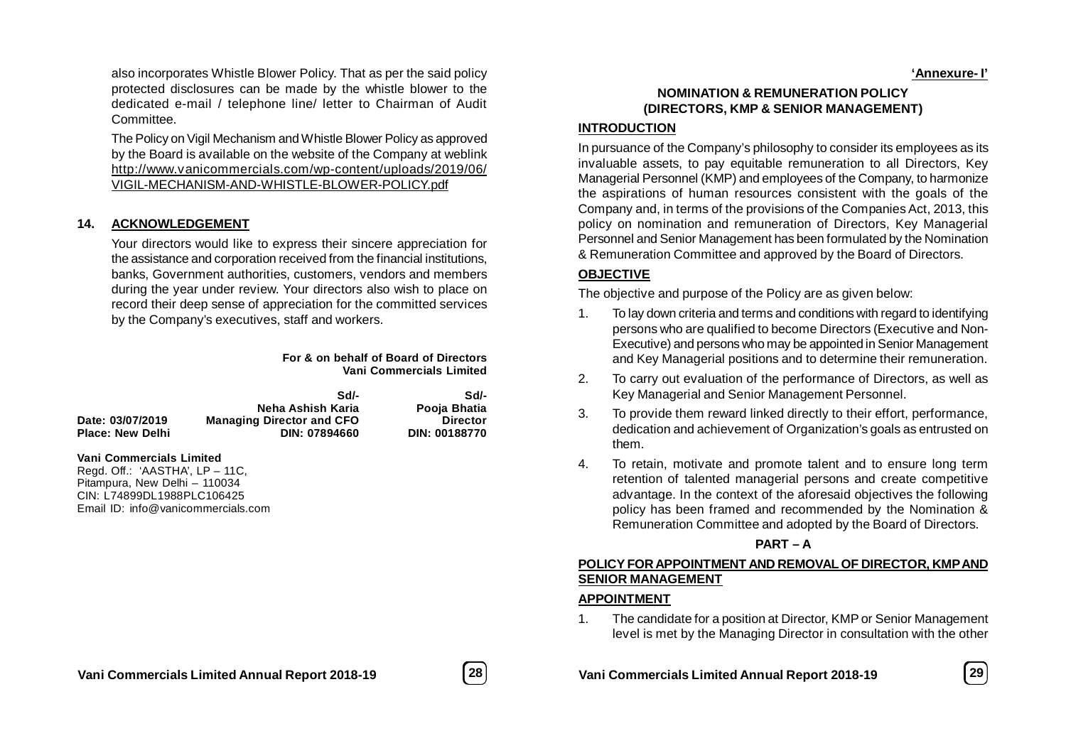also incorporates Whistle Blower Policy. That as per the said policy protected disclosures can be made by the whistle blower to the dedicated e-mail / telephone line/ letter to Chairman of Audit Committee.

The Policy on Vigil Mechanism and Whistle Blower Policy as approved by the Board is available on the website of the Company at weblink http://www.vanicommercials.com/wp-content/uploads/2019/06/VIGIL-MECHANISM-AND-WHISTLE-BLOWER-POLICY.pdf

## 14. ACKNOWLEDGEMENT

Your directors would like to express their sincere appreciation for the assistance and corporation received from the financial institutions, banks, Government authorities, customers, vendors and members during the year under review. Your directors also wish to place on record their deep sense of appreciation for the committed services by the Company's executives, staff and workers.

**For & on behalf of Board of Directors**
**Vani Commercials Limited**

| | Sd/- | Sd/- |
|---|---|---|
| | **Neha Ashish Karia** | **Pooja Bhatia** |
| **Date: 03/07/2019** | **Managing Director and CFO** | **Director** |
| **Place: New Delhi** | **DIN: 07894660** | **DIN: 00188770** |

**Vani Commercials Limited**
Regd. Off.: 'AASTHA', LP – 11C,
Pitampura, New Delhi – 110034
CIN: L74899DL1988PLC106425
Email ID: info@vanicommercials.com

**'Annexure- I'**

# NOMINATION & REMUNERATION POLICY (DIRECTORS, KMP & SENIOR MANAGEMENT)

## INTRODUCTION

In pursuance of the Company's philosophy to consider its employees as its invaluable assets, to pay equitable remuneration to all Directors, Key Managerial Personnel (KMP) and employees of the Company, to harmonize the aspirations of human resources consistent with the goals of the Company and, in terms of the provisions of the Companies Act, 2013, this policy on nomination and remuneration of Directors, Key Managerial Personnel and Senior Management has been formulated by the Nomination & Remuneration Committee and approved by the Board of Directors.

## OBJECTIVE

The objective and purpose of the Policy are as given below:

1. To lay down criteria and terms and conditions with regard to identifying persons who are qualified to become Directors (Executive and Non-Executive) and persons who may be appointed in Senior Management and Key Managerial positions and to determine their remuneration.
2. To carry out evaluation of the performance of Directors, as well as Key Managerial and Senior Management Personnel.
3. To provide them reward linked directly to their effort, performance, dedication and achievement of Organization's goals as entrusted on them.
4. To retain, motivate and promote talent and to ensure long term retention of talented managerial persons and create competitive advantage. In the context of the aforesaid objectives the following policy has been framed and recommended by the Nomination & Remuneration Committee and adopted by the Board of Directors.

## PART – A

## POLICY FOR APPOINTMENT AND REMOVAL OF DIRECTOR, KMP AND SENIOR MANAGEMENT

### APPOINTMENT

1. The candidate for a position at Director, KMP or Senior Management level is met by the Managing Director in consultation with the other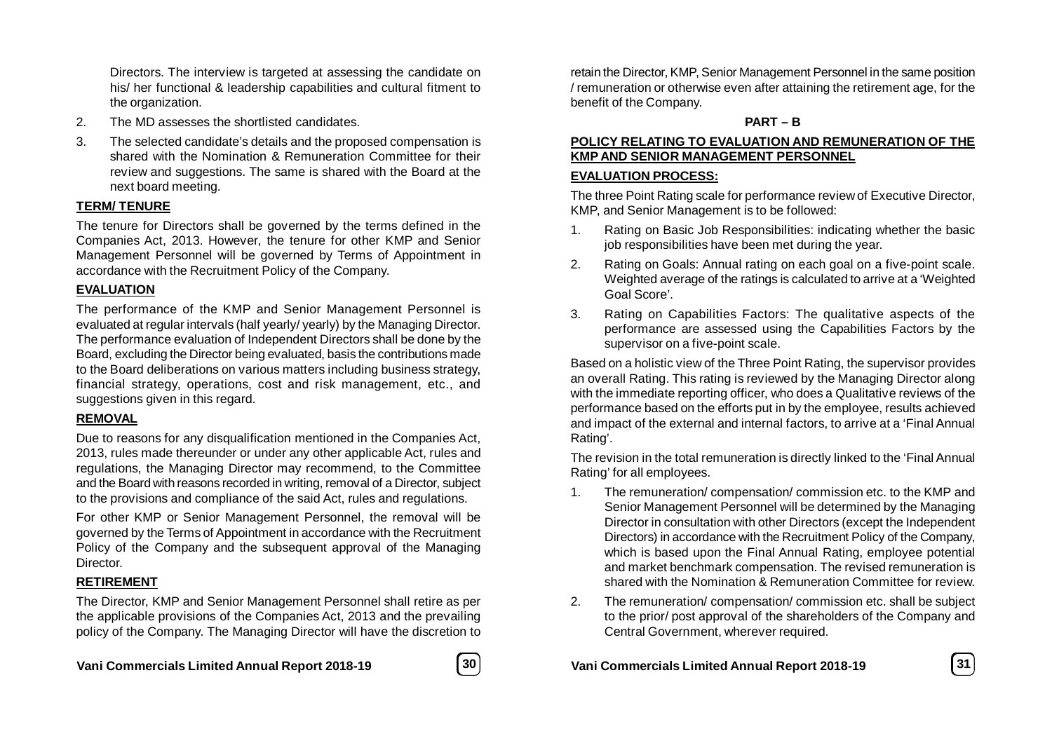Directors. The interview is targeted at assessing the candidate on his/ her functional & leadership capabilities and cultural fitment to the organization.

2. The MD assesses the shortlisted candidates.
3. The selected candidate's details and the proposed compensation is shared with the Nomination & Remuneration Committee for their review and suggestions. The same is shared with the Board at the next board meeting.

**TERM/ TENURE**

The tenure for Directors shall be governed by the terms defined in the Companies Act, 2013. However, the tenure for other KMP and Senior Management Personnel will be governed by Terms of Appointment in accordance with the Recruitment Policy of the Company.

**EVALUATION**

The performance of the KMP and Senior Management Personnel is evaluated at regular intervals (half yearly/ yearly) by the Managing Director. The performance evaluation of Independent Directors shall be done by the Board, excluding the Director being evaluated, basis the contributions made to the Board deliberations on various matters including business strategy, financial strategy, operations, cost and risk management, etc., and suggestions given in this regard.

**REMOVAL**

Due to reasons for any disqualification mentioned in the Companies Act, 2013, rules made thereunder or under any other applicable Act, rules and regulations, the Managing Director may recommend, to the Committee and the Board with reasons recorded in writing, removal of a Director, subject to the provisions and compliance of the said Act, rules and regulations.

For other KMP or Senior Management Personnel, the removal will be governed by the Terms of Appointment in accordance with the Recruitment Policy of the Company and the subsequent approval of the Managing Director.

**RETIREMENT**

The Director, KMP and Senior Management Personnel shall retire as per the applicable provisions of the Companies Act, 2013 and the prevailing policy of the Company. The Managing Director will have the discretion to retain the Director, KMP, Senior Management Personnel in the same position / remuneration or otherwise even after attaining the retirement age, for the benefit of the Company.

## PART – B

**POLICY RELATING TO EVALUATION AND REMUNERATION OF THE KMP AND SENIOR MANAGEMENT PERSONNEL**

**EVALUATION PROCESS:**

The three Point Rating scale for performance review of Executive Director, KMP, and Senior Management is to be followed:

1. Rating on Basic Job Responsibilities: indicating whether the basic job responsibilities have been met during the year.
2. Rating on Goals: Annual rating on each goal on a five-point scale. Weighted average of the ratings is calculated to arrive at a 'Weighted Goal Score'.
3. Rating on Capabilities Factors: The qualitative aspects of the performance are assessed using the Capabilities Factors by the supervisor on a five-point scale.

Based on a holistic view of the Three Point Rating, the supervisor provides an overall Rating. This rating is reviewed by the Managing Director along with the immediate reporting officer, who does a Qualitative reviews of the performance based on the efforts put in by the employee, results achieved and impact of the external and internal factors, to arrive at a 'Final Annual Rating'.

The revision in the total remuneration is directly linked to the 'Final Annual Rating' for all employees.

1. The remuneration/ compensation/ commission etc. to the KMP and Senior Management Personnel will be determined by the Managing Director in consultation with other Directors (except the Independent Directors) in accordance with the Recruitment Policy of the Company, which is based upon the Final Annual Rating, employee potential and market benchmark compensation. The revised remuneration is shared with the Nomination & Remuneration Committee for review.
2. The remuneration/ compensation/ commission etc. shall be subject to the prior/ post approval of the shareholders of the Company and Central Government, wherever required.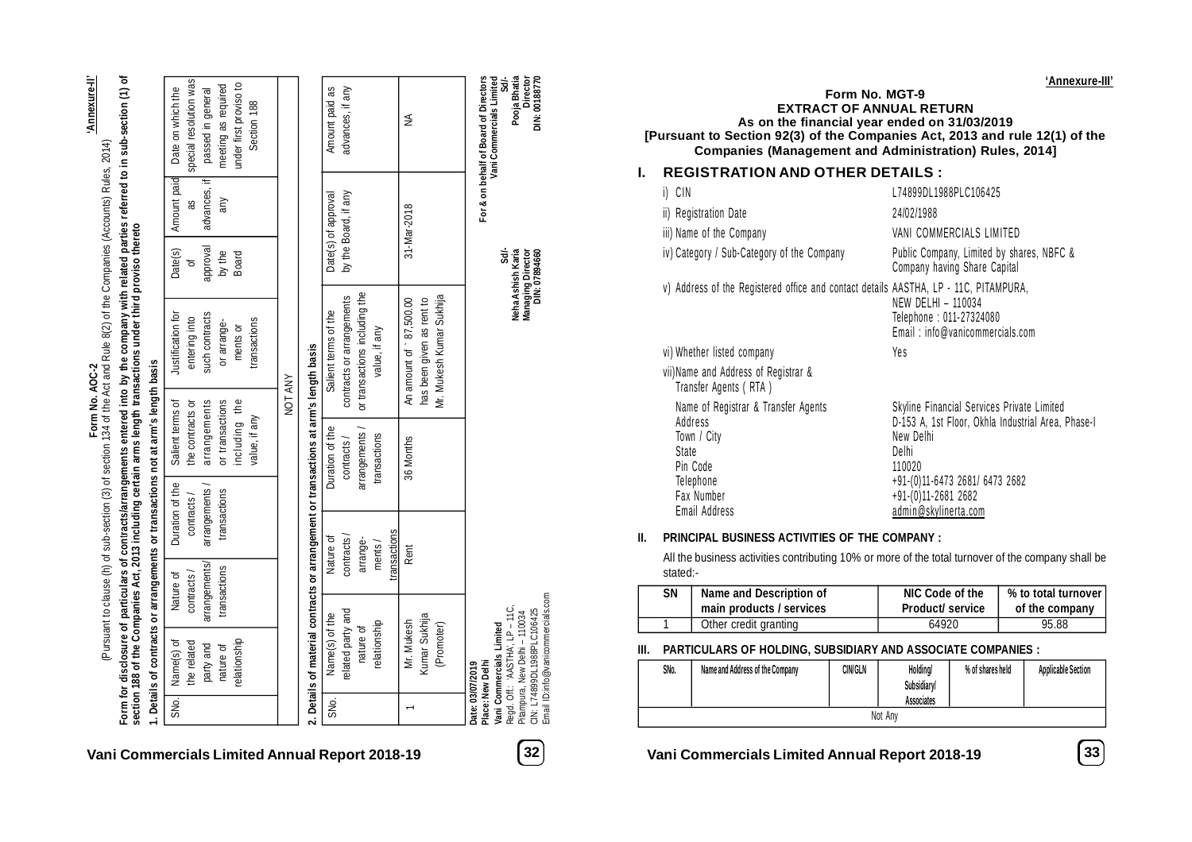'Annexure-II'

# Form No. AOC-2

(Pursuant to clause (h) of sub-section (3) of section 134 of the Act and Rule 8(2) of the Companies (Accounts) Rules, 2014)

**Form for disclosure of particulars of contracts/arrangements entered into by the company with related parties referred to in sub-section (1) of section 188 of the Companies Act, 2013 including certain arms length transactions under third proviso thereto**

**1. Details of contracts or arrangements or transactions not at arm's length basis**

| SNo. | Name(s) of the related party and nature of relationship | Nature of contracts/ arrangements/ transactions | Duration of the contracts / arrangements / transactions | Salient terms of the contracts or arrangements or transactions including the value, if any | Justification for entering into such contracts or arrange-ments or transactions | Date(s) of approval by the Board | Amount paid as advances, if any | Date on which the special resolution was passed in general meeting as required under first proviso to Section 188 |
|---|---|---|---|---|---|---|---|---|
| NOT ANY | | | | | | | | |

**2. Details of material contracts or arrangement or transactions at arm's length basis**

| SNo. | Name(s) of the related party and nature of relationship | Nature of contracts / arrange-ments / transactions | Duration of the contracts / arrangements / transactions | Salient terms of the contracts or arrangements or transactions including the value, if any | Date(s) of approval by the Board, if any | Amount paid as advances, if any |
|---|---|---|---|---|---|---|
| 1 | Mr. Mukesh Kumar Sukhija (Promoter) | Rent | 36 Months | An amount of ` 87,500.00 has been given as rent to Mr. Mukesh Kumar Sukhija | 31-Mar-2018 | NA |

For & on behalf of Board of Directors
Vani Commercials Limited

| Sd/- | Sd/- |
|---|---|
| Neha Ashish Karia | Pooja Bhatia |
| Managing Director | Director |
| DIN: 07894660 | DIN: 00188770 |

**Date: 03/07/2019**
**Place: New Delhi**
**Vani Commercials Limited**
Regd. Off.: 'AASTHA' LP – 11C, Pitampura, New Delhi – 110034
CIN: L74899DL1988PLC106425
Email ID:info@vanicommercials.com

'Annexure-III'

# Form No. MGT-9

## EXTRACT OF ANNUAL RETURN

**As on the financial year ended on 31/03/2019**

**[Pursuant to Section 92(3) of the Companies Act, 2013 and rule 12(1) of the Companies (Management and Administration) Rules, 2014]**

## I. REGISTRATION AND OTHER DETAILS :

| | |
|---|---|
| i) CIN | L74899DL1988PLC106425 |
| ii) Registration Date | 24/02/1988 |
| iii) Name of the Company | VANI COMMERCIALS LIMITED |
| iv) Category / Sub-Category of the Company | Public Company, Limited by shares, NBFC & Company having Share Capital |
| v) Address of the Registered office and contact details | AASTHA, LP - 11C, PITAMPURA, NEW DELHI – 110034<br>Telephone : 011-27324080<br>Email : info@vanicommercials.com |
| vi) Whether listed company | Yes |
| vii) Name and Address of Registrar & Transfer Agents ( RTA ) | |
| Name of Registrar & Transfer Agents | Skyline Financial Services Private Limited |
| Address | D-153 A, 1st Floor, Okhla Industrial Area, Phase-I |
| Town / City | New Delhi |
| State | Delhi |
| Pin Code | 110020 |
| Telephone | +91-(0)11-6473 2681/ 6473 2682 |
| Fax Number | +91-(0)11-2681 2682 |
| Email Address | admin@skylinerta.com |

### II. PRINCIPAL BUSINESS ACTIVITIES OF THE COMPANY :

All the business activities contributing 10% or more of the total turnover of the company shall be stated:-

| SN | Name and Description of main products / services | NIC Code of the Product/ service | % to total turnover of the company |
|---|---|---|---|
| 1 | Other credit granting | 64920 | 95.88 |

### III. PARTICULARS OF HOLDING, SUBSIDIARY AND ASSOCIATE COMPANIES :

| SNo. | Name and Address of the Company | CIN/GLN | Holding/ Subsidiary/ Associates | % of shares held | Applicable Section |
|---|---|---|---|---|---|
| Not Any | | | | | |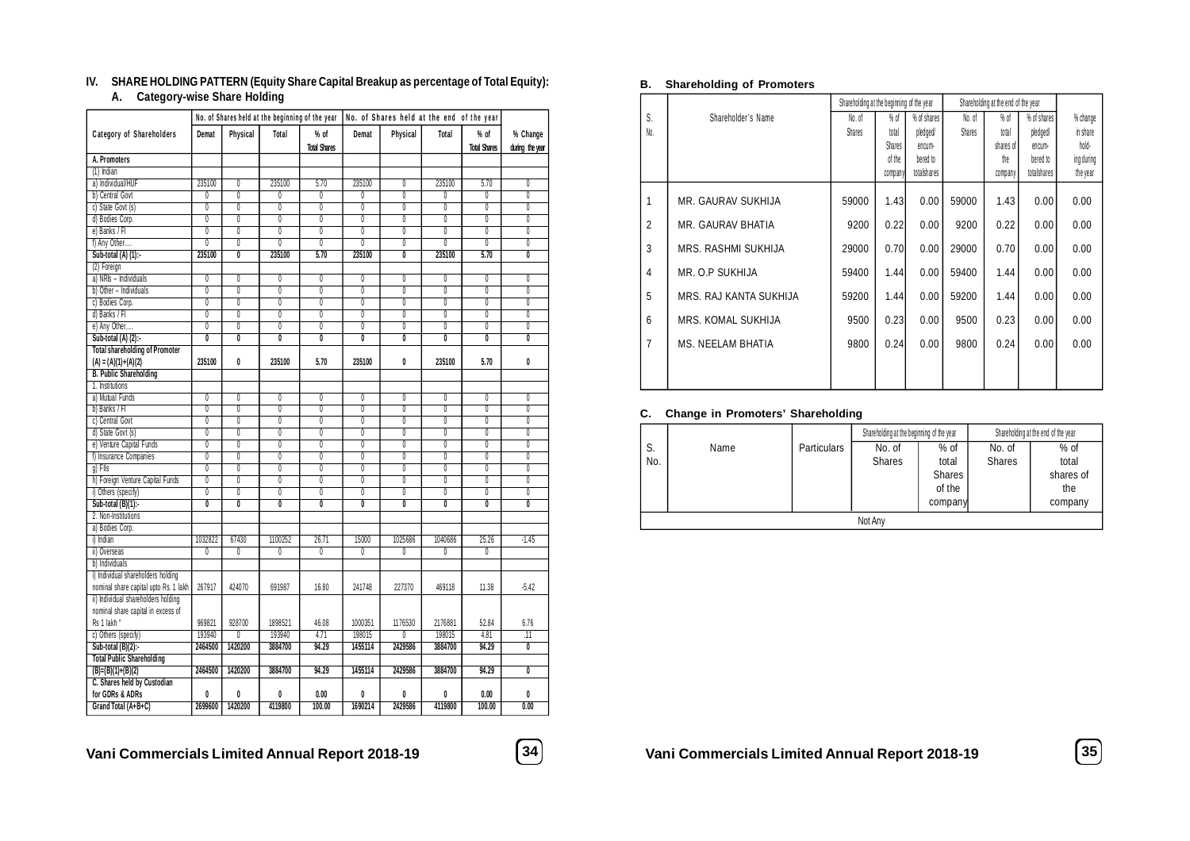## IV. SHARE HOLDING PATTERN (Equity Share Capital Breakup as percentage of Total Equity):

### A. Category-wise Share Holding

| Category of Shareholders | No. of Shares held at the beginning of the year | | | | No. of Shares held at the end of the year | | | | % Change during the year |
|---|---|---|---|---|---|---|---|---|---|
| | Demat | Physical | Total | % of Total Shares | Demat | Physical | Total | % of Total Shares | |
| **A. Promoters** | | | | | | | | | |
| (1) Indian | | | | | | | | | |
| a) Individual/HUF | 235100 | 0 | 235100 | 5.70 | 235100 | 0 | 235100 | 5.70 | 0 |
| b) Central Govt | 0 | 0 | 0 | 0 | 0 | 0 | 0 | 0 | 0 |
| c) State Govt (s) | 0 | 0 | 0 | 0 | 0 | 0 | 0 | 0 | 0 |
| d) Bodies Corp. | 0 | 0 | 0 | 0 | 0 | 0 | 0 | 0 | 0 |
| e) Banks / FI | 0 | 0 | 0 | 0 | 0 | 0 | 0 | 0 | 0 |
| f) Any Other.... | 0 | 0 | 0 | 0 | 0 | 0 | 0 | 0 | 0 |
| **Sub-total (A) (1):-** | **235100** | **0** | **235100** | **5.70** | **235100** | **0** | **235100** | **5.70** | **0** |
| (2) Foreign | | | | | | | | | |
| a) NRIs – Individuals | 0 | 0 | 0 | 0 | 0 | 0 | 0 | 0 | 0 |
| b) Other – Individuals | 0 | 0 | 0 | 0 | 0 | 0 | 0 | 0 | 0 |
| c) Bodies Corp. | 0 | 0 | 0 | 0 | 0 | 0 | 0 | 0 | 0 |
| d) Banks / FI | 0 | 0 | 0 | 0 | 0 | 0 | 0 | 0 | 0 |
| e) Any Other.... | 0 | 0 | 0 | 0 | 0 | 0 | 0 | 0 | 0 |
| **Sub-total (A) (2):-** | **0** | **0** | **0** | **0** | **0** | **0** | **0** | **0** | **0** |
| **Total shareholding of Promoter (A) = (A)(1)+(A)(2)** | **235100** | **0** | **235100** | **5.70** | **235100** | **0** | **235100** | **5.70** | **0** |
| **B. Public Shareholding** | | | | | | | | | |
| 1. Institutions | | | | | | | | | |
| a) Mutual Funds | 0 | 0 | 0 | 0 | 0 | 0 | 0 | 0 | 0 |
| b) Banks / FI | 0 | 0 | 0 | 0 | 0 | 0 | 0 | 0 | 0 |
| c) Central Govt | 0 | 0 | 0 | 0 | 0 | 0 | 0 | 0 | 0 |
| d) State Govt (s) | 0 | 0 | 0 | 0 | 0 | 0 | 0 | 0 | 0 |
| e) Venture Capital Funds | 0 | 0 | 0 | 0 | 0 | 0 | 0 | 0 | 0 |
| f) Insurance Companies | 0 | 0 | 0 | 0 | 0 | 0 | 0 | 0 | 0 |
| g) FIIs | 0 | 0 | 0 | 0 | 0 | 0 | 0 | 0 | 0 |
| h) Foreign Venture Capital Funds | 0 | 0 | 0 | 0 | 0 | 0 | 0 | 0 | 0 |
| i) Others (specify) | 0 | 0 | 0 | 0 | 0 | 0 | 0 | 0 | 0 |
| **Sub-total (B)(1):-** | **0** | **0** | **0** | **0** | **0** | **0** | **0** | **0** | **0** |
| 2. Non-Institutions | | | | | | | | | |
| a) Bodies Corp. | | | | | | | | | |
| i) Indian | 1032822 | 67430 | 1100252 | 26.71 | 15000 | 1025686 | 1040686 | 25.26 | -1.45 |
| ii) Overseas | 0 | 0 | 0 | 0 | 0 | 0 | 0 | 0 | |
| b) Individuals | | | | | | | | | |
| i) Individual shareholders holding nominal share capital upto Rs. 1 lakh | 267917 | 424070 | 691987 | 16.80 | 241748 | 227370 | 469118 | 11.38 | -5.42 |
| ii) Individual shareholders holding nominal share capital in excess of Rs 1 lakh * | 969821 | 928700 | 1898521 | 46.08 | 1000351 | 1176530 | 2176881 | 52.84 | 6.76 |
| c) Others (specify) | 193940 | 0 | 193940 | 4.71 | 198015 | 0 | 198015 | 4.81 | .11 |
| **Sub-total (B)(2):-** | **2464500** | **1420200** | **3884700** | **94.29** | **1455114** | **2429586** | **3884700** | **94.29** | **0** |
| **Total Public Shareholding (B)=(B)(1)+(B)(2)** | **2464500** | **1420200** | **3884700** | **94.29** | **1455114** | **2429586** | **3884700** | **94.29** | **0** |
| **C. Shares held by Custodian for GDRs & ADRs** | **0** | **0** | **0** | **0.00** | **0** | **0** | **0** | **0.00** | **0** |
| **Grand Total (A+B+C)** | **2699600** | **1420200** | **4119800** | **100.00** | **1690214** | **2429586** | **4119800** | **100.00** | **0.00** |

### B. Shareholding of Promoters

| S. No. | Shareholder's Name | Shareholding at the beginning of the year | | | Shareholding at the end of the year | | | % change in share holding during the year |
|---|---|---|---|---|---|---|---|---|
| | | No. of Shares | % of total Shares of the company | % of shares pledged/ encumbered to totalshares | No. of Shares | % of total shares of the company | % of shares pledged/ encumbered to totalshares | |
| 1 | MR. GAURAV SUKHIJA | 59000 | 1.43 | 0.00 | 59000 | 1.43 | 0.00 | 0.00 |
| 2 | MR. GAURAV BHATIA | 9200 | 0.22 | 0.00 | 9200 | 0.22 | 0.00 | 0.00 |
| 3 | MRS. RASHMI SUKHIJA | 29000 | 0.70 | 0.00 | 29000 | 0.70 | 0.00 | 0.00 |
| 4 | MR. O.P SUKHIJA | 59400 | 1.44 | 0.00 | 59400 | 1.44 | 0.00 | 0.00 |
| 5 | MRS. RAJ KANTA SUKHIJA | 59200 | 1.44 | 0.00 | 59200 | 1.44 | 0.00 | 0.00 |
| 6 | MRS. KOMAL SUKHIJA | 9500 | 0.23 | 0.00 | 9500 | 0.23 | 0.00 | 0.00 |
| 7 | MS. NEELAM BHATIA | 9800 | 0.24 | 0.00 | 9800 | 0.24 | 0.00 | 0.00 |

### C. Change in Promoters' Shareholding

| S. No. | Name | Particulars | Shareholding at the beginning of the year | | Shareholding at the end of the year | |
|---|---|---|---|---|---|---|
| | | | No. of Shares | % of total Shares of the company | No. of Shares | % of total shares of the company |
| Not Any | | | | | | |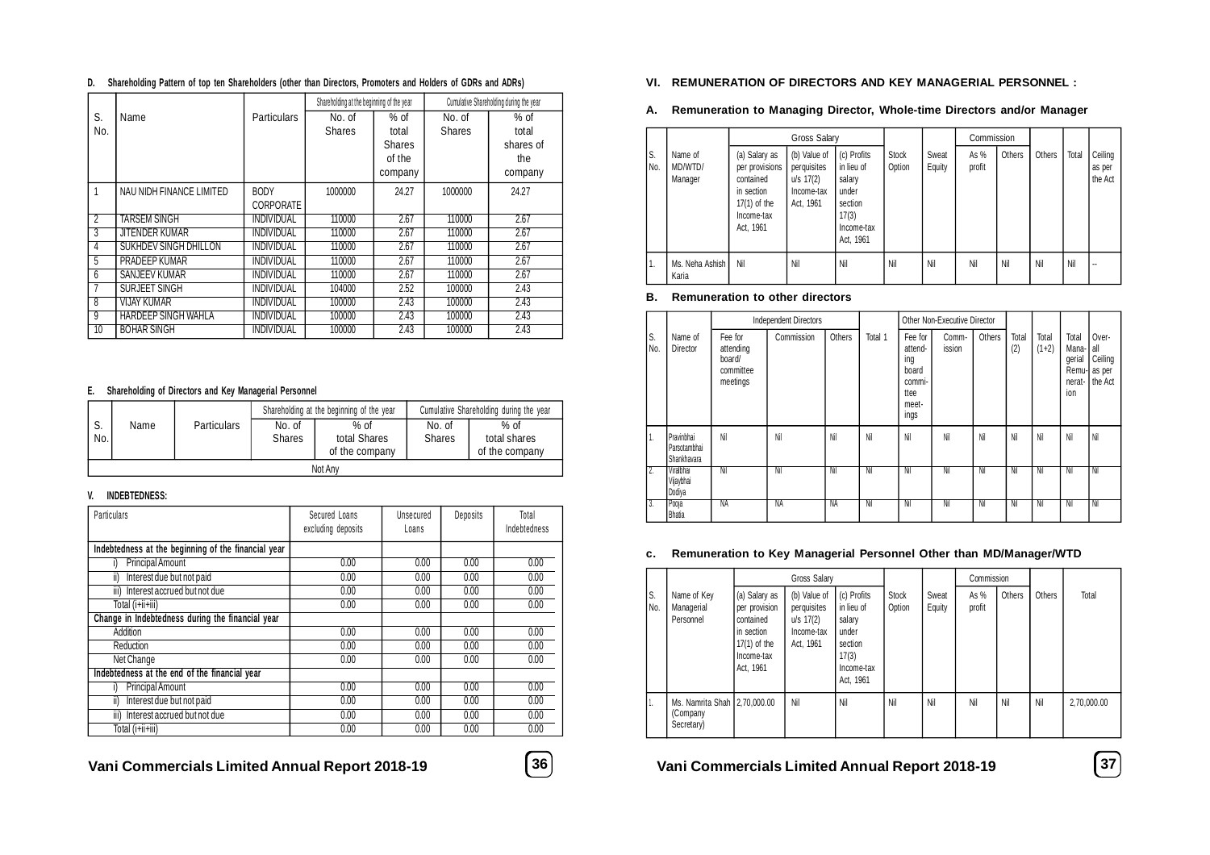**D. Shareholding Pattern of top ten Shareholders (other than Directors, Promoters and Holders of GDRs and ADRs)**

| S. No. | Name | Particulars | Shareholding at the beginning of the year | | Cumulative Shareholding during the year | |
|---|---|---|---|---|---|---|
| | | | No. of Shares | % of total Shares of the company | No. of Shares | % of total shares of the company |
| 1 | NAU NIDH FINANCE LIMITED | BODY CORPORATE | 1000000 | 24.27 | 1000000 | 24.27 |
| 2 | TARSEM SINGH | INDIVIDUAL | 110000 | 2.67 | 110000 | 2.67 |
| 3 | JITENDER KUMAR | INDIVIDUAL | 110000 | 2.67 | 110000 | 2.67 |
| 4 | SUKHDEV SINGH DHILLON | INDIVIDUAL | 110000 | 2.67 | 110000 | 2.67 |
| 5 | PRADEEP KUMAR | INDIVIDUAL | 110000 | 2.67 | 110000 | 2.67 |
| 6 | SANJEEV KUMAR | INDIVIDUAL | 110000 | 2.67 | 110000 | 2.67 |
| 7 | SURJEET SINGH | INDIVIDUAL | 104000 | 2.52 | 100000 | 2.43 |
| 8 | VIJAY KUMAR | INDIVIDUAL | 100000 | 2.43 | 100000 | 2.43 |
| 9 | HARDEEP SINGH WAHLA | INDIVIDUAL | 100000 | 2.43 | 100000 | 2.43 |
| 10 | BOHAR SINGH | INDIVIDUAL | 100000 | 2.43 | 100000 | 2.43 |

**E. Shareholding of Directors and Key Managerial Personnel**

| S. No. | Name | Particulars | Shareholding at the beginning of the year | | Cumulative Shareholding during the year | |
|---|---|---|---|---|---|---|
| | | | No. of Shares | % of total Shares of the company | No. of Shares | % of total shares of the company |
| Not Any | | | | | | |

**V. INDEBTEDNESS:**

| Particulars | Secured Loans excluding deposits | Unsecured Loans | Deposits | Total Indebtedness |
|---|---|---|---|---|
| **Indebtedness at the beginning of the financial year** | | | | |
| i) Principal Amount | 0.00 | 0.00 | 0.00 | 0.00 |
| ii) Interest due but not paid | 0.00 | 0.00 | 0.00 | 0.00 |
| iii) Interest accrued but not due | 0.00 | 0.00 | 0.00 | 0.00 |
| Total (i+ii+iii) | 0.00 | 0.00 | 0.00 | 0.00 |
| **Change in Indebtedness during the financial year** | | | | |
| Addition | 0.00 | 0.00 | 0.00 | 0.00 |
| Reduction | 0.00 | 0.00 | 0.00 | 0.00 |
| Net Change | 0.00 | 0.00 | 0.00 | 0.00 |
| **Indebtedness at the end of the financial year** | | | | |
| i) Principal Amount | 0.00 | 0.00 | 0.00 | 0.00 |
| ii) Interest due but not paid | 0.00 | 0.00 | 0.00 | 0.00 |
| iii) Interest accrued but not due | 0.00 | 0.00 | 0.00 | 0.00 |
| Total (i+ii+iii) | 0.00 | 0.00 | 0.00 | 0.00 |

**VI. REMUNERATION OF DIRECTORS AND KEY MANAGERIAL PERSONNEL :**

**A. Remuneration to Managing Director, Whole-time Directors and/or Manager**

| S. No. | Name of MD/WTD/ Manager | Gross Salary | | | Stock Option | Sweat Equity | Commission | | Others | Total | Ceiling as per the Act |
|---|---|---|---|---|---|---|---|---|---|---|---|
| | | (a) Salary as per provisions contained in section 17(1) of the Income-tax Act, 1961 | (b) Value of perquisites u/s 17(2) Income-tax Act, 1961 | (c) Profits in lieu of salary under section 17(3) Income-tax Act, 1961 | | | As % profit | Others | | | |
| 1. | Ms. Neha Ashish Karia | Nil | Nil | Nil | Nil | Nil | Nil | Nil | Nil | Nil | -- |

**B. Remuneration to other directors**

| S. No. | Name of Director | Independent Directors | | | Total 1 | Other Non-Executive Director | | | Total (2) | Total (1+2) | Total Managerial Remuneration | Over-all Ceiling as per the Act |
|---|---|---|---|---|---|---|---|---|---|---|---|---|
| | | Fee for attending board/ committee meetings | Commission | Others | | Fee for attending board committee meetings | Commission | Others | | | | |
| 1. | Pravinbhai Parsotambhai Shankhavara | Nil | Nil | Nil | Nil | Nil | Nil | Nil | Nil | Nil | Nil | Nil |
| 2. | Viralbhai Vijaybhai Dodiya | Nil | Nil | Nil | Nil | Nil | Nil | Nil | Nil | Nil | Nil | Nil |
| 3. | Pooja Bhatia | NA | NA | NA | Nil | Nil | Nil | Nil | Nil | Nil | Nil | Nil |

**c. Remuneration to Key Managerial Personnel Other than MD/Manager/WTD**

| S. No. | Name of Key Managerial Personnel | Gross Salary | | | Stock Option | Sweat Equity | Commission | | Others | Total |
|---|---|---|---|---|---|---|---|---|---|---|
| | | (a) Salary as per provision contained in section 17(1) of the Income-tax Act, 1961 | (b) Value of perquisites u/s 17(2) Income-tax Act, 1961 | (c) Profits in lieu of salary under section 17(3) Income-tax Act, 1961 | | | As % profit | Others | | |
| 1. | Ms. Namrita Shah (Company Secretary) | 2,70,000.00 | Nil | Nil | Nil | Nil | Nil | Nil | Nil | 2,70,000.00 |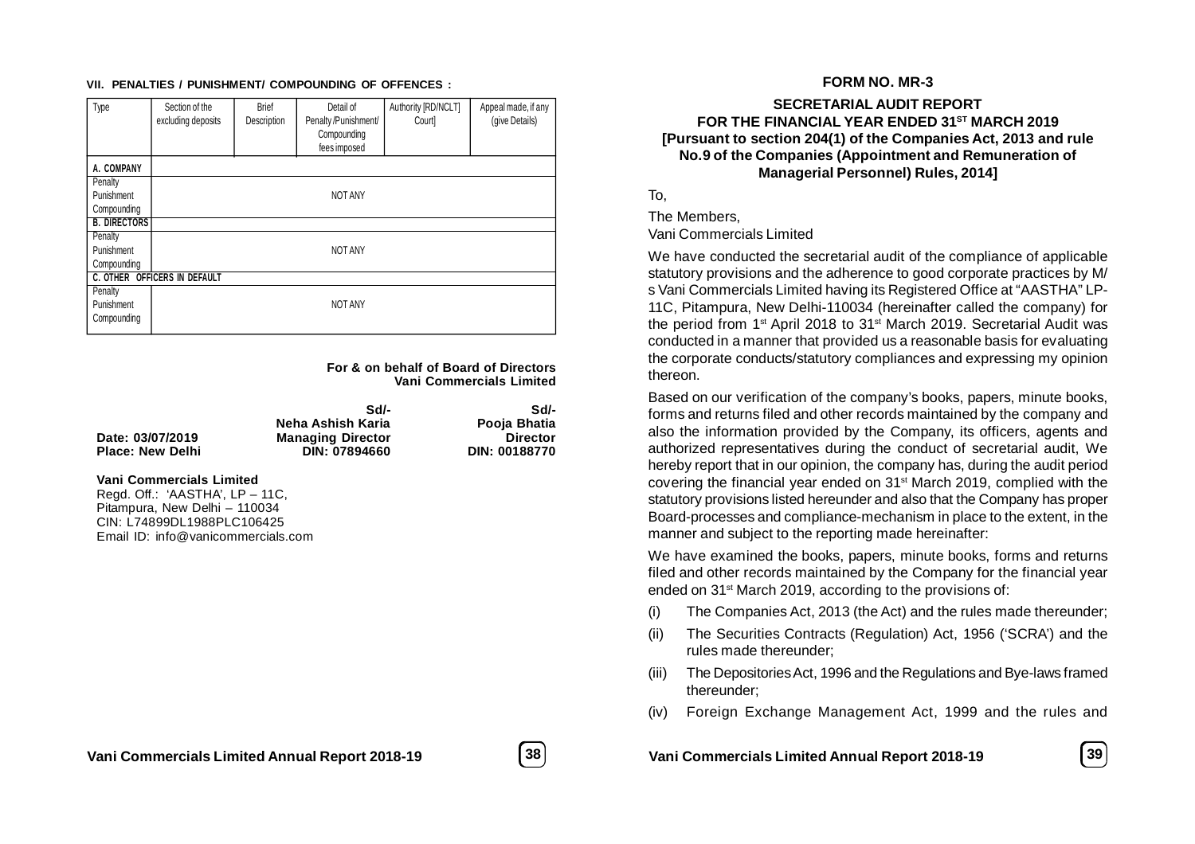### VII. PENALTIES / PUNISHMENT/ COMPOUNDING OF OFFENCES :

| Type | Section of the excluding deposits | Brief Description | Detail of Penalty /Punishment/ Compounding fees imposed | Authority [RD/NCLT/ Court] | Appeal made, if any (give Details) |
|---|---|---|---|---|---|
| **A. COMPANY** | | | | | |
| Penalty<br>Punishment<br>Compounding | | | NOT ANY | | |
| **B. DIRECTORS** | | | | | |
| Penalty<br>Punishment<br>Compounding | | | NOT ANY | | |
| **C. OTHER OFFICERS IN DEFAULT** | | | | | |
| Penalty<br>Punishment<br>Compounding | | | NOT ANY | | |

**For & on behalf of Board of Directors**
**Vani Commercials Limited**

| | Sd/- | Sd/- |
|---|---|---|
| | **Neha Ashish Karia** | **Pooja Bhatia** |
| **Date: 03/07/2019** | **Managing Director** | **Director** |
| **Place: New Delhi** | **DIN: 07894660** | **DIN: 00188770** |

**Vani Commercials Limited**
Regd. Off.: 'AASTHA', LP – 11C,
Pitampura, New Delhi – 110034
CIN: L74899DL1988PLC106425
Email ID: info@vanicommercials.com

## FORM NO. MR-3

### SECRETARIAL AUDIT REPORT
### FOR THE FINANCIAL YEAR ENDED 31ST MARCH 2019
### [Pursuant to section 204(1) of the Companies Act, 2013 and rule No.9 of the Companies (Appointment and Remuneration of Managerial Personnel) Rules, 2014]

To,

The Members,
Vani Commercials Limited

We have conducted the secretarial audit of the compliance of applicable statutory provisions and the adherence to good corporate practices by M/s Vani Commercials Limited having its Registered Office at "AASTHA" LP-11C, Pitampura, New Delhi-110034 (hereinafter called the company) for the period from 1st April 2018 to 31st March 2019. Secretarial Audit was conducted in a manner that provided us a reasonable basis for evaluating the corporate conducts/statutory compliances and expressing my opinion thereon.

Based on our verification of the company's books, papers, minute books, forms and returns filed and other records maintained by the company and also the information provided by the Company, its officers, agents and authorized representatives during the conduct of secretarial audit, We hereby report that in our opinion, the company has, during the audit period covering the financial year ended on 31st March 2019, complied with the statutory provisions listed hereunder and also that the Company has proper Board-processes and compliance-mechanism in place to the extent, in the manner and subject to the reporting made hereinafter:

We have examined the books, papers, minute books, forms and returns filed and other records maintained by the Company for the financial year ended on 31st March 2019, according to the provisions of:

(i) The Companies Act, 2013 (the Act) and the rules made thereunder;

(ii) The Securities Contracts (Regulation) Act, 1956 ('SCRA') and the rules made thereunder;

(iii) The Depositories Act, 1996 and the Regulations and Bye-laws framed thereunder;

(iv) Foreign Exchange Management Act, 1999 and the rules and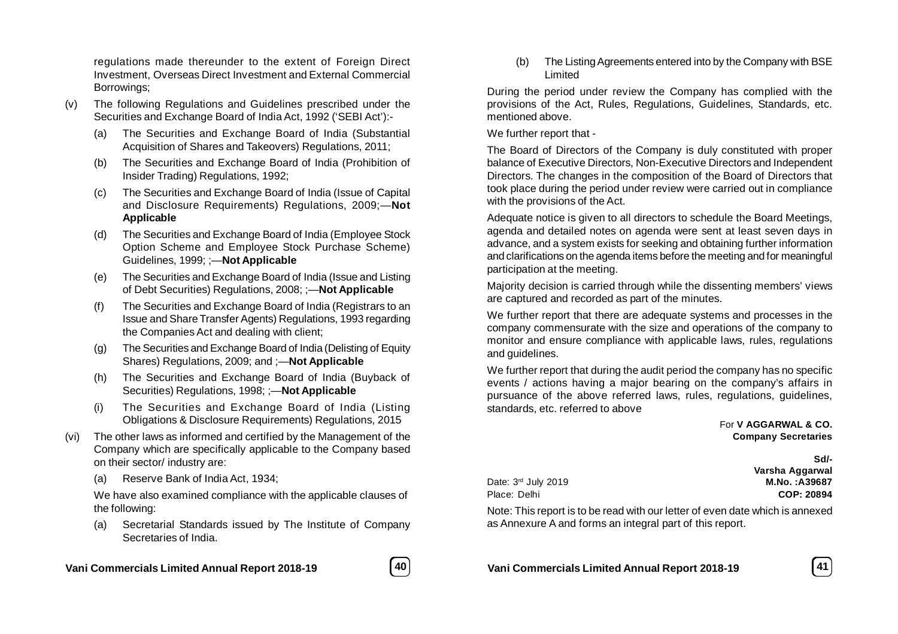regulations made thereunder to the extent of Foreign Direct Investment, Overseas Direct Investment and External Commercial Borrowings;

(v) The following Regulations and Guidelines prescribed under the Securities and Exchange Board of India Act, 1992 ('SEBI Act'):-

(a) The Securities and Exchange Board of India (Substantial Acquisition of Shares and Takeovers) Regulations, 2011;

(b) The Securities and Exchange Board of India (Prohibition of Insider Trading) Regulations, 1992;

(c) The Securities and Exchange Board of India (Issue of Capital and Disclosure Requirements) Regulations, 2009;—**Not Applicable**

(d) The Securities and Exchange Board of India (Employee Stock Option Scheme and Employee Stock Purchase Scheme) Guidelines, 1999; ;—**Not Applicable**

(e) The Securities and Exchange Board of India (Issue and Listing of Debt Securities) Regulations, 2008; ;—**Not Applicable**

(f) The Securities and Exchange Board of India (Registrars to an Issue and Share Transfer Agents) Regulations, 1993 regarding the Companies Act and dealing with client;

(g) The Securities and Exchange Board of India (Delisting of Equity Shares) Regulations, 2009; and ;—**Not Applicable**

(h) The Securities and Exchange Board of India (Buyback of Securities) Regulations, 1998; ;—**Not Applicable**

(i) The Securities and Exchange Board of India (Listing Obligations & Disclosure Requirements) Regulations, 2015

(vi) The other laws as informed and certified by the Management of the Company which are specifically applicable to the Company based on their sector/ industry are:

(a) Reserve Bank of India Act, 1934;

We have also examined compliance with the applicable clauses of the following:

(a) Secretarial Standards issued by The Institute of Company Secretaries of India.

(b) The Listing Agreements entered into by the Company with BSE Limited

During the period under review the Company has complied with the provisions of the Act, Rules, Regulations, Guidelines, Standards, etc. mentioned above.

We further report that -

The Board of Directors of the Company is duly constituted with proper balance of Executive Directors, Non-Executive Directors and Independent Directors. The changes in the composition of the Board of Directors that took place during the period under review were carried out in compliance with the provisions of the Act.

Adequate notice is given to all directors to schedule the Board Meetings, agenda and detailed notes on agenda were sent at least seven days in advance, and a system exists for seeking and obtaining further information and clarifications on the agenda items before the meeting and for meaningful participation at the meeting.

Majority decision is carried through while the dissenting members' views are captured and recorded as part of the minutes.

We further report that there are adequate systems and processes in the company commensurate with the size and operations of the company to monitor and ensure compliance with applicable laws, rules, regulations and guidelines.

We further report that during the audit period the company has no specific events / actions having a major bearing on the company's affairs in pursuance of the above referred laws, rules, regulations, guidelines, standards, etc. referred to above

For **V AGGARWAL & CO.**
**Company Secretaries**

**Sd/-**
**Varsha Aggarwal**
**M.No. :A39687**
**COP: 20894**

Date: 3rd July 2019
Place: Delhi

Note: This report is to be read with our letter of even date which is annexed as Annexure A and forms an integral part of this report.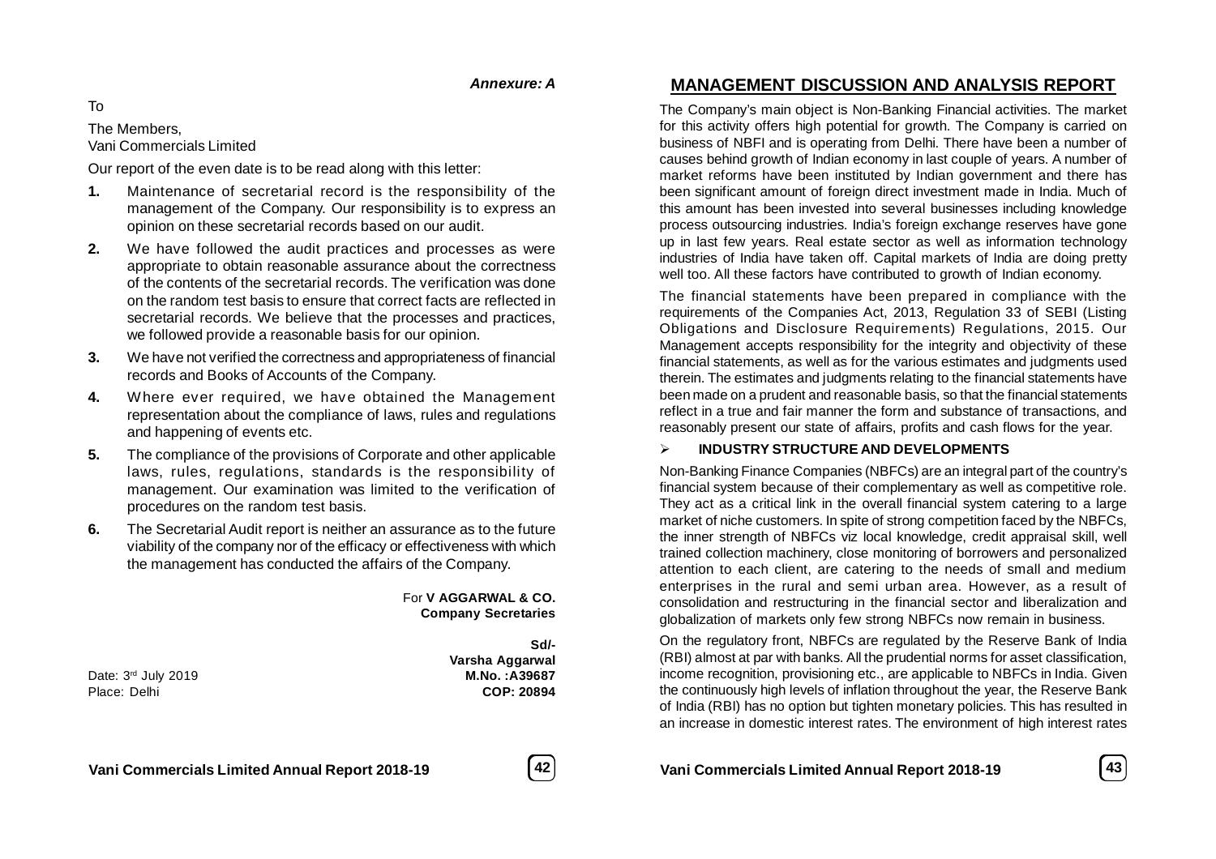*Annexure: A*

To

The Members,
Vani Commercials Limited

Our report of the even date is to be read along with this letter:

1. Maintenance of secretarial record is the responsibility of the management of the Company. Our responsibility is to express an opinion on these secretarial records based on our audit.
2. We have followed the audit practices and processes as were appropriate to obtain reasonable assurance about the correctness of the contents of the secretarial records. The verification was done on the random test basis to ensure that correct facts are reflected in secretarial records. We believe that the processes and practices, we followed provide a reasonable basis for our opinion.
3. We have not verified the correctness and appropriateness of financial records and Books of Accounts of the Company.
4. Where ever required, we have obtained the Management representation about the compliance of laws, rules and regulations and happening of events etc.
5. The compliance of the provisions of Corporate and other applicable laws, rules, regulations, standards is the responsibility of management. Our examination was limited to the verification of procedures on the random test basis.
6. The Secretarial Audit report is neither an assurance as to the future viability of the company nor of the efficacy or effectiveness with which the management has conducted the affairs of the Company.

For **V AGGARWAL & CO.**
**Company Secretaries**

**Sd/-**
**Varsha Aggarwal**
**M.No. :A39687**
**COP: 20894**

Date: 3rd July 2019
Place: Delhi

# MANAGEMENT DISCUSSION AND ANALYSIS REPORT

The Company's main object is Non-Banking Financial activities. The market for this activity offers high potential for growth. The Company is carried on business of NBFI and is operating from Delhi. There have been a number of causes behind growth of Indian economy in last couple of years. A number of market reforms have been instituted by Indian government and there has been significant amount of foreign direct investment made in India. Much of this amount has been invested into several businesses including knowledge process outsourcing industries. India's foreign exchange reserves have gone up in last few years. Real estate sector as well as information technology industries of India have taken off. Capital markets of India are doing pretty well too. All these factors have contributed to growth of Indian economy.

The financial statements have been prepared in compliance with the requirements of the Companies Act, 2013, Regulation 33 of SEBI (Listing Obligations and Disclosure Requirements) Regulations, 2015. Our Management accepts responsibility for the integrity and objectivity of these financial statements, as well as for the various estimates and judgments used therein. The estimates and judgments relating to the financial statements have been made on a prudent and reasonable basis, so that the financial statements reflect in a true and fair manner the form and substance of transactions, and reasonably present our state of affairs, profits and cash flows for the year.

- **INDUSTRY STRUCTURE AND DEVELOPMENTS**

Non-Banking Finance Companies (NBFCs) are an integral part of the country's financial system because of their complementary as well as competitive role. They act as a critical link in the overall financial system catering to a large market of niche customers. In spite of strong competition faced by the NBFCs, the inner strength of NBFCs viz local knowledge, credit appraisal skill, well trained collection machinery, close monitoring of borrowers and personalized attention to each client, are catering to the needs of small and medium enterprises in the rural and semi urban area. However, as a result of consolidation and restructuring in the financial sector and liberalization and globalization of markets only few strong NBFCs now remain in business.

On the regulatory front, NBFCs are regulated by the Reserve Bank of India (RBI) almost at par with banks. All the prudential norms for asset classification, income recognition, provisioning etc., are applicable to NBFCs in India. Given the continuously high levels of inflation throughout the year, the Reserve Bank of India (RBI) has no option but tighten monetary policies. This has resulted in an increase in domestic interest rates. The environment of high interest rates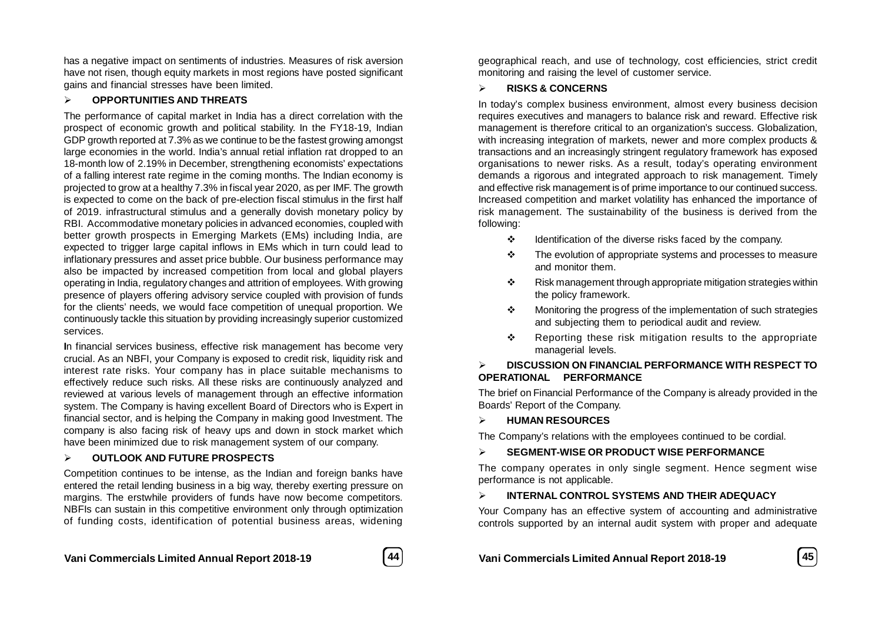has a negative impact on sentiments of industries. Measures of risk aversion have not risen, though equity markets in most regions have posted significant gains and financial stresses have been limited.

## ➢ OPPORTUNITIES AND THREATS

The performance of capital market in India has a direct correlation with the prospect of economic growth and political stability. In the FY18-19, Indian GDP growth reported at 7.3% as we continue to be the fastest growing amongst large economies in the world. India's annual retail inflation rat dropped to an 18-month low of 2.19% in December, strengthening economists' expectations of a falling interest rate regime in the coming months. The Indian economy is projected to grow at a healthy 7.3% in fiscal year 2020, as per IMF. The growth is expected to come on the back of pre-election fiscal stimulus in the first half of 2019. infrastructural stimulus and a generally dovish monetary policy by RBI. Accommodative monetary policies in advanced economies, coupled with better growth prospects in Emerging Markets (EMs) including India, are expected to trigger large capital inflows in EMs which in turn could lead to inflationary pressures and asset price bubble. Our business performance may also be impacted by increased competition from local and global players operating in India, regulatory changes and attrition of employees. With growing presence of players offering advisory service coupled with provision of funds for the clients' needs, we would face competition of unequal proportion. We continuously tackle this situation by providing increasingly superior customized services.

In financial services business, effective risk management has become very crucial. As an NBFI, your Company is exposed to credit risk, liquidity risk and interest rate risks. Your company has in place suitable mechanisms to effectively reduce such risks. All these risks are continuously analyzed and reviewed at various levels of management through an effective information system. The Company is having excellent Board of Directors who is Expert in financial sector, and is helping the Company in making good Investment. The company is also facing risk of heavy ups and down in stock market which have been minimized due to risk management system of our company.

## ➢ OUTLOOK AND FUTURE PROSPECTS

Competition continues to be intense, as the Indian and foreign banks have entered the retail lending business in a big way, thereby exerting pressure on margins. The erstwhile providers of funds have now become competitors. NBFIs can sustain in this competitive environment only through optimization of funding costs, identification of potential business areas, widening geographical reach, and use of technology, cost efficiencies, strict credit monitoring and raising the level of customer service.

## ➢ RISKS & CONCERNS

In today's complex business environment, almost every business decision requires executives and managers to balance risk and reward. Effective risk management is therefore critical to an organization's success. Globalization, with increasing integration of markets, newer and more complex products & transactions and an increasingly stringent regulatory framework has exposed organisations to newer risks. As a result, today's operating environment demands a rigorous and integrated approach to risk management. Timely and effective risk management is of prime importance to our continued success. Increased competition and market volatility has enhanced the importance of risk management. The sustainability of the business is derived from the following:

- ❖ Identification of the diverse risks faced by the company.
- ❖ The evolution of appropriate systems and processes to measure and monitor them.
- ❖ Risk management through appropriate mitigation strategies within the policy framework.
- ❖ Monitoring the progress of the implementation of such strategies and subjecting them to periodical audit and review.
- ❖ Reporting these risk mitigation results to the appropriate managerial levels.

## ➢ DISCUSSION ON FINANCIAL PERFORMANCE WITH RESPECT TO OPERATIONAL PERFORMANCE

The brief on Financial Performance of the Company is already provided in the Boards' Report of the Company.

## ➢ HUMAN RESOURCES

The Company's relations with the employees continued to be cordial.

## ➢ SEGMENT-WISE OR PRODUCT WISE PERFORMANCE

The company operates in only single segment. Hence segment wise performance is not applicable.

## ➢ INTERNAL CONTROL SYSTEMS AND THEIR ADEQUACY

Your Company has an effective system of accounting and administrative controls supported by an internal audit system with proper and adequate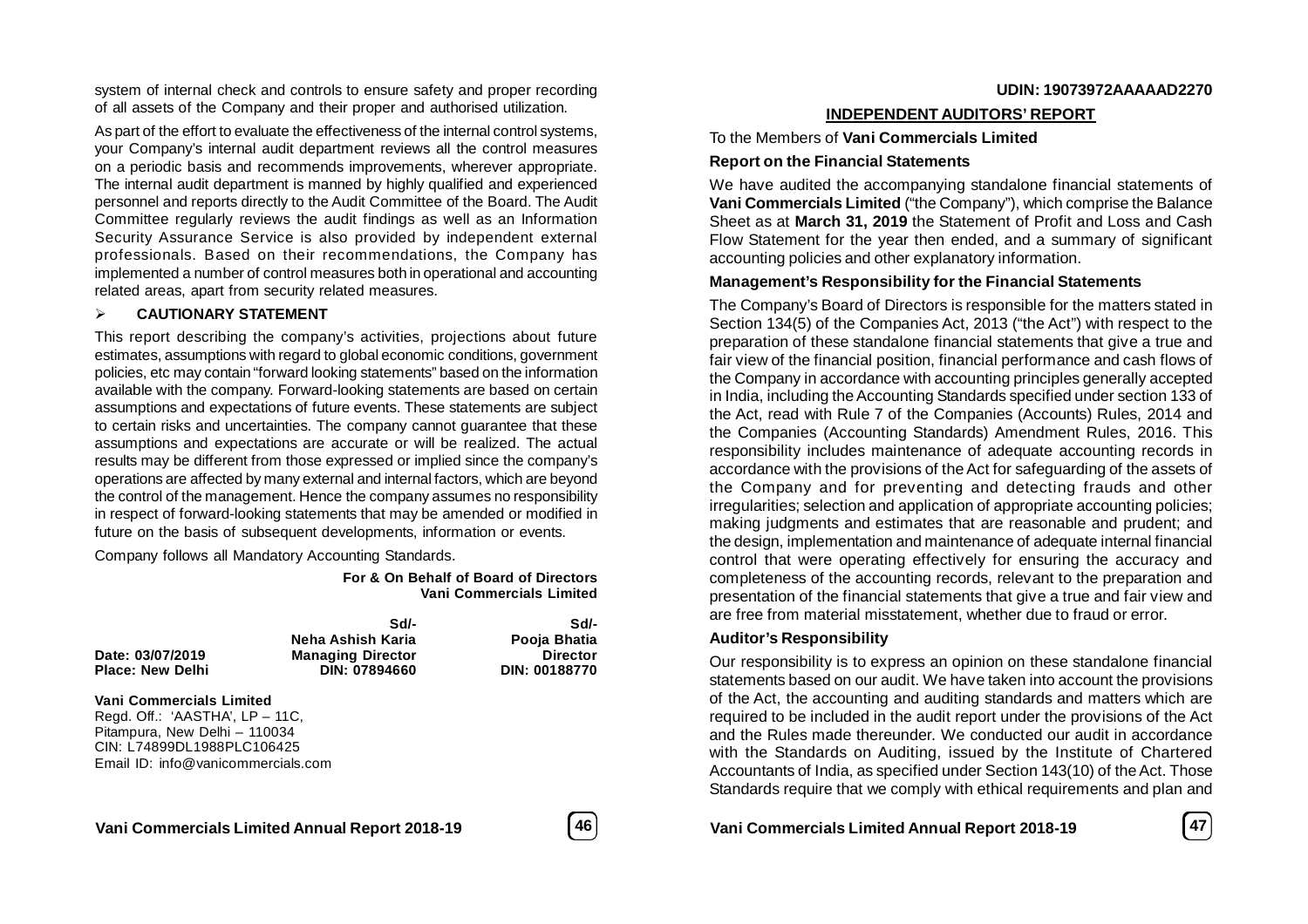system of internal check and controls to ensure safety and proper recording of all assets of the Company and their proper and authorised utilization.

As part of the effort to evaluate the effectiveness of the internal control systems, your Company's internal audit department reviews all the control measures on a periodic basis and recommends improvements, wherever appropriate. The internal audit department is manned by highly qualified and experienced personnel and reports directly to the Audit Committee of the Board. The Audit Committee regularly reviews the audit findings as well as an Information Security Assurance Service is also provided by independent external professionals. Based on their recommendations, the Company has implemented a number of control measures both in operational and accounting related areas, apart from security related measures.

- **CAUTIONARY STATEMENT**

This report describing the company's activities, projections about future estimates, assumptions with regard to global economic conditions, government policies, etc may contain "forward looking statements" based on the information available with the company. Forward-looking statements are based on certain assumptions and expectations of future events. These statements are subject to certain risks and uncertainties. The company cannot guarantee that these assumptions and expectations are accurate or will be realized. The actual results may be different from those expressed or implied since the company's operations are affected by many external and internal factors, which are beyond the control of the management. Hence the company assumes no responsibility in respect of forward-looking statements that may be amended or modified in future on the basis of subsequent developments, information or events.

Company follows all Mandatory Accounting Standards.

**For & On Behalf of Board of Directors**
**Vani Commercials Limited**

| | | |
|---|---|---|
| | **Sd/-** | **Sd/-** |
| | **Neha Ashish Karia** | **Pooja Bhatia** |
| **Date: 03/07/2019** | **Managing Director** | **Director** |
| **Place: New Delhi** | **DIN: 07894660** | **DIN: 00188770** |

**Vani Commercials Limited**
Regd. Off.: 'AASTHA', LP – 11C,
Pitampura, New Delhi – 110034
CIN: L74899DL1988PLC106425
Email ID: info@vanicommercials.com

**UDIN: 19073972AAAAAD2270**

## INDEPENDENT AUDITORS' REPORT

To the Members of **Vani Commercials Limited**

### Report on the Financial Statements

We have audited the accompanying standalone financial statements of **Vani Commercials Limited** ("the Company"), which comprise the Balance Sheet as at **March 31, 2019** the Statement of Profit and Loss and Cash Flow Statement for the year then ended, and a summary of significant accounting policies and other explanatory information.

### Management's Responsibility for the Financial Statements

The Company's Board of Directors is responsible for the matters stated in Section 134(5) of the Companies Act, 2013 ("the Act") with respect to the preparation of these standalone financial statements that give a true and fair view of the financial position, financial performance and cash flows of the Company in accordance with accounting principles generally accepted in India, including the Accounting Standards specified under section 133 of the Act, read with Rule 7 of the Companies (Accounts) Rules, 2014 and the Companies (Accounting Standards) Amendment Rules, 2016. This responsibility includes maintenance of adequate accounting records in accordance with the provisions of the Act for safeguarding of the assets of the Company and for preventing and detecting frauds and other irregularities; selection and application of appropriate accounting policies; making judgments and estimates that are reasonable and prudent; and the design, implementation and maintenance of adequate internal financial control that were operating effectively for ensuring the accuracy and completeness of the accounting records, relevant to the preparation and presentation of the financial statements that give a true and fair view and are free from material misstatement, whether due to fraud or error.

### Auditor's Responsibility

Our responsibility is to express an opinion on these standalone financial statements based on our audit. We have taken into account the provisions of the Act, the accounting and auditing standards and matters which are required to be included in the audit report under the provisions of the Act and the Rules made thereunder. We conducted our audit in accordance with the Standards on Auditing, issued by the Institute of Chartered Accountants of India, as specified under Section 143(10) of the Act. Those Standards require that we comply with ethical requirements and plan and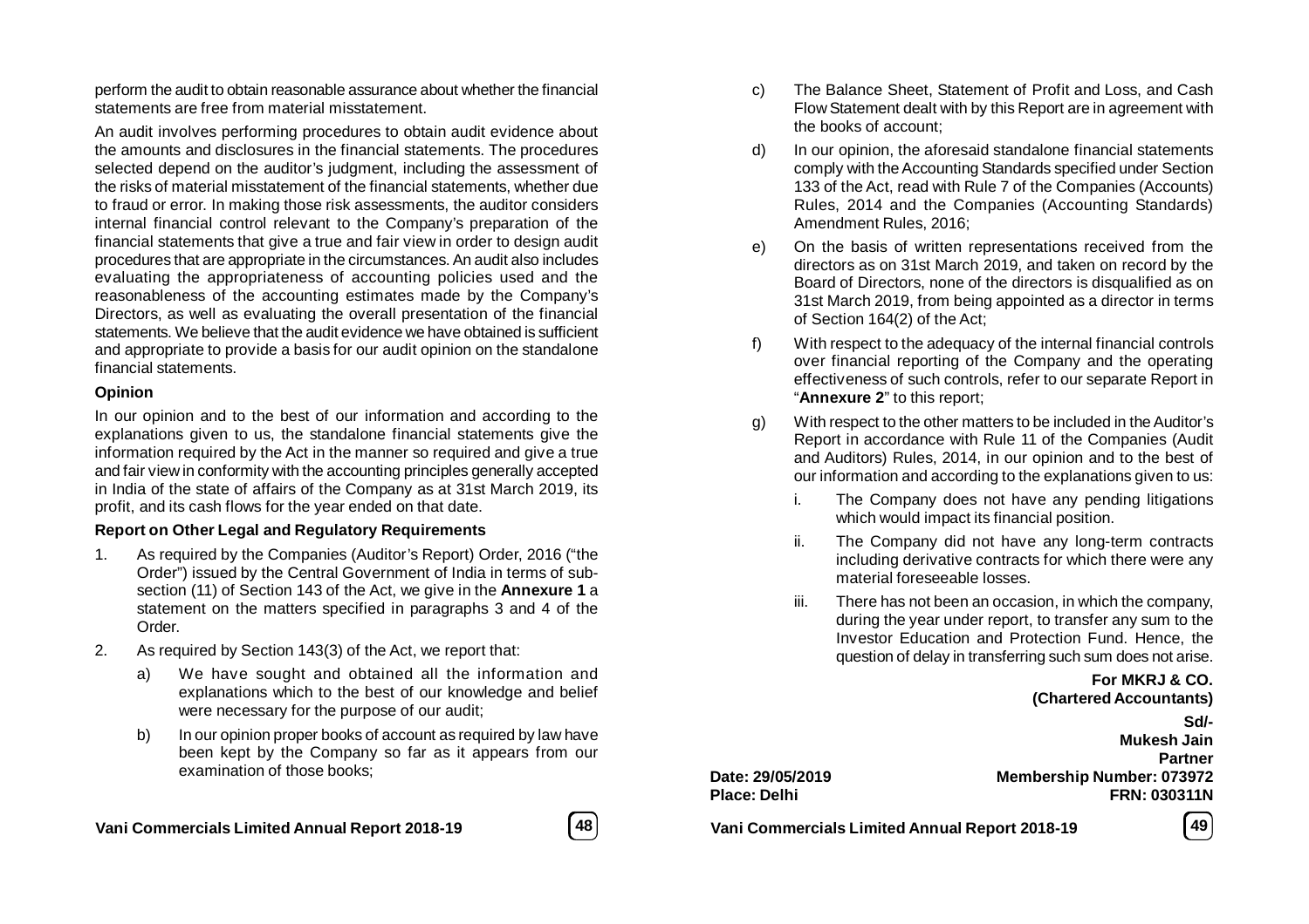perform the audit to obtain reasonable assurance about whether the financial statements are free from material misstatement.

An audit involves performing procedures to obtain audit evidence about the amounts and disclosures in the financial statements. The procedures selected depend on the auditor's judgment, including the assessment of the risks of material misstatement of the financial statements, whether due to fraud or error. In making those risk assessments, the auditor considers internal financial control relevant to the Company's preparation of the financial statements that give a true and fair view in order to design audit procedures that are appropriate in the circumstances. An audit also includes evaluating the appropriateness of accounting policies used and the reasonableness of the accounting estimates made by the Company's Directors, as well as evaluating the overall presentation of the financial statements. We believe that the audit evidence we have obtained is sufficient and appropriate to provide a basis for our audit opinion on the standalone financial statements.

**Opinion**

In our opinion and to the best of our information and according to the explanations given to us, the standalone financial statements give the information required by the Act in the manner so required and give a true and fair view in conformity with the accounting principles generally accepted in India of the state of affairs of the Company as at 31st March 2019, its profit, and its cash flows for the year ended on that date.

**Report on Other Legal and Regulatory Requirements**

1. As required by the Companies (Auditor's Report) Order, 2016 ("the Order") issued by the Central Government of India in terms of sub-section (11) of Section 143 of the Act, we give in the **Annexure 1** a statement on the matters specified in paragraphs 3 and 4 of the Order.

2. As required by Section 143(3) of the Act, we report that:

   a) We have sought and obtained all the information and explanations which to the best of our knowledge and belief were necessary for the purpose of our audit;

   b) In our opinion proper books of account as required by law have been kept by the Company so far as it appears from our examination of those books;

   c) The Balance Sheet, Statement of Profit and Loss, and Cash Flow Statement dealt with by this Report are in agreement with the books of account;

   d) In our opinion, the aforesaid standalone financial statements comply with the Accounting Standards specified under Section 133 of the Act, read with Rule 7 of the Companies (Accounts) Rules, 2014 and the Companies (Accounting Standards) Amendment Rules, 2016;

   e) On the basis of written representations received from the directors as on 31st March 2019, and taken on record by the Board of Directors, none of the directors is disqualified as on 31st March 2019, from being appointed as a director in terms of Section 164(2) of the Act;

   f) With respect to the adequacy of the internal financial controls over financial reporting of the Company and the operating effectiveness of such controls, refer to our separate Report in "**Annexure 2**" to this report;

   g) With respect to the other matters to be included in the Auditor's Report in accordance with Rule 11 of the Companies (Audit and Auditors) Rules, 2014, in our opinion and to the best of our information and according to the explanations given to us:

      i. The Company does not have any pending litigations which would impact its financial position.

      ii. The Company did not have any long-term contracts including derivative contracts for which there were any material foreseeable losses.

      iii. There has not been an occasion, in which the company, during the year under report, to transfer any sum to the Investor Education and Protection Fund. Hence, the question of delay in transferring such sum does not arise.

**For MKRJ & CO.**
**(Chartered Accountants)**

**Sd/-**
**Mukesh Jain**
**Partner**
**Membership Number: 073972**
**FRN: 030311N**

**Date: 29/05/2019**
**Place: Delhi**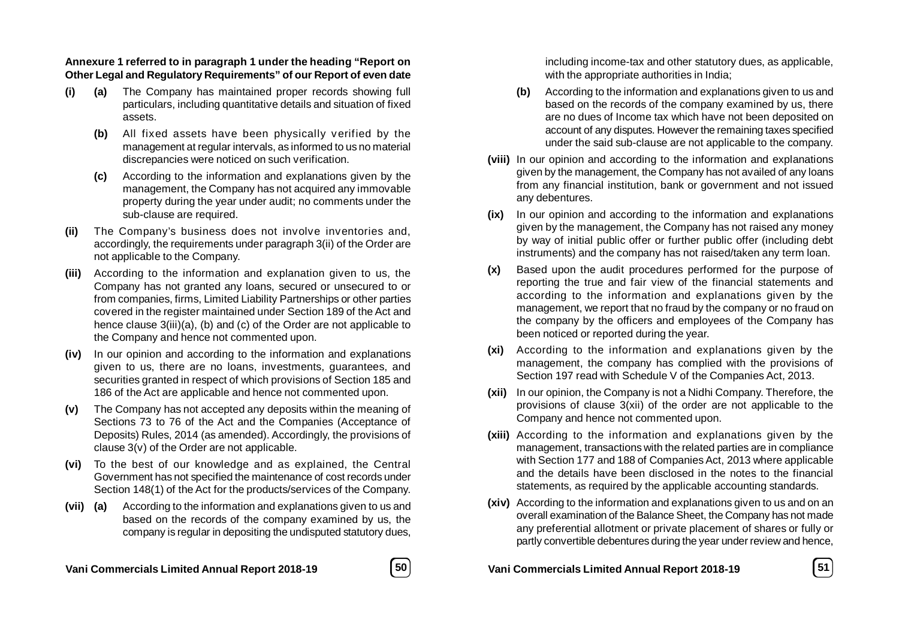**Annexure 1 referred to in paragraph 1 under the heading "Report on Other Legal and Regulatory Requirements" of our Report of even date**

**(i)** **(a)** The Company has maintained proper records showing full particulars, including quantitative details and situation of fixed assets.

**(b)** All fixed assets have been physically verified by the management at regular intervals, as informed to us no material discrepancies were noticed on such verification.

**(c)** According to the information and explanations given by the management, the Company has not acquired any immovable property during the year under audit; no comments under the sub-clause are required.

**(ii)** The Company's business does not involve inventories and, accordingly, the requirements under paragraph 3(ii) of the Order are not applicable to the Company.

**(iii)** According to the information and explanation given to us, the Company has not granted any loans, secured or unsecured to or from companies, firms, Limited Liability Partnerships or other parties covered in the register maintained under Section 189 of the Act and hence clause 3(iii)(a), (b) and (c) of the Order are not applicable to the Company and hence not commented upon.

**(iv)** In our opinion and according to the information and explanations given to us, there are no loans, investments, guarantees, and securities granted in respect of which provisions of Section 185 and 186 of the Act are applicable and hence not commented upon.

**(v)** The Company has not accepted any deposits within the meaning of Sections 73 to 76 of the Act and the Companies (Acceptance of Deposits) Rules, 2014 (as amended). Accordingly, the provisions of clause 3(v) of the Order are not applicable.

**(vi)** To the best of our knowledge and as explained, the Central Government has not specified the maintenance of cost records under Section 148(1) of the Act for the products/services of the Company.

**(vii)** **(a)** According to the information and explanations given to us and based on the records of the company examined by us, the company is regular in depositing the undisputed statutory dues, including income-tax and other statutory dues, as applicable, with the appropriate authorities in India;

**(b)** According to the information and explanations given to us and based on the records of the company examined by us, there are no dues of Income tax which have not been deposited on account of any disputes. However the remaining taxes specified under the said sub-clause are not applicable to the company.

**(viii)** In our opinion and according to the information and explanations given by the management, the Company has not availed of any loans from any financial institution, bank or government and not issued any debentures.

**(ix)** In our opinion and according to the information and explanations given by the management, the Company has not raised any money by way of initial public offer or further public offer (including debt instruments) and the company has not raised/taken any term loan.

**(x)** Based upon the audit procedures performed for the purpose of reporting the true and fair view of the financial statements and according to the information and explanations given by the management, we report that no fraud by the company or no fraud on the company by the officers and employees of the Company has been noticed or reported during the year.

**(xi)** According to the information and explanations given by the management, the company has complied with the provisions of Section 197 read with Schedule V of the Companies Act, 2013.

**(xii)** In our opinion, the Company is not a Nidhi Company. Therefore, the provisions of clause 3(xii) of the order are not applicable to the Company and hence not commented upon.

**(xiii)** According to the information and explanations given by the management, transactions with the related parties are in compliance with Section 177 and 188 of Companies Act, 2013 where applicable and the details have been disclosed in the notes to the financial statements, as required by the applicable accounting standards.

**(xiv)** According to the information and explanations given to us and on an overall examination of the Balance Sheet, the Company has not made any preferential allotment or private placement of shares or fully or partly convertible debentures during the year under review and hence,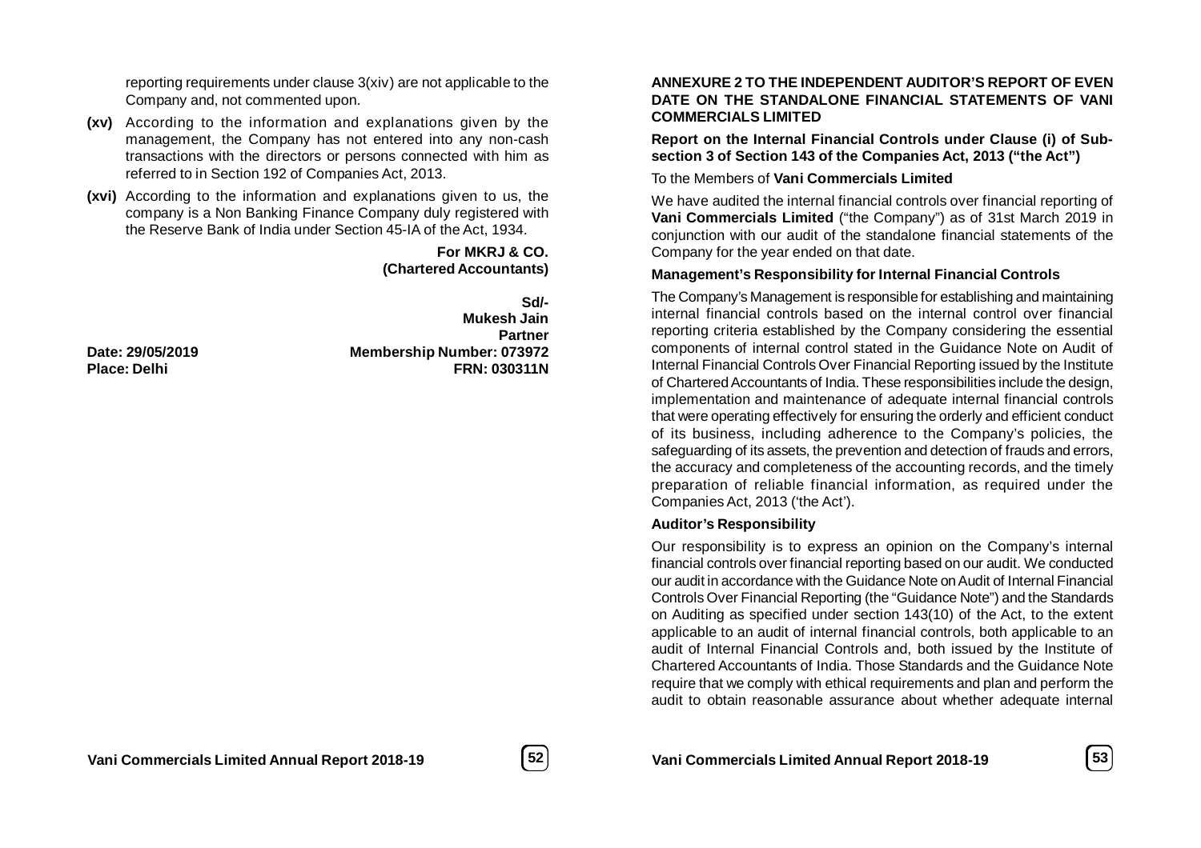reporting requirements under clause 3(xiv) are not applicable to the Company and, not commented upon.

**(xv)** According to the information and explanations given by the management, the Company has not entered into any non-cash transactions with the directors or persons connected with him as referred to in Section 192 of Companies Act, 2013.

**(xvi)** According to the information and explanations given to us, the company is a Non Banking Finance Company duly registered with the Reserve Bank of India under Section 45-IA of the Act, 1934.

**For MKRJ & CO.**
**(Chartered Accountants)**

**Sd/-**
**Mukesh Jain**
**Partner**
**Membership Number: 073972**
**FRN: 030311N**

**Date: 29/05/2019**
**Place: Delhi**

## ANNEXURE 2 TO THE INDEPENDENT AUDITOR'S REPORT OF EVEN DATE ON THE STANDALONE FINANCIAL STATEMENTS OF VANI COMMERCIALS LIMITED

**Report on the Internal Financial Controls under Clause (i) of Sub-section 3 of Section 143 of the Companies Act, 2013 ("the Act")**

To the Members of **Vani Commercials Limited**

We have audited the internal financial controls over financial reporting of **Vani Commercials Limited** ("the Company") as of 31st March 2019 in conjunction with our audit of the standalone financial statements of the Company for the year ended on that date.

### Management's Responsibility for Internal Financial Controls

The Company's Management is responsible for establishing and maintaining internal financial controls based on the internal control over financial reporting criteria established by the Company considering the essential components of internal control stated in the Guidance Note on Audit of Internal Financial Controls Over Financial Reporting issued by the Institute of Chartered Accountants of India. These responsibilities include the design, implementation and maintenance of adequate internal financial controls that were operating effectively for ensuring the orderly and efficient conduct of its business, including adherence to the Company's policies, the safeguarding of its assets, the prevention and detection of frauds and errors, the accuracy and completeness of the accounting records, and the timely preparation of reliable financial information, as required under the Companies Act, 2013 ('the Act').

### Auditor's Responsibility

Our responsibility is to express an opinion on the Company's internal financial controls over financial reporting based on our audit. We conducted our audit in accordance with the Guidance Note on Audit of Internal Financial Controls Over Financial Reporting (the "Guidance Note") and the Standards on Auditing as specified under section 143(10) of the Act, to the extent applicable to an audit of internal financial controls, both applicable to an audit of Internal Financial Controls and, both issued by the Institute of Chartered Accountants of India. Those Standards and the Guidance Note require that we comply with ethical requirements and plan and perform the audit to obtain reasonable assurance about whether adequate internal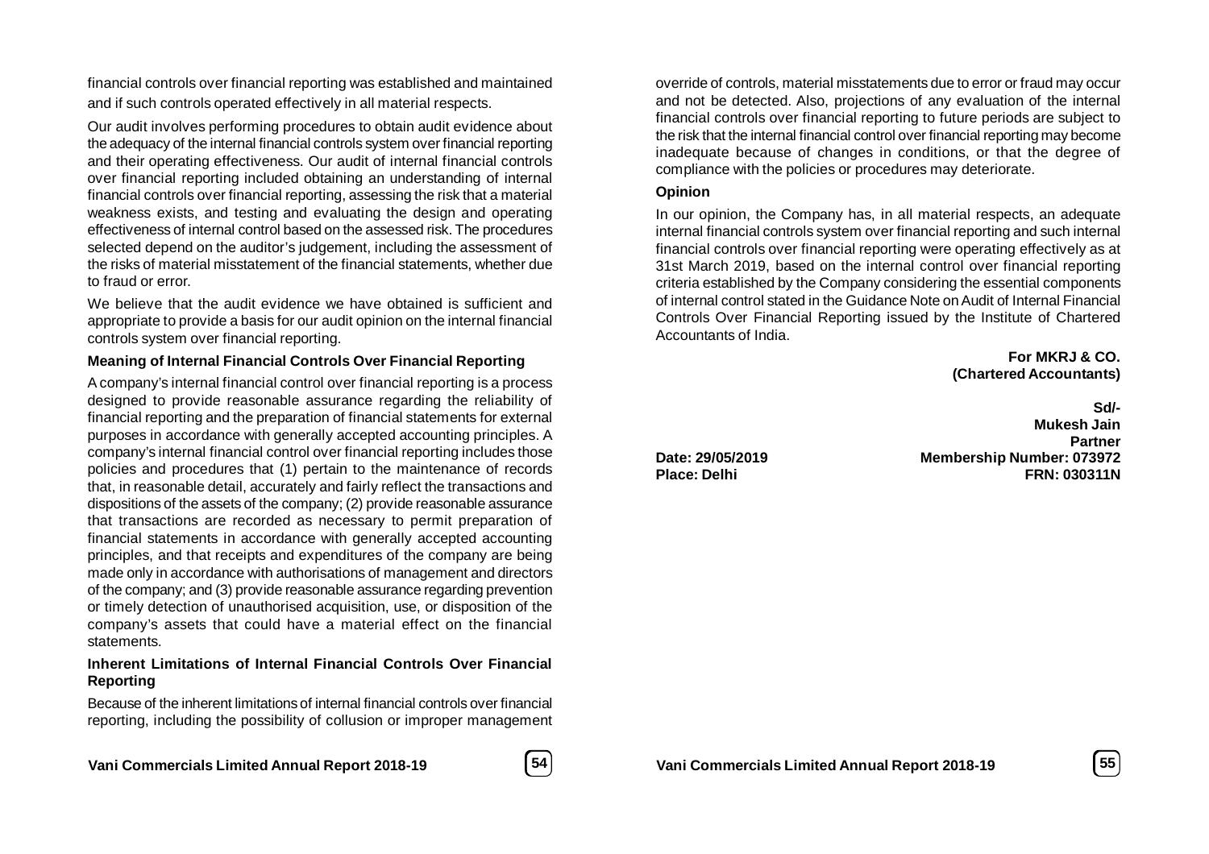financial controls over financial reporting was established and maintained and if such controls operated effectively in all material respects.

Our audit involves performing procedures to obtain audit evidence about the adequacy of the internal financial controls system over financial reporting and their operating effectiveness. Our audit of internal financial controls over financial reporting included obtaining an understanding of internal financial controls over financial reporting, assessing the risk that a material weakness exists, and testing and evaluating the design and operating effectiveness of internal control based on the assessed risk. The procedures selected depend on the auditor's judgement, including the assessment of the risks of material misstatement of the financial statements, whether due to fraud or error.

We believe that the audit evidence we have obtained is sufficient and appropriate to provide a basis for our audit opinion on the internal financial controls system over financial reporting.

### Meaning of Internal Financial Controls Over Financial Reporting

A company's internal financial control over financial reporting is a process designed to provide reasonable assurance regarding the reliability of financial reporting and the preparation of financial statements for external purposes in accordance with generally accepted accounting principles. A company's internal financial control over financial reporting includes those policies and procedures that (1) pertain to the maintenance of records that, in reasonable detail, accurately and fairly reflect the transactions and dispositions of the assets of the company; (2) provide reasonable assurance that transactions are recorded as necessary to permit preparation of financial statements in accordance with generally accepted accounting principles, and that receipts and expenditures of the company are being made only in accordance with authorisations of management and directors of the company; and (3) provide reasonable assurance regarding prevention or timely detection of unauthorised acquisition, use, or disposition of the company's assets that could have a material effect on the financial statements.

### Inherent Limitations of Internal Financial Controls Over Financial Reporting

Because of the inherent limitations of internal financial controls over financial reporting, including the possibility of collusion or improper management override of controls, material misstatements due to error or fraud may occur and not be detected. Also, projections of any evaluation of the internal financial controls over financial reporting to future periods are subject to the risk that the internal financial control over financial reporting may become inadequate because of changes in conditions, or that the degree of compliance with the policies or procedures may deteriorate.

### Opinion

In our opinion, the Company has, in all material respects, an adequate internal financial controls system over financial reporting and such internal financial controls over financial reporting were operating effectively as at 31st March 2019, based on the internal control over financial reporting criteria established by the Company considering the essential components of internal control stated in the Guidance Note on Audit of Internal Financial Controls Over Financial Reporting issued by the Institute of Chartered Accountants of India.

**For MKRJ & CO.**
**(Chartered Accountants)**

**Sd/-**
**Mukesh Jain**
**Partner**
**Membership Number: 073972**
**FRN: 030311N**

**Date: 29/05/2019**
**Place: Delhi**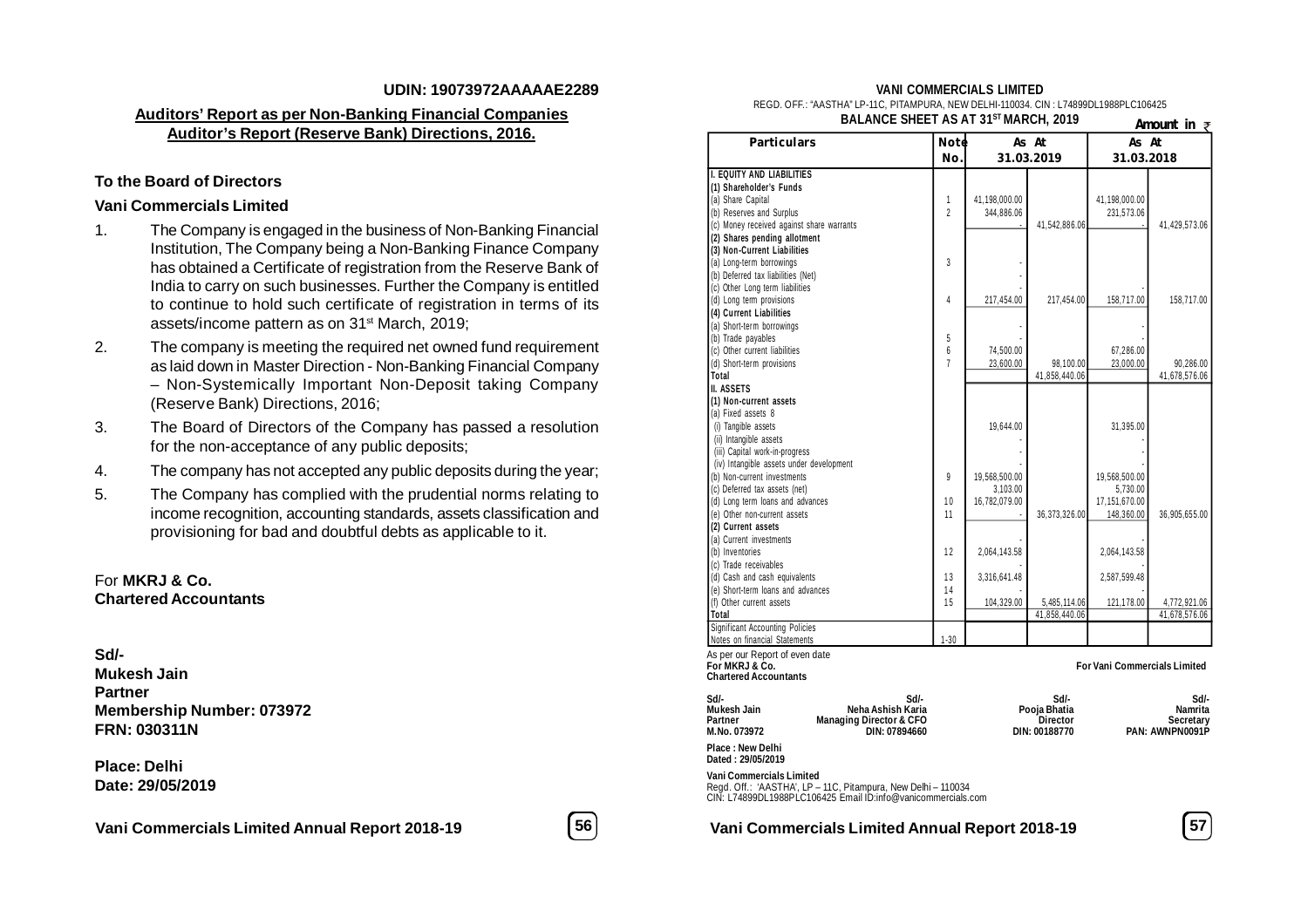UDIN: 19073972AAAAAE2289

## Auditors' Report as per Non-Banking Financial Companies Auditor's Report (Reserve Bank) Directions, 2016.

**To the Board of Directors**

**Vani Commercials Limited**

1. The Company is engaged in the business of Non-Banking Financial Institution, The Company being a Non-Banking Finance Company has obtained a Certificate of registration from the Reserve Bank of India to carry on such businesses. Further the Company is entitled to continue to hold such certificate of registration in terms of its assets/income pattern as on 31st March, 2019;
2. The company is meeting the required net owned fund requirement as laid down in Master Direction - Non-Banking Financial Company – Non-Systemically Important Non-Deposit taking Company (Reserve Bank) Directions, 2016;
3. The Board of Directors of the Company has passed a resolution for the non-acceptance of any public deposits;
4. The company has not accepted any public deposits during the year;
5. The Company has complied with the prudential norms relating to income recognition, accounting standards, assets classification and provisioning for bad and doubtful debts as applicable to it.

For **MKRJ & Co.**
**Chartered Accountants**

**Sd/-**
**Mukesh Jain**
**Partner**
**Membership Number: 073972**
**FRN: 030311N**

**Place: Delhi**
**Date: 29/05/2019**

## VANI COMMERCIALS LIMITED

REGD. OFF.: "AASTHA" LP-11C, PITAMPURA, NEW DELHI-110034. CIN : L74899DL1988PLC106425

### BALANCE SHEET AS AT 31ST MARCH, 2019

Amount in ₹

| Particulars | Note No. | As At 31.03.2019 | | As At 31.03.2018 | |
|---|---|---|---|---|---|
| **I. EQUITY AND LIABILITIES** | | | | | |
| **(1) Shareholder's Funds** | | | | | |
| (a) Share Capital | 1 | 41,198,000.00 | | 41,198,000.00 | |
| (b) Reserves and Surplus | 2 | 344,886.06 | | 231,573.06 | |
| (c) Money received against share warrants | | - | 41,542,886.06 | - | 41,429,573.06 |
| **(2) Shares pending allotment** | | | | | |
| **(3) Non-Current Liabilities** | | | | | |
| (a) Long-term borrowings | 3 | - | | | |
| (b) Deferred tax liabilities (Net) | | - | | | |
| (c) Other Long term liabilities | | - | | - | |
| (d) Long term provisions | 4 | 217,454.00 | 217,454.00 | 158,717.00 | 158,717.00 |
| **(4) Current Liabilities** | | | | | |
| (a) Short-term borrowings | | - | | - | |
| (b) Trade payables | 5 | - | | - | |
| (c) Other current liabilities | 6 | 74,500.00 | | 67,286.00 | |
| (d) Short-term provisions | 7 | 23,600.00 | 98,100.00 | 23,000.00 | 90,286.00 |
| **Total** | | | 41,858,440.06 | | 41,678,576.06 |
| **II. ASSETS** | | | | | |
| **(1) Non-current assets** | | | | | |
| (a) Fixed assets 8 | | | | | |
| (i) Tangible assets | | 19,644.00 | | 31,395.00 | |
| (ii) Intangible assets | | - | | - | |
| (iii) Capital work-in-progress | | - | | - | |
| (iv) Intangible assets under development | | - | | - | |
| (b) Non-current investments | 9 | 19,568,500.00 | | 19,568,500.00 | |
| (c) Deferred tax assets (net) | | 3,103.00 | | 5,730.00 | |
| (d) Long term loans and advances | 10 | 16,782,079.00 | | 17,151,670.00 | |
| (e) Other non-current assets | 11 | - | 36,373,326.00 | 148,360.00 | 36,905,655.00 |
| **(2) Current assets** | | | | | |
| (a) Current investments | | - | | - | |
| (b) Inventories | 12 | 2,064,143.58 | | 2,064,143.58 | |
| (c) Trade receivables | | - | | - | |
| (d) Cash and cash equivalents | 13 | 3,316,641.48 | | 2,587,599.48 | |
| (e) Short-term loans and advances | 14 | - | | - | |
| (f) Other current assets | 15 | 104,329.00 | 5,485,114.06 | 121,178.00 | 4,772,921.06 |
| **Total** | | | 41,858,440.06 | | 41,678,576.06 |
| Significant Accounting Policies | | | | | |
| Notes on financial Statements | 1-30 | | | | |

As per our Report of even date
**For MKRJ & Co.**
**Chartered Accountants**

**For Vani Commercials Limited**

| Sd/- | Sd/- | Sd/- | Sd/- |
|---|---|---|---|
| **Mukesh Jain** | **Neha Ashish Karia** | **Pooja Bhatia** | **Namrita** |
| **Partner** | **Managing Director & CFO** | **Director** | **Secretary** |
| **M.No. 073972** | **DIN: 07894660** | **DIN: 00188770** | **PAN: AWNPN0091P** |

**Place : New Delhi**
**Dated : 29/05/2019**

**Vani Commercials Limited**
Regd. Off.: 'AASTHA', LP – 11C, Pitampura, New Delhi – 110034
CIN: L74899DL1988PLC106425 Email ID:info@vanicommercials.com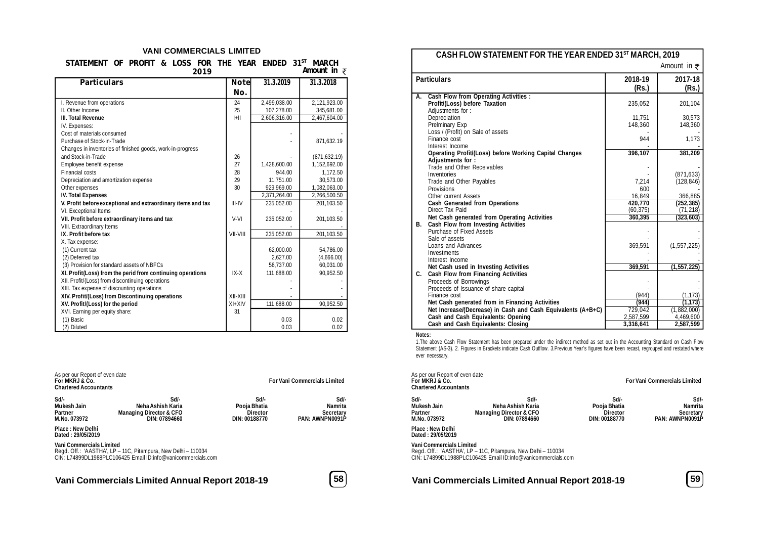## VANI COMMERCIALS LIMITED

### STATEMENT OF PROFIT & LOSS FOR THE YEAR ENDED 31ST MARCH 2019

Amount in ₹

| Particulars | Note No. | 31.3.2019 | 31.3.2018 |
|---|---|---|---|
| I. Revenue from operations | 24 | 2,499,038.00 | 2,121,923.00 |
| II. Other Income | 25 | 107,278.00 | 345,681.00 |
| **III. Total Revenue** | I+II | 2,606,316.00 | 2,467,604.00 |
| IV. Expenses: | | | |
| Cost of materials consumed | | - | - |
| Purchase of Stock-in-Trade | | - | 871,632.19 |
| Changes in inventories of finished goods, work-in-progress and Stock-in-Trade | 26 | - | (871,632.19) |
| Employee benefit expense | 27 | 1,428,600.00 | 1,152,692.00 |
| Financial costs | 28 | 944.00 | 1,172.50 |
| Depreciation and amortization expense | 29 | 11,751.00 | 30,573.00 |
| Other expenses | 30 | 929,969.00 | 1,082,063.00 |
| **IV. Total Expenses** | | 2,371,264.00 | 2,266,500.50 |
| **V. Profit before exceptional and extraordinary items and tax** | III-IV | 235,052.00 | 201,103.50 |
| VI. Exceptional Items | | - | - |
| **VII. Profit before extraordinary items and tax** | V-VI | 235,052.00 | 201,103.50 |
| VIII. Extraordinary Items | | - | - |
| **IX. Profit before tax** | VII-VIII | 235,052.00 | 201,103.50 |
| X. Tax expense: | | | |
| (1) Current tax | | 62,000.00 | 54,786.00 |
| (2) Deferred tax | | 2,627.00 | (4,666.00) |
| (3) Provision for standard assets of NBFCs | | 58,737.00 | 60,031.00 |
| **XI. Profit(Loss) from the perid from continuing operations** | IX-X | 111,688.00 | 90,952.50 |
| XII. Profit/(Loss) from discontinuing operations | | - | - |
| XIII. Tax expense of discounting operations | | - | - |
| **XIV. Profit/(Loss) from Discontinuing operations** | XII-XIII | - | - |
| **XV. Profit/(Loss) for the period** | XI+XIV | 111,688.00 | 90,952.50 |
| XVI. Earning per equity share: | 31 | | |
| (1) Basic | | 0.03 | 0.02 |
| (2) Diluted | | 0.03 | 0.02 |

As per our Report of even date
**For MKRJ & Co.**
**Chartered Accountants**

**For Vani Commercials Limited**

| Sd/- | Sd/- | Sd/- | Sd/- |
|---|---|---|---|
| Mukesh Jain | Neha Ashish Karia | Pooja Bhatia | Namrita |
| Partner | Managing Director & CFO | Director | Secretary |
| M.No. 073972 | DIN: 07894660 | DIN: 00188770 | PAN: AWNPN0091P |

**Place : New Delhi**
**Dated : 29/05/2019**

**Vani Commercials Limited**
Regd. Off.: 'AASTHA', LP – 11C, Pitampura, New Delhi – 110034
CIN: L74899DL1988PLC106425 Email ID:info@vanicommercials.com

### CASH FLOW STATEMENT FOR THE YEAR ENDED 31ST MARCH, 2019

Amount in ₹

| | Particulars | 2018-19 (Rs.) | 2017-18 (Rs.) |
|---|---|---|---|
| **A.** | **Cash Flow from Operating Activities :** | | |
| | **Profit/(Loss) before Taxation** | 235,052 | 201,104 |
| | Adjustments for : | | |
| | Depreciation | 11,751 | 30,573 |
| | Prelminary Exp | 148,360 | 148,360 |
| | Loss / (Profit) on Sale of assets | - | - |
| | Finance cost | 944 | 1,173 |
| | Interest Income | - | - |
| | **Operating Profit/(Loss) before Working Capital Changes** | **396,107** | **381,209** |
| | **Adjustments for :** | | |
| | Trade and Other Receivables | - | - |
| | Inventories | - | (871,633) |
| | Trade and Other Payables | 7,214 | (128,846) |
| | Provisions | 600 | - |
| | Other current Assets | 16,849 | 366,885 |
| | **Cash Generated from Operations** | **420,770** | **(252,385)** |
| | Direct Tax Paid | (60,375) | (71,218) |
| | **Net Cash generated from Operating Activities** | **360,395** | **(323,603)** |
| **B.** | **Cash Flow from Investing Activities** | | |
| | Purchase of Fixed Assets | - | - |
| | Sale of assets | - | - |
| | Loans and Advances | 369,591 | (1,557,225) |
| | Investments | - | - |
| | Interest Income | - | - |
| | **Net Cash used in Investing Activities** | **369,591** | **(1,557,225)** |
| **C.** | **Cash Flow from Financing Activities** | | |
| | Proceeds of Borrowings | - | - |
| | Proceeds of Issuance of share capital | - | - |
| | Finance cost | (944) | (1,173) |
| | **Net Cash generated from in Financing Activities** | **(944)** | **(1,173)** |
| | **Net Increase/(Decrease) in Cash and Cash Equivalents (A+B+C)** | 729,042 | (1,882,000) |
| | **Cash and Cash Equivalents: Opening** | 2,587,599 | 4,469,600 |
| | **Cash and Cash Equivalents: Closing** | **3,316,641** | **2,587,599** |

**Notes:**

1.The above Cash Flow Statement has been prepared under the indirect method as set out in the Accounting Standard on Cash Flow Statement (AS-3). 2. Figures in Brackets indicate Cash Outflow. 3.Previous Year's figures have been recast, regrouped and restated where ever necessary.

As per our Report of even date
**For MKRJ & Co.**
**Chartered Accountants**

**For Vani Commercials Limited**

| Sd/- | Sd/- | Sd/- | Sd/- |
|---|---|---|---|
| Mukesh Jain | Neha Ashish Karia | Pooja Bhatia | Namrita |
| Partner | Managing Director & CFO | Director | Secretary |
| M.No. 073972 | DIN: 07894660 | DIN: 00188770 | PAN: AWNPN0091P |

**Place : New Delhi**
**Dated : 29/05/2019**

**Vani Commercials Limited**
Regd. Off.: 'AASTHA', LP – 11C, Pitampura, New Delhi – 110034
CIN: L74899DL1988PLC106425 Email ID:info@vanicommercials.com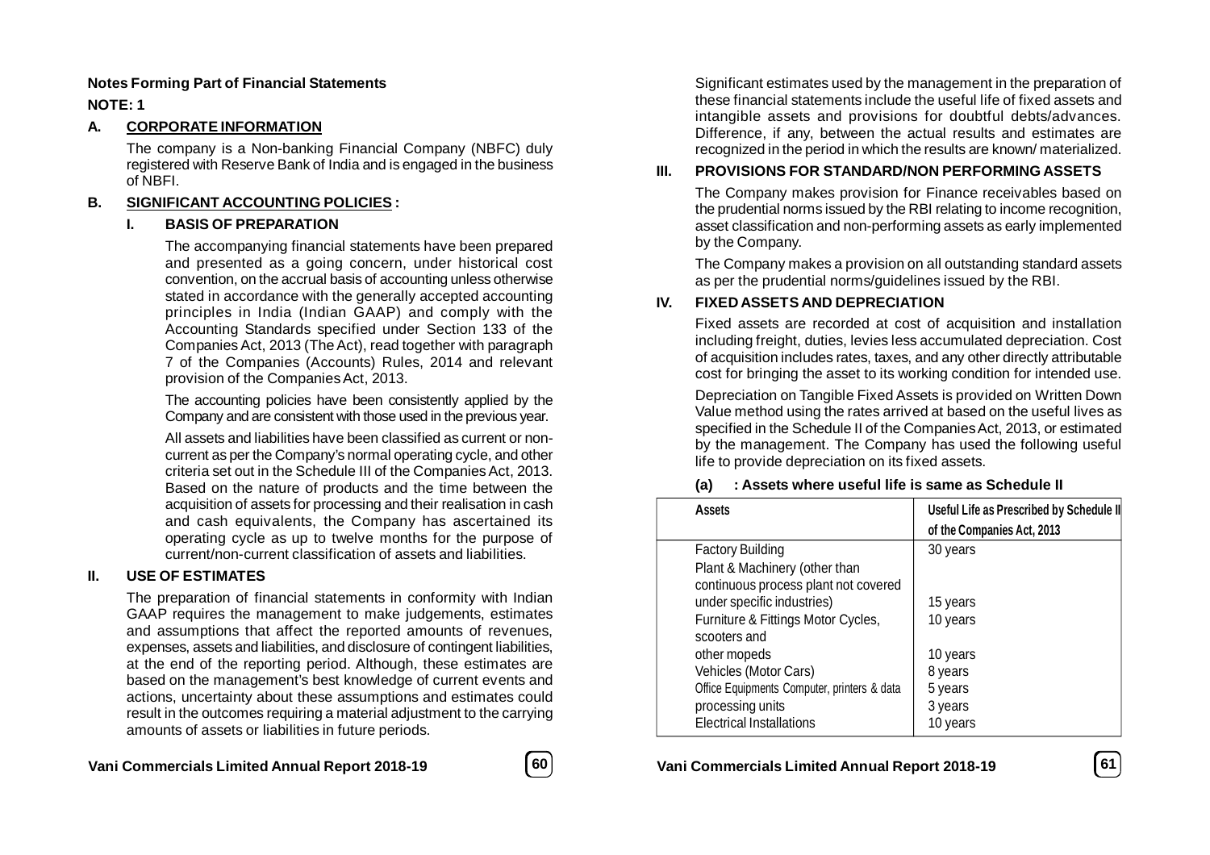**Notes Forming Part of Financial Statements**

**NOTE: 1**

## A. CORPORATE INFORMATION

The company is a Non-banking Financial Company (NBFC) duly registered with Reserve Bank of India and is engaged in the business of NBFI.

## B. SIGNIFICANT ACCOUNTING POLICIES :

### I. BASIS OF PREPARATION

The accompanying financial statements have been prepared and presented as a going concern, under historical cost convention, on the accrual basis of accounting unless otherwise stated in accordance with the generally accepted accounting principles in India (Indian GAAP) and comply with the Accounting Standards specified under Section 133 of the Companies Act, 2013 (The Act), read together with paragraph 7 of the Companies (Accounts) Rules, 2014 and relevant provision of the Companies Act, 2013.

The accounting policies have been consistently applied by the Company and are consistent with those used in the previous year.

All assets and liabilities have been classified as current or non-current as per the Company's normal operating cycle, and other criteria set out in the Schedule III of the Companies Act, 2013. Based on the nature of products and the time between the acquisition of assets for processing and their realisation in cash and cash equivalents, the Company has ascertained its operating cycle as up to twelve months for the purpose of current/non-current classification of assets and liabilities.

### II. USE OF ESTIMATES

The preparation of financial statements in conformity with Indian GAAP requires the management to make judgements, estimates and assumptions that affect the reported amounts of revenues, expenses, assets and liabilities, and disclosure of contingent liabilities, at the end of the reporting period. Although, these estimates are based on the management's best knowledge of current events and actions, uncertainty about these assumptions and estimates could result in the outcomes requiring a material adjustment to the carrying amounts of assets or liabilities in future periods.

Significant estimates used by the management in the preparation of these financial statements include the useful life of fixed assets and intangible assets and provisions for doubtful debts/advances. Difference, if any, between the actual results and estimates are recognized in the period in which the results are known/ materialized.

### III. PROVISIONS FOR STANDARD/NON PERFORMING ASSETS

The Company makes provision for Finance receivables based on the prudential norms issued by the RBI relating to income recognition, asset classification and non-performing assets as early implemented by the Company.

The Company makes a provision on all outstanding standard assets as per the prudential norms/guidelines issued by the RBI.

### IV. FIXED ASSETS AND DEPRECIATION

Fixed assets are recorded at cost of acquisition and installation including freight, duties, levies less accumulated depreciation. Cost of acquisition includes rates, taxes, and any other directly attributable cost for bringing the asset to its working condition for intended use.

Depreciation on Tangible Fixed Assets is provided on Written Down Value method using the rates arrived at based on the useful lives as specified in the Schedule II of the Companies Act, 2013, or estimated by the management. The Company has used the following useful life to provide depreciation on its fixed assets.

**(a) : Assets where useful life is same as Schedule II**

| Assets | Useful Life as Prescribed by Schedule II of the Companies Act, 2013 |
|---|---|
| Factory Building | 30 years |
| Plant & Machinery (other than continuous process plant not covered under specific industries) | 15 years |
| Furniture & Fittings Motor Cycles, scooters and | 10 years |
| other mopeds | 10 years |
| Vehicles (Motor Cars) | 8 years |
| Office Equipments Computer, printers & data | 5 years |
| processing units | 3 years |
| Electrical Installations | 10 years |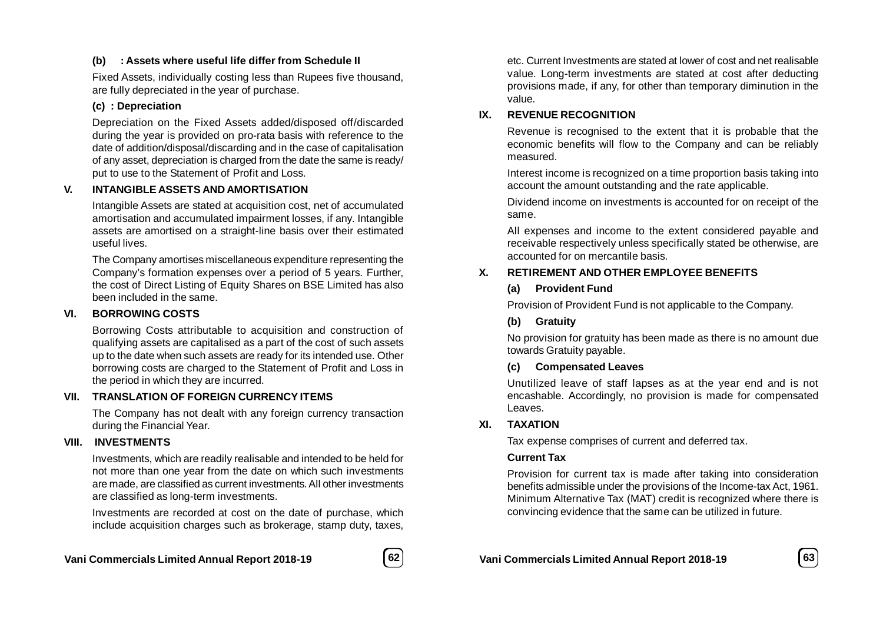**(b) : Assets where useful life differ from Schedule II**

Fixed Assets, individually costing less than Rupees five thousand, are fully depreciated in the year of purchase.

**(c) : Depreciation**

Depreciation on the Fixed Assets added/disposed off/discarded during the year is provided on pro-rata basis with reference to the date of addition/disposal/discarding and in the case of capitalisation of any asset, depreciation is charged from the date the same is ready/ put to use to the Statement of Profit and Loss.

## V. INTANGIBLE ASSETS AND AMORTISATION

Intangible Assets are stated at acquisition cost, net of accumulated amortisation and accumulated impairment losses, if any. Intangible assets are amortised on a straight-line basis over their estimated useful lives.

The Company amortises miscellaneous expenditure representing the Company's formation expenses over a period of 5 years. Further, the cost of Direct Listing of Equity Shares on BSE Limited has also been included in the same.

## VI. BORROWING COSTS

Borrowing Costs attributable to acquisition and construction of qualifying assets are capitalised as a part of the cost of such assets up to the date when such assets are ready for its intended use. Other borrowing costs are charged to the Statement of Profit and Loss in the period in which they are incurred.

## VII. TRANSLATION OF FOREIGN CURRENCY ITEMS

The Company has not dealt with any foreign currency transaction during the Financial Year.

## VIII. INVESTMENTS

Investments, which are readily realisable and intended to be held for not more than one year from the date on which such investments are made, are classified as current investments. All other investments are classified as long-term investments.

Investments are recorded at cost on the date of purchase, which include acquisition charges such as brokerage, stamp duty, taxes, etc. Current Investments are stated at lower of cost and net realisable value. Long-term investments are stated at cost after deducting provisions made, if any, for other than temporary diminution in the value.

## IX. REVENUE RECOGNITION

Revenue is recognised to the extent that it is probable that the economic benefits will flow to the Company and can be reliably measured.

Interest income is recognized on a time proportion basis taking into account the amount outstanding and the rate applicable.

Dividend income on investments is accounted for on receipt of the same.

All expenses and income to the extent considered payable and receivable respectively unless specifically stated be otherwise, are accounted for on mercantile basis.

## X. RETIREMENT AND OTHER EMPLOYEE BENEFITS

**(a) Provident Fund**

Provision of Provident Fund is not applicable to the Company.

**(b) Gratuity**

No provision for gratuity has been made as there is no amount due towards Gratuity payable.

**(c) Compensated Leaves**

Unutilized leave of staff lapses as at the year end and is not encashable. Accordingly, no provision is made for compensated Leaves.

## XI. TAXATION

Tax expense comprises of current and deferred tax.

**Current Tax**

Provision for current tax is made after taking into consideration benefits admissible under the provisions of the Income-tax Act, 1961. Minimum Alternative Tax (MAT) credit is recognized where there is convincing evidence that the same can be utilized in future.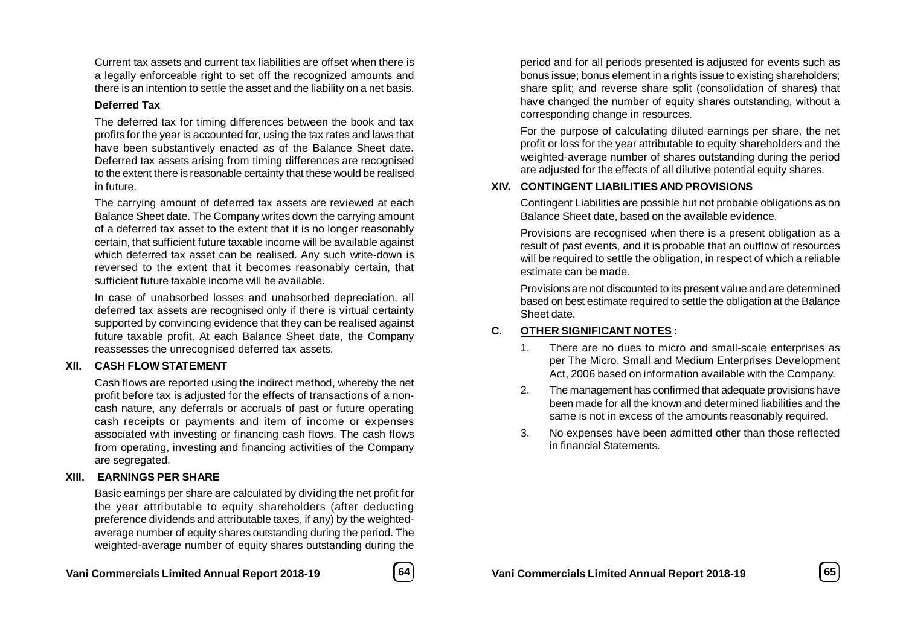Current tax assets and current tax liabilities are offset when there is a legally enforceable right to set off the recognized amounts and there is an intention to settle the asset and the liability on a net basis.

**Deferred Tax**

The deferred tax for timing differences between the book and tax profits for the year is accounted for, using the tax rates and laws that have been substantively enacted as of the Balance Sheet date. Deferred tax assets arising from timing differences are recognised to the extent there is reasonable certainty that these would be realised in future.

The carrying amount of deferred tax assets are reviewed at each Balance Sheet date. The Company writes down the carrying amount of a deferred tax asset to the extent that it is no longer reasonably certain, that sufficient future taxable income will be available against which deferred tax asset can be realised. Any such write-down is reversed to the extent that it becomes reasonably certain, that sufficient future taxable income will be available.

In case of unabsorbed losses and unabsorbed depreciation, all deferred tax assets are recognised only if there is virtual certainty supported by convincing evidence that they can be realised against future taxable profit. At each Balance Sheet date, the Company reassesses the unrecognised deferred tax assets.

### XII. CASH FLOW STATEMENT

Cash flows are reported using the indirect method, whereby the net profit before tax is adjusted for the effects of transactions of a non-cash nature, any deferrals or accruals of past or future operating cash receipts or payments and item of income or expenses associated with investing or financing cash flows. The cash flows from operating, investing and financing activities of the Company are segregated.

### XIII. EARNINGS PER SHARE

Basic earnings per share are calculated by dividing the net profit for the year attributable to equity shareholders (after deducting preference dividends and attributable taxes, if any) by the weighted-average number of equity shares outstanding during the period. The weighted-average number of equity shares outstanding during the period and for all periods presented is adjusted for events such as bonus issue; bonus element in a rights issue to existing shareholders; share split; and reverse share split (consolidation of shares) that have changed the number of equity shares outstanding, without a corresponding change in resources.

For the purpose of calculating diluted earnings per share, the net profit or loss for the year attributable to equity shareholders and the weighted-average number of shares outstanding during the period are adjusted for the effects of all dilutive potential equity shares.

### XIV. CONTINGENT LIABILITIES AND PROVISIONS

Contingent Liabilities are possible but not probable obligations as on Balance Sheet date, based on the available evidence.

Provisions are recognised when there is a present obligation as a result of past events, and it is probable that an outflow of resources will be required to settle the obligation, in respect of which a reliable estimate can be made.

Provisions are not discounted to its present value and are determined based on best estimate required to settle the obligation at the Balance Sheet date.

## C. OTHER SIGNIFICANT NOTES :

1. There are no dues to micro and small-scale enterprises as per The Micro, Small and Medium Enterprises Development Act, 2006 based on information available with the Company.
2. The management has confirmed that adequate provisions have been made for all the known and determined liabilities and the same is not in excess of the amounts reasonably required.
3. No expenses have been admitted other than those reflected in financial Statements.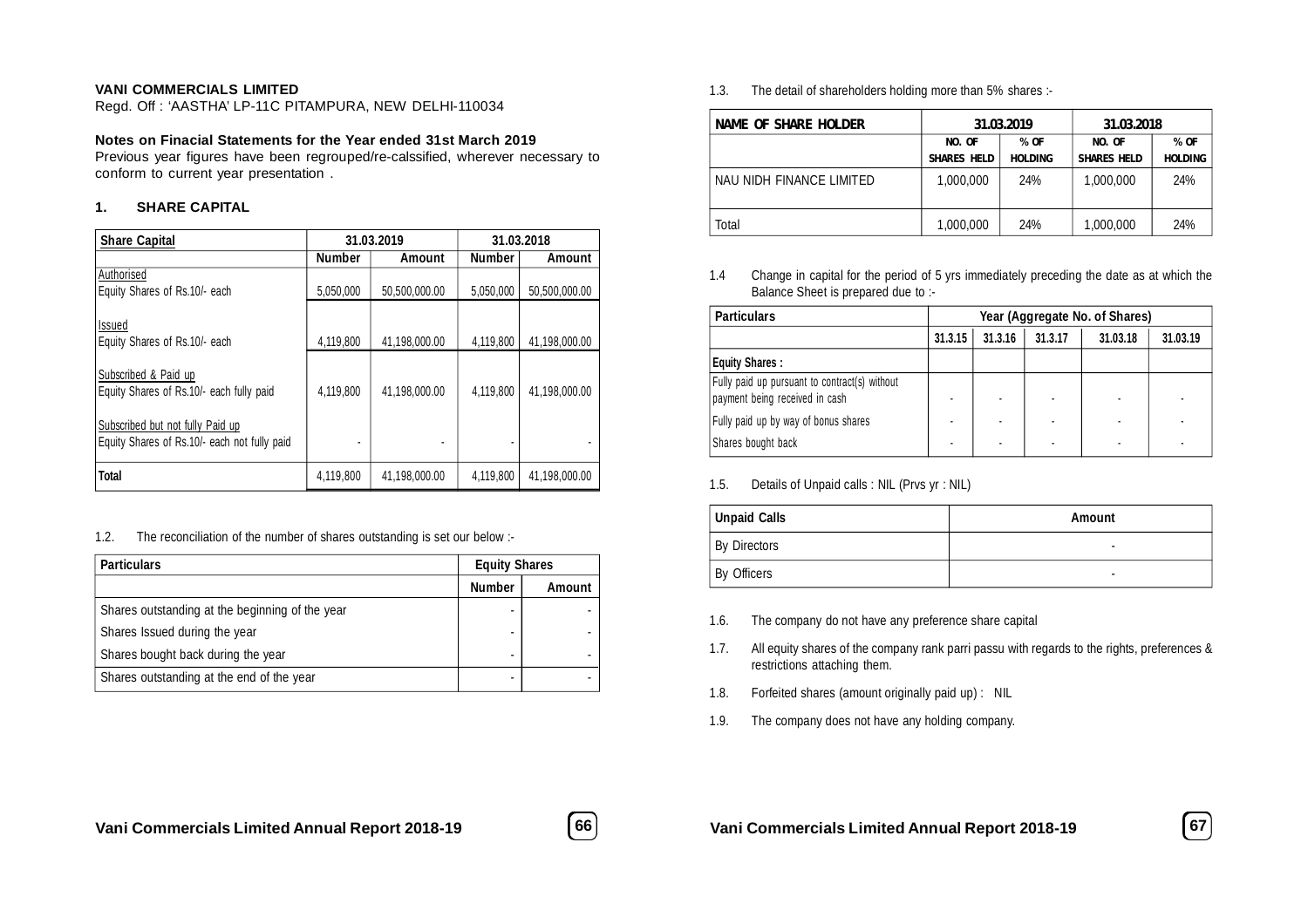**VANI COMMERCIALS LIMITED**
Regd. Off : 'AASTHA' LP-11C PITAMPURA, NEW DELHI-110034

**Notes on Finacial Statements for the Year ended 31st March 2019**
Previous year figures have been regrouped/re-calssified, wherever necessary to conform to current year presentation .

## 1. SHARE CAPITAL

| Share Capital | 31.03.2019 | | 31.03.2018 | |
|---|---|---|---|---|
| | Number | Amount | Number | Amount |
| Authorised<br>Equity Shares of Rs.10/- each | 5,050,000 | 50,500,000.00 | 5,050,000 | 50,500,000.00 |
| Issued<br>Equity Shares of Rs.10/- each | 4,119,800 | 41,198,000.00 | 4,119,800 | 41,198,000.00 |
| Subscribed & Paid up<br>Equity Shares of Rs.10/- each fully paid | 4,119,800 | 41,198,000.00 | 4,119,800 | 41,198,000.00 |
| Subscribed but not fully Paid up<br>Equity Shares of Rs.10/- each not fully paid | - | - | - | - |
| **Total** | 4,119,800 | 41,198,000.00 | 4,119,800 | 41,198,000.00 |

1.2. The reconciliation of the number of shares outstanding is set our below :-

| Particulars | Equity Shares | |
|---|---|---|
| | Number | Amount |
| Shares outstanding at the beginning of the year | - | - |
| Shares Issued during the year | - | - |
| Shares bought back during the year | - | - |
| Shares outstanding at the end of the year | - | - |

1.3. The detail of shareholders holding more than 5% shares :-

| NAME OF SHARE HOLDER | 31.03.2019 | | 31.03.2018 | |
|---|---|---|---|---|
| | NO. OF SHARES HELD | % OF HOLDING | NO. OF SHARES HELD | % OF HOLDING |
| NAU NIDH FINANCE LIMITED | 1,000,000 | 24% | 1,000,000 | 24% |
| Total | 1,000,000 | 24% | 1,000,000 | 24% |

1.4 Change in capital for the period of 5 yrs immediately preceding the date as at which the Balance Sheet is prepared due to :-

| Particulars | Year (Aggregate No. of Shares) | | | | |
|---|---|---|---|---|---|
| | 31.3.15 | 31.3.16 | 31.3.17 | 31.03.18 | 31.03.19 |
| **Equity Shares :** | | | | | |
| Fully paid up pursuant to contract(s) without payment being received in cash | - | - | - | - | - |
| Fully paid up by way of bonus shares | - | - | - | - | - |
| Shares bought back | - | - | - | - | - |

1.5. Details of Unpaid calls : NIL (Prvs yr : NIL)

| Unpaid Calls | Amount |
|---|---|
| By Directors | - |
| By Officers | - |

1.6. The company do not have any preference share capital

1.7. All equity shares of the company rank parri passu with regards to the rights, preferences & restrictions attaching them.

1.8. Forfeited shares (amount originally paid up) : NIL

1.9. The company does not have any holding company.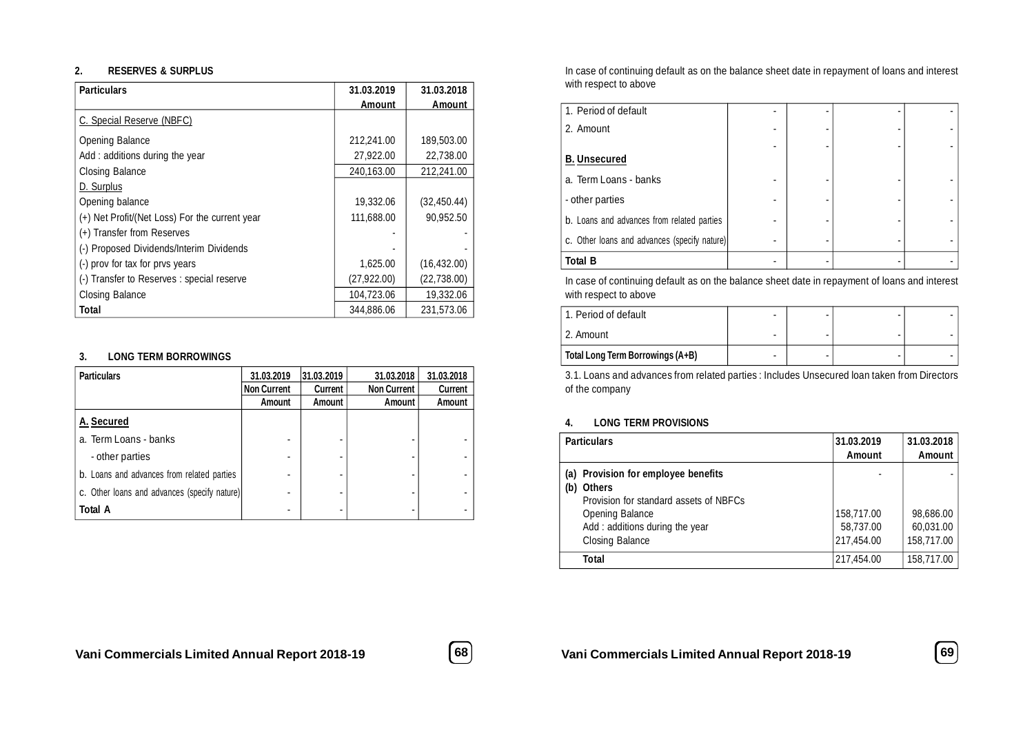## 2. RESERVES & SURPLUS

| Particulars | 31.03.2019 Amount | 31.03.2018 Amount |
|---|---|---|
| C. Special Reserve (NBFC) | | |
| Opening Balance | 212,241.00 | 189,503.00 |
| Add : additions during the year | 27,922.00 | 22,738.00 |
| Closing Balance | 240,163.00 | 212,241.00 |
| D. Surplus | | |
| Opening balance | 19,332.06 | (32,450.44) |
| (+) Net Profit/(Net Loss) For the current year | 111,688.00 | 90,952.50 |
| (+) Transfer from Reserves | - | - |
| (-) Proposed Dividends/Interim Dividends | - | - |
| (-) prov for tax for prvs years | 1,625.00 | (16,432.00) |
| (-) Transfer to Reserves : special reserve | (27,922.00) | (22,738.00) |
| Closing Balance | 104,723.06 | 19,332.06 |
| **Total** | 344,886.06 | 231,573.06 |

## 3. LONG TERM BORROWINGS

| Particulars | 31.03.2019 Non Current Amount | 31.03.2019 Current Amount | 31.03.2018 Non Current Amount | 31.03.2018 Current Amount |
|---|---|---|---|---|
| **A. Secured** | | | | |
| a. Term Loans - banks | - | - | - | - |
| - other parties | - | - | - | - |
| b. Loans and advances from related parties | - | - | - | - |
| c. Other loans and advances (specify nature) | - | - | - | - |
| **Total A** | - | - | - | - |

In case of continuing default as on the balance sheet date in repayment of loans and interest with respect to above

| | | | | |
|---|---|---|---|---|
| 1. Period of default | - | - | - | - |
| 2. Amount | - | - | - | - |
| | - | - | - | - |
| **B. Unsecured** | | | | |
| a. Term Loans - banks | - | - | - | - |
| - other parties | - | - | - | - |
| b. Loans and advances from related parties | - | - | - | - |
| c. Other loans and advances (specify nature) | - | - | - | - |
| **Total B** | - | - | - | - |

In case of continuing default as on the balance sheet date in repayment of loans and interest with respect to above

| | | | | |
|---|---|---|---|---|
| 1. Period of default | - | - | - | - |
| 2. Amount | - | - | - | - |
| **Total Long Term Borrowings (A+B)** | - | - | - | - |

3.1. Loans and advances from related parties : Includes Unsecured loan taken from Directors of the company

## 4. LONG TERM PROVISIONS

| Particulars | 31.03.2019 Amount | 31.03.2018 Amount |
|---|---|---|
| **(a) Provision for employee benefits** | - | - |
| **(b) Others** | | |
| Provision for standard assets of NBFCs | | |
| Opening Balance | 158,717.00 | 98,686.00 |
| Add : additions during the year | 58,737.00 | 60,031.00 |
| Closing Balance | 217,454.00 | 158,717.00 |
| **Total** | 217,454.00 | 158,717.00 |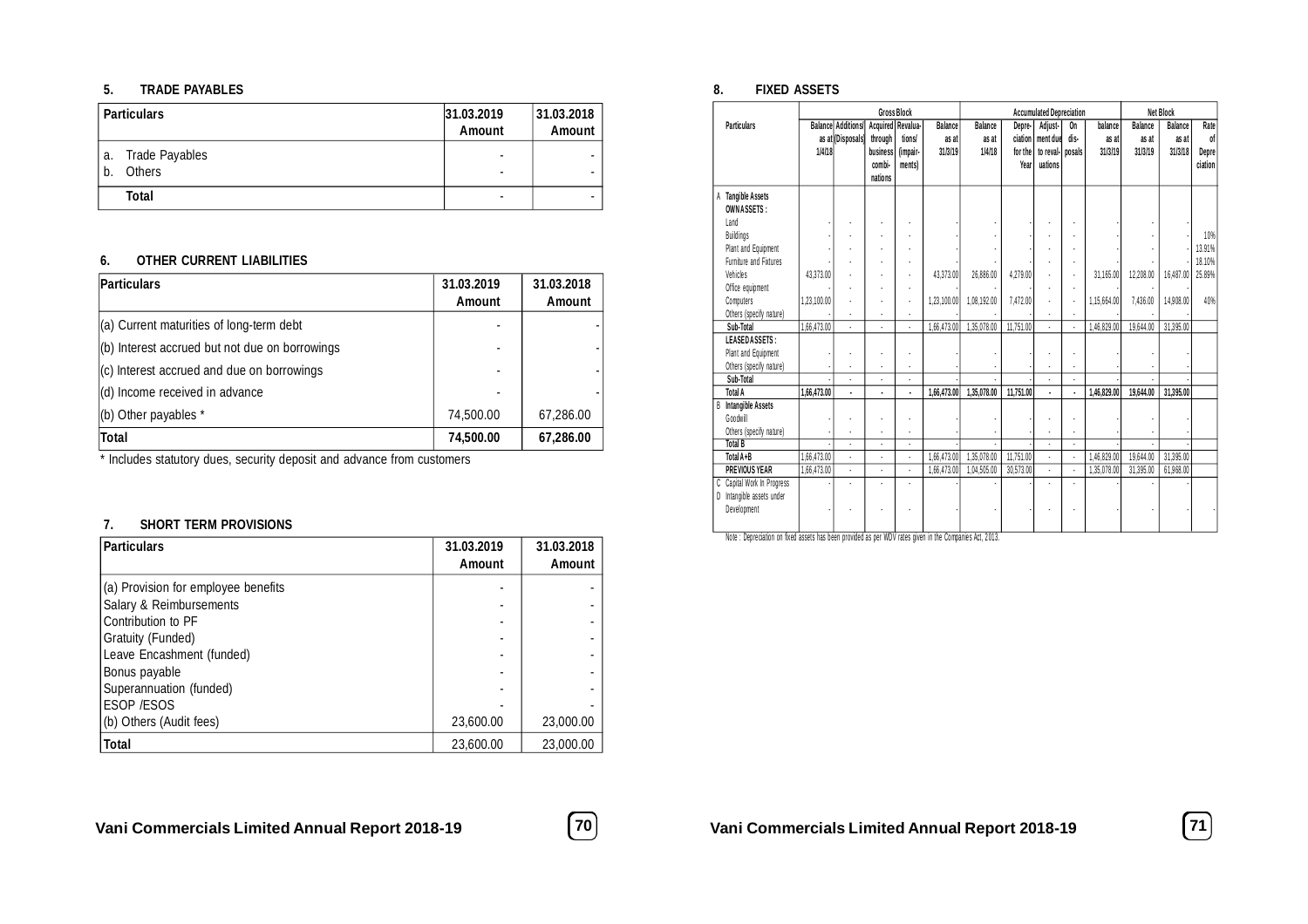## 5. TRADE PAYABLES

| Particulars | 31.03.2019 Amount | 31.03.2018 Amount |
|---|---|---|
| a. Trade Payables | - | - |
| b. Others | - | - |
| **Total** | - | - |

## 6. OTHER CURRENT LIABILITIES

| Particulars | 31.03.2019 Amount | 31.03.2018 Amount |
|---|---|---|
| (a) Current maturities of long-term debt | - | - |
| (b) Interest accrued but not due on borrowings | - | - |
| (c) Interest accrued and due on borrowings | - | - |
| (d) Income received in advance | - | - |
| (b) Other payables * | 74,500.00 | 67,286.00 |
| **Total** | **74,500.00** | **67,286.00** |

* Includes statutory dues, security deposit and advance from customers

## 7. SHORT TERM PROVISIONS

| Particulars | 31.03.2019 Amount | 31.03.2018 Amount |
|---|---|---|
| (a) Provision for employee benefits | - | - |
| Salary & Reimbursements | - | - |
| Contribution to PF | - | - |
| Gratuity (Funded) | - | - |
| Leave Encashment (funded) | - | - |
| Bonus payable | - | - |
| Superannuation (funded) | - | - |
| ESOP /ESOS | - | - |
| (b) Others (Audit fees) | 23,600.00 | 23,000.00 |
| **Total** | 23,600.00 | 23,000.00 |

## 8. FIXED ASSETS

| Particulars | Gross Block | | | | | Accumulated Depreciation | | | | | Net Block | | |
|---|---|---|---|---|---|---|---|---|---|---|---|---|---|
| | Balance as at 1/4/18 | Additions/ (Disposals) | Acquired through business combi- nations | Revalua- tions/ (impair- ments) | Balance as at 31/3/19 | Balance as at 1/4/18 | Depre- ciation for the Year | Adjust- ment due to reval- uations | On dis- posals | balance as at 31/3/19 | Balance as at 31/3/19 | Balance as at 31/3/18 | Rate of Depre ciation |
| **A Tangible Assets** | | | | | | | | | | | | | |
| **OWN ASSETS :** | | | | | | | | | | | | | |
| Land | - | - | - | - | - | - | - | - | - | - | - | - | |
| Buildings | - | - | - | - | - | - | - | - | - | - | - | - | 10% |
| Plant and Equipment | - | - | - | - | - | - | - | - | - | - | - | - | 13.91% |
| Furniture and Fixtures | - | - | - | - | - | - | - | - | - | - | - | - | 18.10% |
| Vehicles | 43,373.00 | - | - | - | 43,373.00 | 26,886.00 | 4,279.00 | - | - | 31,165.00 | 12,208.00 | 16,487.00 | 25.89% |
| Office equipment | - | - | - | - | - | - | - | - | - | - | - | - | |
| Computers | 1,23,100.00 | - | - | - | 1,23,100.00 | 1,08,192.00 | 7,472.00 | - | - | 1,15,664.00 | 7,436.00 | 14,908.00 | 40% |
| Others (specify nature) | - | - | - | - | - | - | - | - | - | - | - | - | |
| **Sub-Total** | 1,66,473.00 | - | - | - | 1,66,473.00 | 1,35,078.00 | 11,751.00 | - | - | 1,46,829.00 | 19,644.00 | 31,395.00 | |
| **LEASED ASSETS :** | | | | | | | | | | | | | |
| Plant and Equipment | - | - | - | - | - | - | - | - | - | - | - | - | |
| Others (specify nature) | - | - | - | - | - | - | - | - | - | - | - | - | |
| **Sub-Total** | - | - | - | - | - | - | - | - | - | - | - | - | |
| **Total A** | **1,66,473.00** | **-** | **-** | **-** | **1,66,473.00** | **1,35,078.00** | **11,751.00** | **-** | **-** | **1,46,829.00** | **19,644.00** | **31,395.00** | |
| **B Intangible Assets** | | | | | | | | | | | | | |
| Goodwill | - | - | - | - | - | - | - | - | - | - | - | - | |
| Others (specify nature) | - | - | - | - | - | - | - | - | - | - | - | - | |
| **Total B** | - | - | - | - | - | - | - | - | - | - | - | - | |
| **Total A+B** | 1,66,473.00 | - | - | - | 1,66,473.00 | 1,35,078.00 | 11,751.00 | - | - | 1,46,829.00 | 19,644.00 | 31,395.00 | |
| **PREVIOUS YEAR** | 1,66,473.00 | - | - | - | 1,66,473.00 | 1,04,505.00 | 30,573.00 | - | - | 1,35,078.00 | 31,395.00 | 61,968.00 | |
| C Capital Work In Progress | - | - | - | - | - | - | - | - | - | - | - | - | |
| D Intangible assets under Development | - | - | - | - | - | - | - | - | - | - | - | - | - |

Note : Depreciation on fixed assets has been provided as per WDV rates given in the Companies Act, 2013.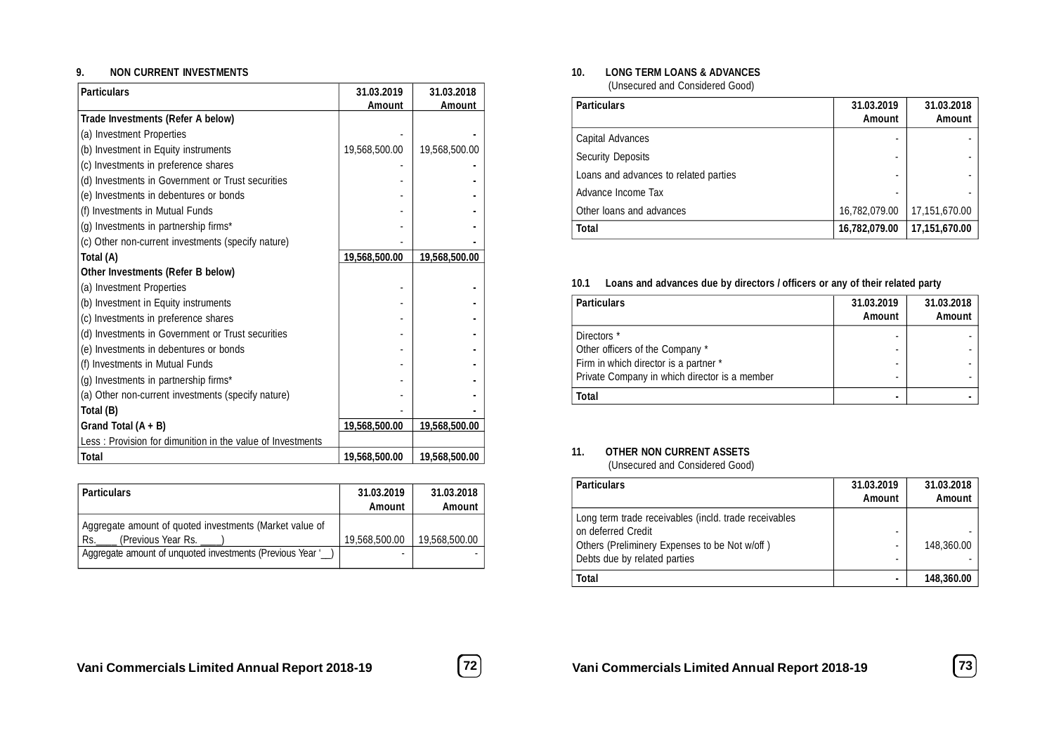### 9. NON CURRENT INVESTMENTS

| Particulars | 31.03.2019 Amount | 31.03.2018 Amount |
|---|---|---|
| **Trade Investments (Refer A below)** | | |
| (a) Investment Properties | - | - |
| (b) Investment in Equity instruments | 19,568,500.00 | 19,568,500.00 |
| (c) Investments in preference shares | - | - |
| (d) Investments in Government or Trust securities | - | - |
| (e) Investments in debentures or bonds | - | - |
| (f) Investments in Mutual Funds | - | - |
| (g) Investments in partnership firms* | - | - |
| (c) Other non-current investments (specify nature) | - | - |
| **Total (A)** | **19,568,500.00** | **19,568,500.00** |
| **Other Investments (Refer B below)** | | |
| (a) Investment Properties | - | - |
| (b) Investment in Equity instruments | - | - |
| (c) Investments in preference shares | - | - |
| (d) Investments in Government or Trust securities | - | - |
| (e) Investments in debentures or bonds | - | - |
| (f) Investments in Mutual Funds | - | - |
| (g) Investments in partnership firms* | - | - |
| (a) Other non-current investments (specify nature) | - | - |
| **Total (B)** | - | - |
| **Grand Total (A + B)** | **19,568,500.00** | **19,568,500.00** |
| Less : Provision for dimunition in the value of Investments | | |
| **Total** | **19,568,500.00** | **19,568,500.00** |

| Particulars | 31.03.2019 Amount | 31.03.2018 Amount |
|---|---|---|
| Aggregate amount of quoted investments (Market value of Rs.____ (Previous Year Rs. ____) | 19,568,500.00 | 19,568,500.00 |
| Aggregate amount of unquoted investments (Previous Year '__) | - | - |

### 10. LONG TERM LOANS & ADVANCES

(Unsecured and Considered Good)

| Particulars | 31.03.2019 Amount | 31.03.2018 Amount |
|---|---|---|
| Capital Advances | - | - |
| Security Deposits | - | - |
| Loans and advances to related parties | - | - |
| Advance Income Tax | - | - |
| Other loans and advances | 16,782,079.00 | 17,151,670.00 |
| **Total** | **16,782,079.00** | **17,151,670.00** |

### 10.1 Loans and advances due by directors / officers or any of their related party

| Particulars | 31.03.2019 Amount | 31.03.2018 Amount |
|---|---|---|
| Directors * | - | - |
| Other officers of the Company * | - | - |
| Firm in which director is a partner * | - | - |
| Private Company in which director is a member | - | - |
| **Total** | **-** | **-** |

### 11. OTHER NON CURRENT ASSETS

(Unsecured and Considered Good)

| Particulars | 31.03.2019 Amount | 31.03.2018 Amount |
|---|---|---|
| Long term trade receivables (incld. trade receivables on deferred Credit | - | - |
| Others (Preliminery Expenses to be Not w/off ) | - | 148,360.00 |
| Debts due by related parties | - | - |
| **Total** | **-** | **148,360.00** |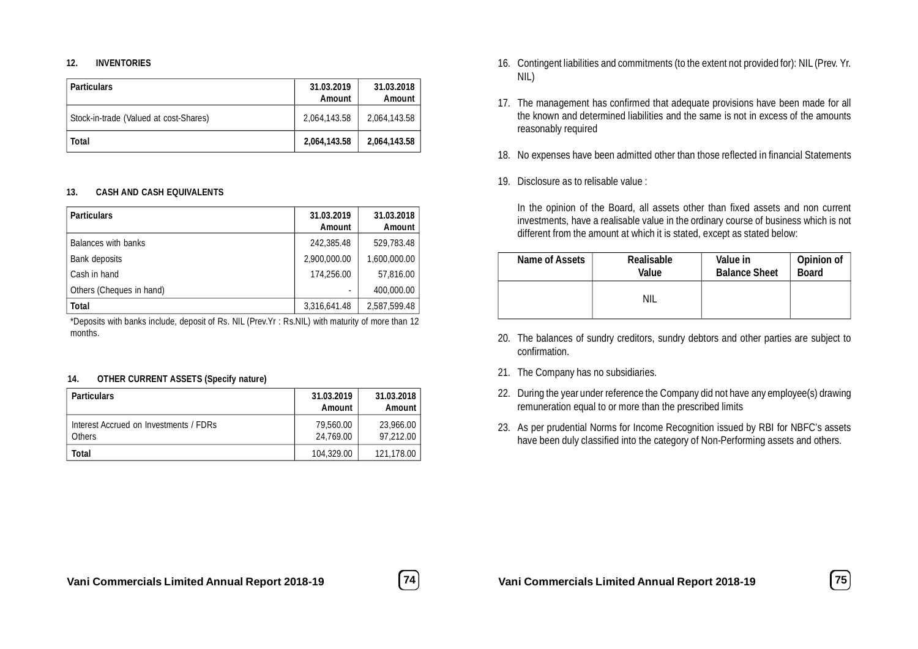### 12. INVENTORIES

| Particulars | 31.03.2019 Amount | 31.03.2018 Amount |
|---|---|---|
| Stock-in-trade (Valued at cost-Shares) | 2,064,143.58 | 2,064,143.58 |
| **Total** | **2,064,143.58** | **2,064,143.58** |

### 13. CASH AND CASH EQUIVALENTS

| Particulars | 31.03.2019 Amount | 31.03.2018 Amount |
|---|---|---|
| Balances with banks | 242,385.48 | 529,783.48 |
| Bank deposits | 2,900,000.00 | 1,600,000.00 |
| Cash in hand | 174,256.00 | 57,816.00 |
| Others (Cheques in hand) | - | 400,000.00 |
| **Total** | 3,316,641.48 | 2,587,599.48 |

*Deposits with banks include, deposit of Rs. NIL (Prev.Yr : Rs.NIL) with maturity of more than 12 months.

### 14. OTHER CURRENT ASSETS (Specify nature)

| Particulars | 31.03.2019 Amount | 31.03.2018 Amount |
|---|---|---|
| Interest Accrued on Investments / FDRs | 79,560.00 | 23,966.00 |
| Others | 24,769.00 | 97,212.00 |
| **Total** | 104,329.00 | 121,178.00 |

16. Contingent liabilities and commitments (to the extent not provided for): NIL (Prev. Yr. NIL)

17. The management has confirmed that adequate provisions have been made for all the known and determined liabilities and the same is not in excess of the amounts reasonably required

18. No expenses have been admitted other than those reflected in financial Statements

19. Disclosure as to relisable value :

    In the opinion of the Board, all assets other than fixed assets and non current investments, have a realisable value in the ordinary course of business which is not different from the amount at which it is stated, except as stated below:

| Name of Assets | Realisable Value | Value in Balance Sheet | Opinion of Board |
|---|---|---|---|
| | NIL | | |

20. The balances of sundry creditors, sundry debtors and other parties are subject to confirmation.

21. The Company has no subsidiaries.

22. During the year under reference the Company did not have any employee(s) drawing remuneration equal to or more than the prescribed limits

23. As per prudential Norms for Income Recognition issued by RBI for NBFC's assets have been duly classified into the category of Non-Performing assets and others.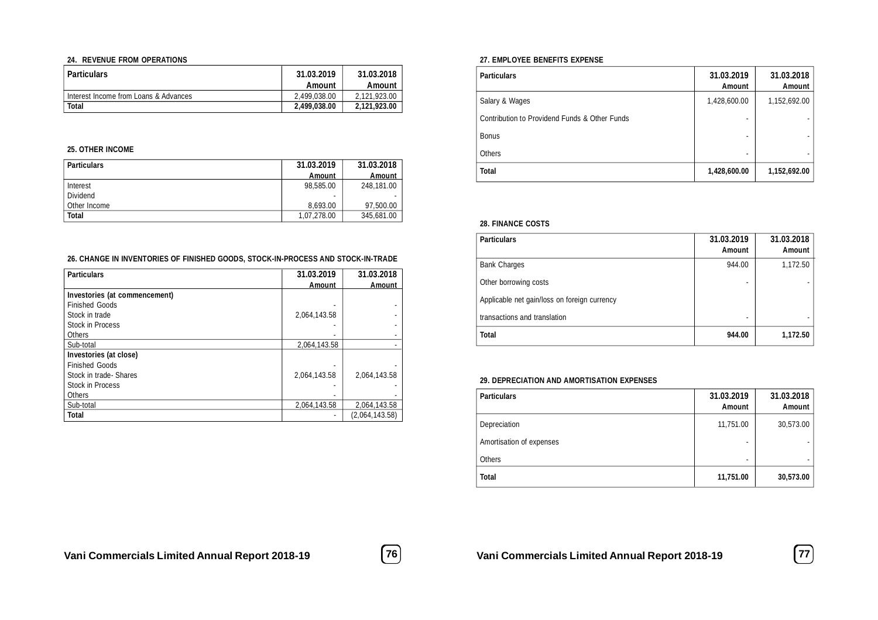### 24. REVENUE FROM OPERATIONS

| Particulars | 31.03.2019 Amount | 31.03.2018 Amount |
|---|---|---|
| Interest Income from Loans & Advances | 2,499,038.00 | 2,121,923.00 |
| **Total** | **2,499,038.00** | **2,121,923.00** |

### 25. OTHER INCOME

| Particulars | 31.03.2019 Amount | 31.03.2018 Amount |
|---|---|---|
| Interest | 98,585.00 | 248,181.00 |
| Dividend | - | - |
| Other Income | 8,693.00 | 97,500.00 |
| **Total** | 1,07,278.00 | 345,681.00 |

### 26. CHANGE IN INVENTORIES OF FINISHED GOODS, STOCK-IN-PROCESS AND STOCK-IN-TRADE

| Particulars | 31.03.2019 Amount | 31.03.2018 Amount |
|---|---|---|
| **Investories (at commencement)** | | |
| Finished Goods | - | - |
| Stock in trade | 2,064,143.58 | - |
| Stock in Process | - | - |
| Others | - | - |
| Sub-total | 2,064,143.58 | - |
| **Investories (at close)** | | |
| Finished Goods | - | - |
| Stock in trade- Shares | 2,064,143.58 | 2,064,143.58 |
| Stock in Process | - | - |
| Others | - | - |
| Sub-total | 2,064,143.58 | 2,064,143.58 |
| **Total** | - | (2,064,143.58) |

### 27. EMPLOYEE BENEFITS EXPENSE

| Particulars | 31.03.2019 Amount | 31.03.2018 Amount |
|---|---|---|
| Salary & Wages | 1,428,600.00 | 1,152,692.00 |
| Contribution to Providend Funds & Other Funds | - | - |
| Bonus | - | - |
| Others | - | - |
| **Total** | **1,428,600.00** | **1,152,692.00** |

### 28. FINANCE COSTS

| Particulars | 31.03.2019 Amount | 31.03.2018 Amount |
|---|---|---|
| Bank Charges | 944.00 | 1,172.50 |
| Other borrowing costs | - | - |
| Applicable net gain/loss on foreign currency | | |
| transactions and translation | - | - |
| **Total** | **944.00** | **1,172.50** |

### 29. DEPRECIATION AND AMORTISATION EXPENSES

| Particulars | 31.03.2019 Amount | 31.03.2018 Amount |
|---|---|---|
| Depreciation | 11,751.00 | 30,573.00 |
| Amortisation of expenses | - | - |
| Others | - | - |
| **Total** | **11,751.00** | **30,573.00** |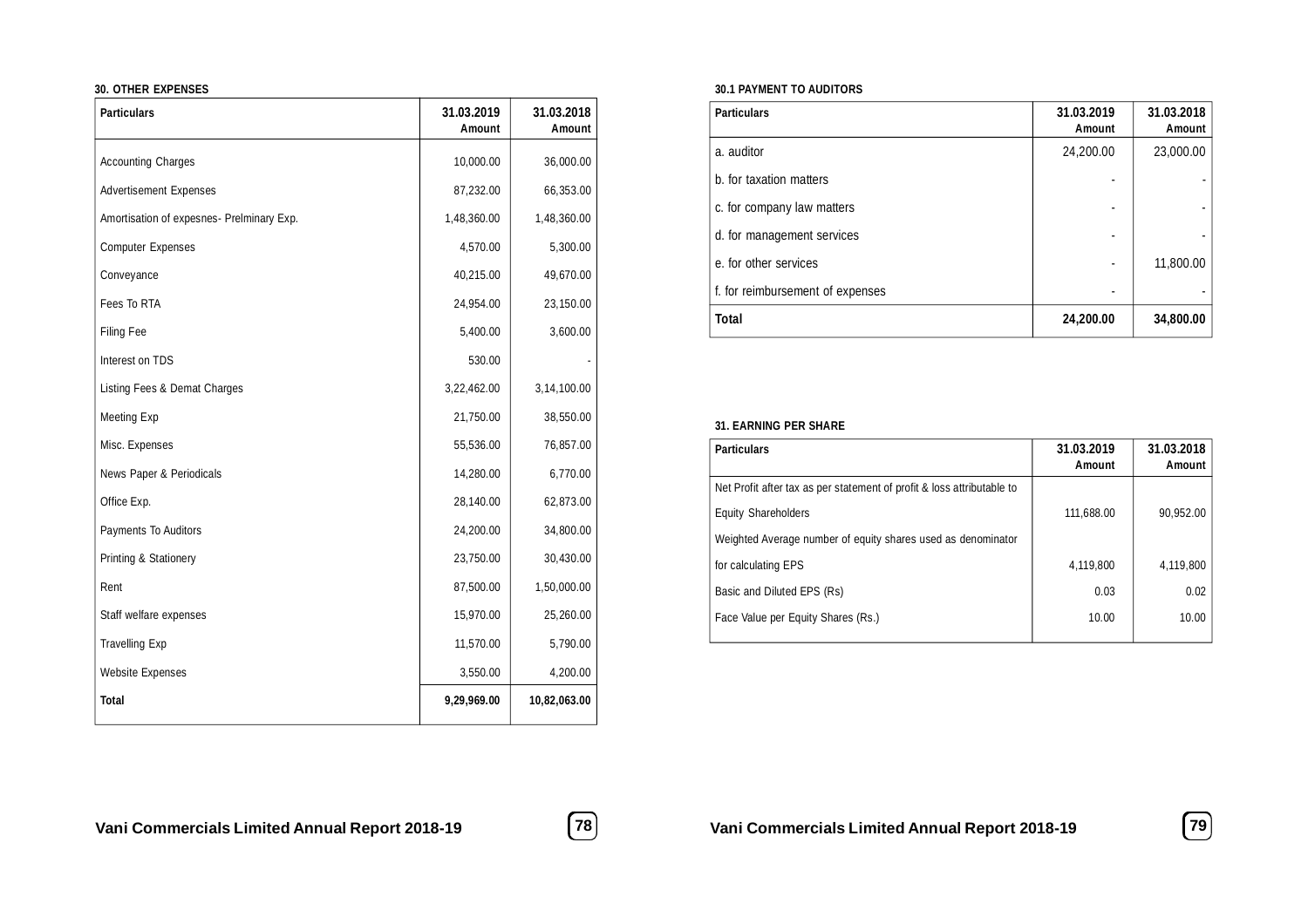### 30. OTHER EXPENSES

| Particulars | 31.03.2019 Amount | 31.03.2018 Amount |
|---|---|---|
| Accounting Charges | 10,000.00 | 36,000.00 |
| Advertisement Expenses | 87,232.00 | 66,353.00 |
| Amortisation of expesnes- Prelminary Exp. | 1,48,360.00 | 1,48,360.00 |
| Computer Expenses | 4,570.00 | 5,300.00 |
| Conveyance | 40,215.00 | 49,670.00 |
| Fees To RTA | 24,954.00 | 23,150.00 |
| Filing Fee | 5,400.00 | 3,600.00 |
| Interest on TDS | 530.00 | - |
| Listing Fees & Demat Charges | 3,22,462.00 | 3,14,100.00 |
| Meeting Exp | 21,750.00 | 38,550.00 |
| Misc. Expenses | 55,536.00 | 76,857.00 |
| News Paper & Periodicals | 14,280.00 | 6,770.00 |
| Office Exp. | 28,140.00 | 62,873.00 |
| Payments To Auditors | 24,200.00 | 34,800.00 |
| Printing & Stationery | 23,750.00 | 30,430.00 |
| Rent | 87,500.00 | 1,50,000.00 |
| Staff welfare expenses | 15,970.00 | 25,260.00 |
| Travelling Exp | 11,570.00 | 5,790.00 |
| Website Expenses | 3,550.00 | 4,200.00 |
| **Total** | **9,29,969.00** | **10,82,063.00** |

### 30.1 PAYMENT TO AUDITORS

| Particulars | 31.03.2019 Amount | 31.03.2018 Amount |
|---|---|---|
| a. auditor | 24,200.00 | 23,000.00 |
| b. for taxation matters | - | - |
| c. for company law matters | - | - |
| d. for management services | - | - |
| e. for other services | - | 11,800.00 |
| f. for reimbursement of expenses | - | - |
| **Total** | **24,200.00** | **34,800.00** |

### 31. EARNING PER SHARE

| Particulars | 31.03.2019 Amount | 31.03.2018 Amount |
|---|---|---|
| Net Profit after tax as per statement of profit & loss attributable to Equity Shareholders | 111,688.00 | 90,952.00 |
| Weighted Average number of equity shares used as denominator for calculating EPS | 4,119,800 | 4,119,800 |
| Basic and Diluted EPS (Rs) | 0.03 | 0.02 |
| Face Value per Equity Shares (Rs.) | 10.00 | 10.00 |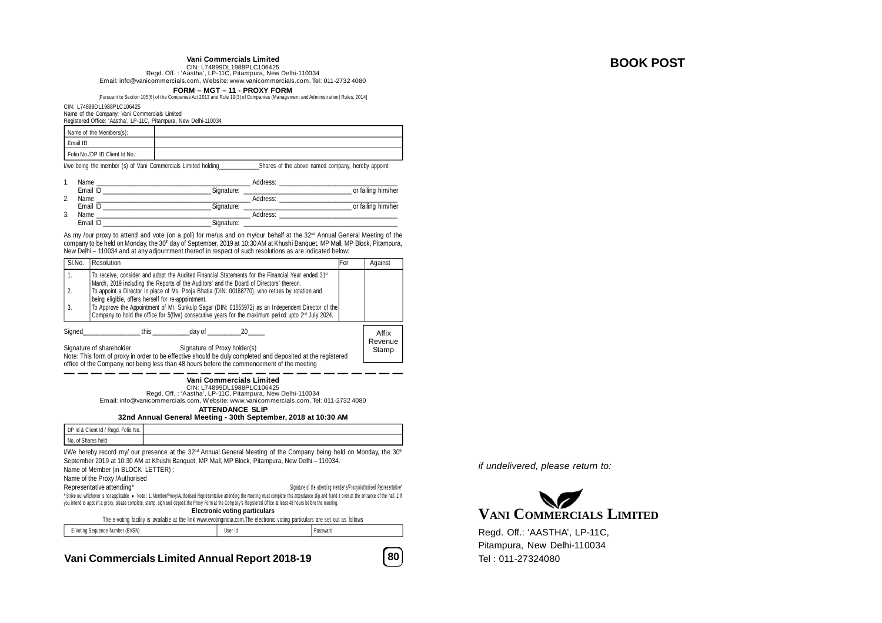**Vani Commercials Limited**
CIN: L74899DL1988PLC106425
Regd. Off. : 'Aastha', LP-11C, Pitampura, New Delhi-110034
Email: info@vanicommercials.com, Website: www.vanicommercials.com, Tel: 011-2732 4080

## FORM – MGT – 11 - PROXY FORM

[Pursuant to Section 105(6) of the Companies Act 2013 and Rule 19(3) of Companies (Management and Administration) Rules, 2014]

CIN: L74899DL1988PLC106425
Name of the Company: Vani Commercials Limited
Registered Office: 'Aastha', LP-11C, Pitampura, New Delhi-110034

| | |
|---|---|
| Name of the Members(s): | |
| Email ID: | |
| Folio No./DP ID Client Id No.: | |

I/we being the member (s) of Vani Commercials Limited holding____________Shares of the above named company, hereby appoint

1. Name ______________________________ Address: ______________________________
   Email ID ______________________________ Signature: ______________________________ or failing him/her
2. Name ______________________________ Address: ______________________________
   Email ID ______________________________ Signature: ______________________________ or failing him/her
3. Name ______________________________ Address: ______________________________
   Email ID ______________________________ Signature: ______________________________

As my /our proxy to attend and vote (on a poll) for me/us and on my/our behalf at the 32nd Annual General Meeting of the company to be held on Monday, the 30th day of September, 2019 at 10:30 AM at Khushi Banquet, MP Mall, MP Block, Pitampura, New Delhi – 110034 and at any adjournment thereof in respect of such resolutions as are indicated below:

| Sl.No. | Resolution | For | Against |
|---|---|---|---|
| 1. | To receive, consider and adopt the Audited Financial Statements for the Financial Year ended 31st March, 2019 including the Reports of the Auditors' and the Board of Directors' thereon. | | |
| 2. | To appoint a Director in place of Ms. Pooja Bhatia (DIN: 00188770), who retires by rotation and being eligible, offers herself for re-appointment. | | |
| 3. | To Approve the Appointment of Mr. Sunkulp Sagar (DIN: 01555972) as an Independent Director of the Company to hold the office for 5(five) consecutive years for the maximum period upto 2nd July 2024. | | |

Signed________________ this __________day of _________20_____

Affix Revenue Stamp

Signature of shareholder Signature of Proxy holder(s)

Note: This form of proxy in order to be effective should be duly completed and deposited at the registered office of the Company, not being less than 48 hours before the commencement of the meeting

---

**Vani Commercials Limited**
CIN: L74899DL1988PLC106425
Regd. Off. : 'Aastha', LP-11C, Pitampura, New Delhi-110034
Email: info@vanicommercials.com, Website: www.vanicommercials.com, Tel: 011-2732 4080

## ATTENDANCE SLIP

**32nd Annual General Meeting - 30th September, 2018 at 10:30 AM**

| | |
|---|---|
| DP Id & Client Id / Regd. Folio No. | |
| No. of Shares held | |

I/We hereby record my/ our presence at the 32nd Annual General Meeting of the Company being held on Monday, the 30th September 2019 at 10:30 AM at Khushi Banquet, MP Mall, MP Block, Pitampura, New Delhi – 110034.

Name of Member (in BLOCK LETTER) :

Name of the Proxy /Authorised Representative attending*

Signature of the attending member's/Proxy/Authorised Representative*

* Strike out whichever is not applicable • Note : 1. Member/Proxy/Authorised Representative attending the meeting must complete this attendance slip and hand it over at the entrance of the hall. 2 If you intend to appoint a proxy, please complete, stamp, sign and deposit the Proxy Form at the Company's Registered Office at least 48 hours before the meeting.

**Electronic voting particulars**

The e-voting facility is available at the link www.evotingindia.com.The electronic voting particulars are set out as follows

| E-Voting Sequence Number (EVSN) | User Id | Passward |
|---|---|---|
| | | |

**BOOK POST**

*if undelivered, please return to:*

**VANI COMMERCIALS LIMITED**

Regd. Off.: 'AASTHA', LP-11C,
Pitampura, New Delhi-110034
Tel : 011-27324080